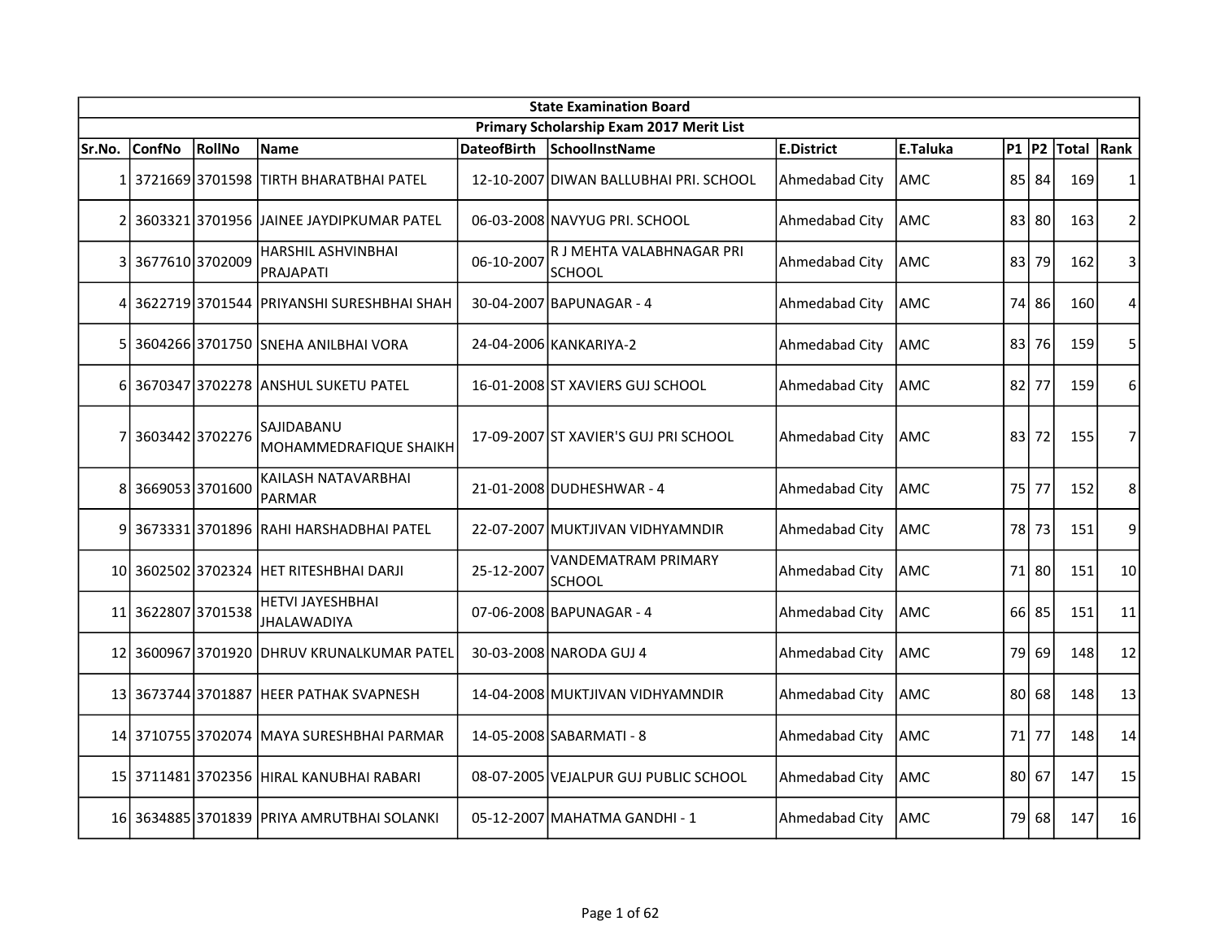| State Examination Board | | | | | | | | | | | |
|---|---|---|---|---|---|---|---|---|---|---|---|
| Primary Scholarship Exam 2017 Merit List | | | | | | | | | | | |
| **Sr.No.** | **ConfNo** | **RollNo** | **Name** | **DateofBirth** | **SchoolInstName** | **E.District** | **E.Taluka** | **P1** | **P2** | **Total** | **Rank** |
| 1 | 3721669 | 3701598 | TIRTH BHARATBHAI PATEL | 12-10-2007 | DIWAN BALLUBHAI PRI. SCHOOL | Ahmedabad City | AMC | 85 | 84 | 169 | 1 |
| 2 | 3603321 | 3701956 | JAINEE JAYDIPKUMAR PATEL | 06-03-2008 | NAVYUG PRI. SCHOOL | Ahmedabad City | AMC | 83 | 80 | 163 | 2 |
| 3 | 3677610 | 3702009 | HARSHIL ASHVINBHAI PRAJAPATI | 06-10-2007 | R J MEHTA VALABHNAGAR PRI SCHOOL | Ahmedabad City | AMC | 83 | 79 | 162 | 3 |
| 4 | 3622719 | 3701544 | PRIYANSHI SURESHBHAI SHAH | 30-04-2007 | BAPUNAGAR - 4 | Ahmedabad City | AMC | 74 | 86 | 160 | 4 |
| 5 | 3604266 | 3701750 | SNEHA ANILBHAI VORA | 24-04-2006 | KANKARIYA-2 | Ahmedabad City | AMC | 83 | 76 | 159 | 5 |
| 6 | 3670347 | 3702278 | ANSHUL SUKETU PATEL | 16-01-2008 | ST XAVIERS GUJ SCHOOL | Ahmedabad City | AMC | 82 | 77 | 159 | 6 |
| 7 | 3603442 | 3702276 | SAJIDABANU MOHAMMEDRAFIQUE SHAIKH | 17-09-2007 | ST XAVIER'S GUJ PRI SCHOOL | Ahmedabad City | AMC | 83 | 72 | 155 | 7 |
| 8 | 3669053 | 3701600 | KAILASH NATAVARBHAI PARMAR | 21-01-2008 | DUDHESHWAR - 4 | Ahmedabad City | AMC | 75 | 77 | 152 | 8 |
| 9 | 3673331 | 3701896 | RAHI HARSHADBHAI PATEL | 22-07-2007 | MUKTJIVAN VIDHYAMNDIR | Ahmedabad City | AMC | 78 | 73 | 151 | 9 |
| 10 | 3602502 | 3702324 | HET RITESHBHAI DARJI | 25-12-2007 | VANDEMATRAM PRIMARY SCHOOL | Ahmedabad City | AMC | 71 | 80 | 151 | 10 |
| 11 | 3622807 | 3701538 | HETVI JAYESHBHAI JHALAWADIYA | 07-06-2008 | BAPUNAGAR - 4 | Ahmedabad City | AMC | 66 | 85 | 151 | 11 |
| 12 | 3600967 | 3701920 | DHRUV KRUNALKUMAR PATEL | 30-03-2008 | NARODA GUJ 4 | Ahmedabad City | AMC | 79 | 69 | 148 | 12 |
| 13 | 3673744 | 3701887 | HEER PATHAK SVAPNESH | 14-04-2008 | MUKTJIVAN VIDHYAMNDIR | Ahmedabad City | AMC | 80 | 68 | 148 | 13 |
| 14 | 3710755 | 3702074 | MAYA SURESHBHAI PARMAR | 14-05-2008 | SABARMATI - 8 | Ahmedabad City | AMC | 71 | 77 | 148 | 14 |
| 15 | 3711481 | 3702356 | HIRAL KANUBHAI RABARI | 08-07-2005 | VEJALPUR GUJ PUBLIC SCHOOL | Ahmedabad City | AMC | 80 | 67 | 147 | 15 |
| 16 | 3634885 | 3701839 | PRIYA AMRUTBHAI SOLANKI | 05-12-2007 | MAHATMA GANDHI - 1 | Ahmedabad City | AMC | 79 | 68 | 147 | 16 |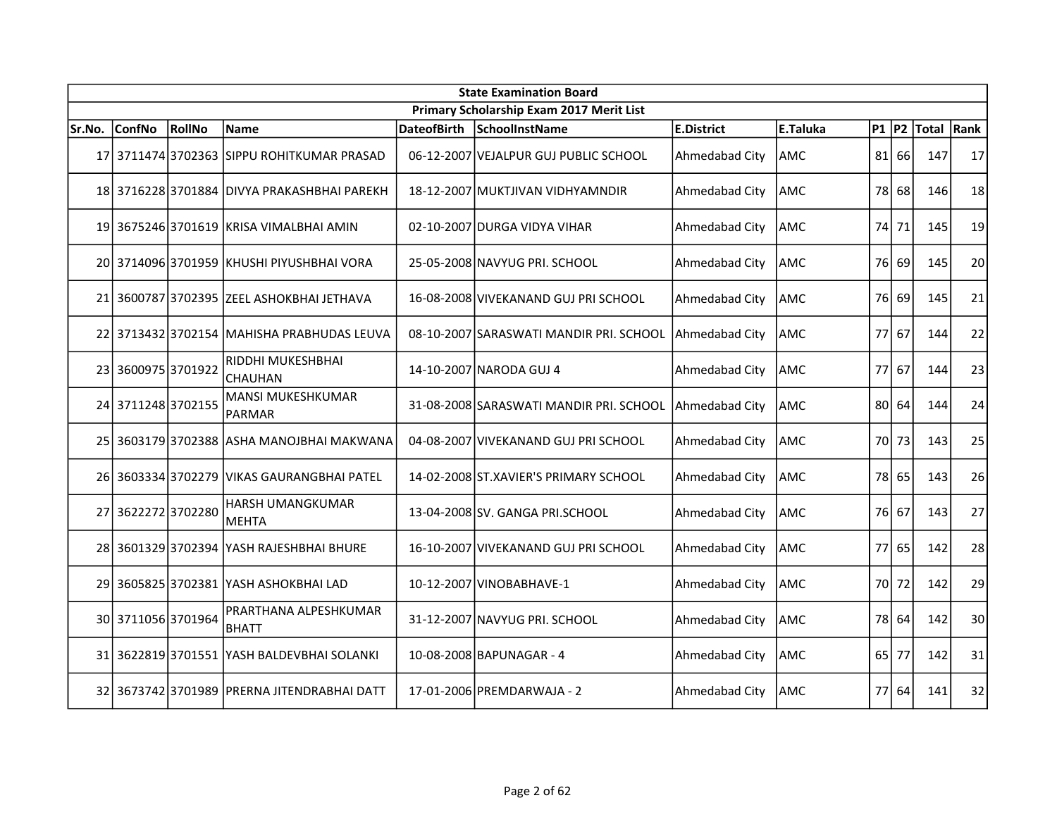| State Examination Board | | | | | | | | | | | |
|---|---|---|---|---|---|---|---|---|---|---|---|
| Primary Scholarship Exam 2017 Merit List | | | | | | | | | | | |
| Sr.No. | ConfNo | RollNo | Name | DateofBirth | SchoolInstName | E.District | E.Taluka | P1 | P2 | Total | Rank |
| 17 | 3711474 | 3702363 | SIPPU ROHITKUMAR PRASAD | 06-12-2007 | VEJALPUR GUJ PUBLIC SCHOOL | Ahmedabad City | AMC | 81 | 66 | 147 | 17 |
| 18 | 3716228 | 3701884 | DIVYA PRAKASHBHAI PAREKH | 18-12-2007 | MUKTJIVAN VIDHYAMNDIR | Ahmedabad City | AMC | 78 | 68 | 146 | 18 |
| 19 | 3675246 | 3701619 | KRISA VIMALBHAI AMIN | 02-10-2007 | DURGA VIDYA VIHAR | Ahmedabad City | AMC | 74 | 71 | 145 | 19 |
| 20 | 3714096 | 3701959 | KHUSHI PIYUSHBHAI VORA | 25-05-2008 | NAVYUG PRI. SCHOOL | Ahmedabad City | AMC | 76 | 69 | 145 | 20 |
| 21 | 3600787 | 3702395 | ZEEL ASHOKBHAI JETHAVA | 16-08-2008 | VIVEKANAND GUJ PRI SCHOOL | Ahmedabad City | AMC | 76 | 69 | 145 | 21 |
| 22 | 3713432 | 3702154 | MAHISHA PRABHUDAS LEUVA | 08-10-2007 | SARASWATI MANDIR PRI. SCHOOL | Ahmedabad City | AMC | 77 | 67 | 144 | 22 |
| 23 | 3600975 | 3701922 | RIDDHI MUKESHBHAI CHAUHAN | 14-10-2007 | NARODA GUJ 4 | Ahmedabad City | AMC | 77 | 67 | 144 | 23 |
| 24 | 3711248 | 3702155 | MANSI MUKESHKUMAR PARMAR | 31-08-2008 | SARASWATI MANDIR PRI. SCHOOL | Ahmedabad City | AMC | 80 | 64 | 144 | 24 |
| 25 | 3603179 | 3702388 | ASHA MANOJBHAI MAKWANA | 04-08-2007 | VIVEKANAND GUJ PRI SCHOOL | Ahmedabad City | AMC | 70 | 73 | 143 | 25 |
| 26 | 3603334 | 3702279 | VIKAS GAURANGBHAI PATEL | 14-02-2008 | ST.XAVIER'S PRIMARY SCHOOL | Ahmedabad City | AMC | 78 | 65 | 143 | 26 |
| 27 | 3622272 | 3702280 | HARSH UMANGKUMAR MEHTA | 13-04-2008 | SV. GANGA PRI.SCHOOL | Ahmedabad City | AMC | 76 | 67 | 143 | 27 |
| 28 | 3601329 | 3702394 | YASH RAJESHBHAI BHURE | 16-10-2007 | VIVEKANAND GUJ PRI SCHOOL | Ahmedabad City | AMC | 77 | 65 | 142 | 28 |
| 29 | 3605825 | 3702381 | YASH ASHOKBHAI LAD | 10-12-2007 | VINOBABHAVE-1 | Ahmedabad City | AMC | 70 | 72 | 142 | 29 |
| 30 | 3711056 | 3701964 | PRARTHANA ALPESHKUMAR BHATT | 31-12-2007 | NAVYUG PRI. SCHOOL | Ahmedabad City | AMC | 78 | 64 | 142 | 30 |
| 31 | 3622819 | 3701551 | YASH BALDEVBHAI SOLANKI | 10-08-2008 | BAPUNAGAR - 4 | Ahmedabad City | AMC | 65 | 77 | 142 | 31 |
| 32 | 3673742 | 3701989 | PRERNA JITENDRABHAI DATT | 17-01-2006 | PREMDARWAJA - 2 | Ahmedabad City | AMC | 77 | 64 | 141 | 32 |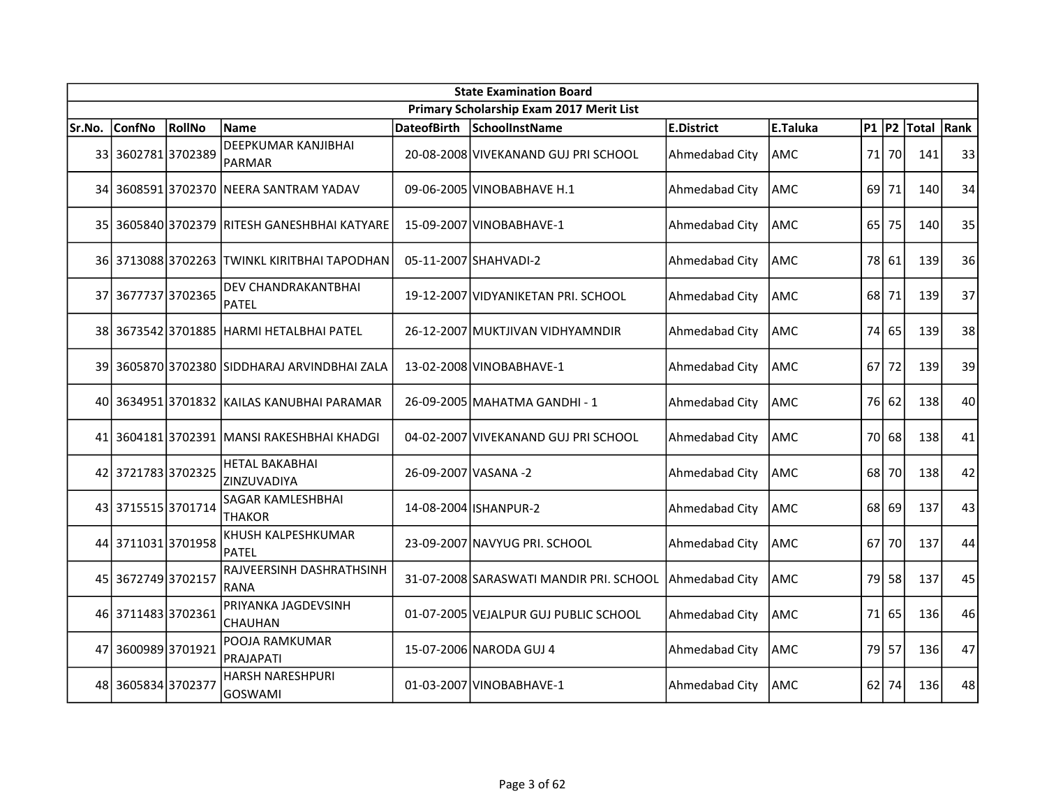| State Examination Board | | | | | | | | | | | | |
|---|---|---|---|---|---|---|---|---|---|---|---|---|
| Primary Scholarship Exam 2017 Merit List | | | | | | | | | | | | |
| Sr.No. | ConfNo | RollNo | Name | DateofBirth | SchoolInstName | E.District | E.Taluka | P1 | P2 | Total | Rank |
| 33 | 3602781 | 3702389 | DEEPKUMAR KANJIBHAI PARMAR | 20-08-2008 | VIVEKANAND GUJ PRI SCHOOL | Ahmedabad City | AMC | 71 | 70 | 141 | 33 |
| 34 | 3608591 | 3702370 | NEERA SANTRAM YADAV | 09-06-2005 | VINOBABHAVE H.1 | Ahmedabad City | AMC | 69 | 71 | 140 | 34 |
| 35 | 3605840 | 3702379 | RITESH GANESHBHAI KATYARE | 15-09-2007 | VINOBABHAVE-1 | Ahmedabad City | AMC | 65 | 75 | 140 | 35 |
| 36 | 3713088 | 3702263 | TWINKL KIRITBHAI TAPODHAN | 05-11-2007 | SHAHVADI-2 | Ahmedabad City | AMC | 78 | 61 | 139 | 36 |
| 37 | 3677737 | 3702365 | DEV CHANDRAKANTBHAI PATEL | 19-12-2007 | VIDYANIKETAN PRI. SCHOOL | Ahmedabad City | AMC | 68 | 71 | 139 | 37 |
| 38 | 3673542 | 3701885 | HARMI HETALBHAI PATEL | 26-12-2007 | MUKTJIVAN VIDHYAMNDIR | Ahmedabad City | AMC | 74 | 65 | 139 | 38 |
| 39 | 3605870 | 3702380 | SIDDHARAJ ARVINDBHAI ZALA | 13-02-2008 | VINOBABHAVE-1 | Ahmedabad City | AMC | 67 | 72 | 139 | 39 |
| 40 | 3634951 | 3701832 | KAILAS KANUBHAI PARAMAR | 26-09-2005 | MAHATMA GANDHI - 1 | Ahmedabad City | AMC | 76 | 62 | 138 | 40 |
| 41 | 3604181 | 3702391 | MANSI RAKESHBHAI KHADGI | 04-02-2007 | VIVEKANAND GUJ PRI SCHOOL | Ahmedabad City | AMC | 70 | 68 | 138 | 41 |
| 42 | 3721783 | 3702325 | HETAL BAKABHAI ZINZUVADIYA | 26-09-2007 | VASANA -2 | Ahmedabad City | AMC | 68 | 70 | 138 | 42 |
| 43 | 3715515 | 3701714 | SAGAR KAMLESHBHAI THAKOR | 14-08-2004 | ISHANPUR-2 | Ahmedabad City | AMC | 68 | 69 | 137 | 43 |
| 44 | 3711031 | 3701958 | KHUSH KALPESHKUMAR PATEL | 23-09-2007 | NAVYUG PRI. SCHOOL | Ahmedabad City | AMC | 67 | 70 | 137 | 44 |
| 45 | 3672749 | 3702157 | RAJVEERSINH DASHRATHSINH RANA | 31-07-2008 | SARASWATI MANDIR PRI. SCHOOL | Ahmedabad City | AMC | 79 | 58 | 137 | 45 |
| 46 | 3711483 | 3702361 | PRIYANKA JAGDEVSINH CHAUHAN | 01-07-2005 | VEJALPUR GUJ PUBLIC SCHOOL | Ahmedabad City | AMC | 71 | 65 | 136 | 46 |
| 47 | 3600989 | 3701921 | POOJA RAMKUMAR PRAJAPATI | 15-07-2006 | NARODA GUJ 4 | Ahmedabad City | AMC | 79 | 57 | 136 | 47 |
| 48 | 3605834 | 3702377 | HARSH NARESHPURI GOSWAMI | 01-03-2007 | VINOBABHAVE-1 | Ahmedabad City | AMC | 62 | 74 | 136 | 48 |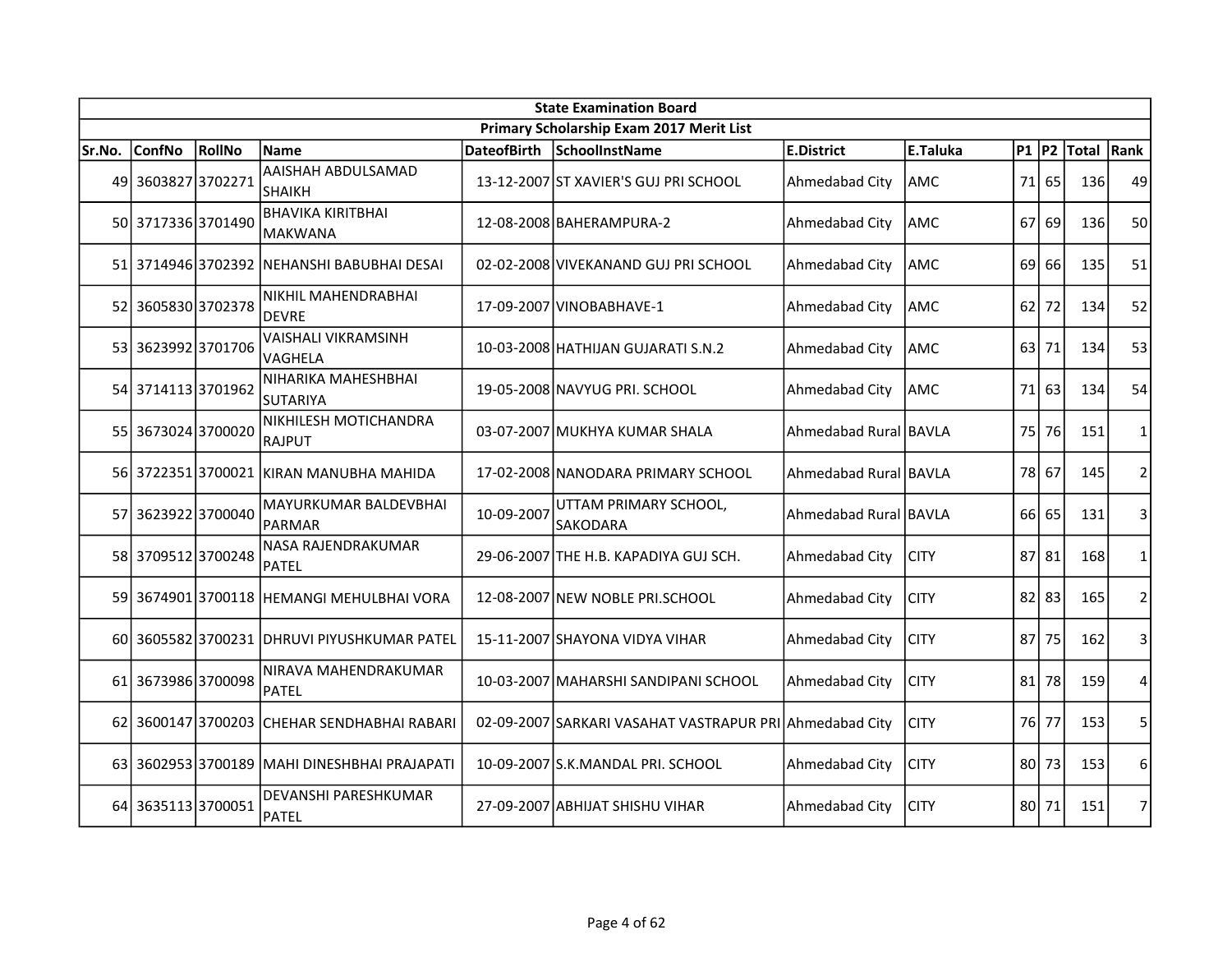| State Examination Board | | | | | | | | | | | |
|---|---|---|---|---|---|---|---|---|---|---|---|
| Primary Scholarship Exam 2017 Merit List | | | | | | | | | | | |
| Sr.No. | ConfNo | RollNo | Name | DateofBirth | SchoolInstName | E.District | E.Taluka | P1 | P2 | Total | Rank |
| 49 | 3603827 | 3702271 | AAISHAH ABDULSAMAD SHAIKH | 13-12-2007 | ST XAVIER'S GUJ PRI SCHOOL | Ahmedabad City | AMC | 71 | 65 | 136 | 49 |
| 50 | 3717336 | 3701490 | BHAVIKA KIRITBHAI MAKWANA | 12-08-2008 | BAHERAMPURA-2 | Ahmedabad City | AMC | 67 | 69 | 136 | 50 |
| 51 | 3714946 | 3702392 | NEHANSHI BABUBHAI DESAI | 02-02-2008 | VIVEKANAND GUJ PRI SCHOOL | Ahmedabad City | AMC | 69 | 66 | 135 | 51 |
| 52 | 3605830 | 3702378 | NIKHIL MAHENDRABHAI DEVRE | 17-09-2007 | VINOBABHAVE-1 | Ahmedabad City | AMC | 62 | 72 | 134 | 52 |
| 53 | 3623992 | 3701706 | VAISHALI VIKRAMSINH VAGHELA | 10-03-2008 | HATHIJAN GUJARATI S.N.2 | Ahmedabad City | AMC | 63 | 71 | 134 | 53 |
| 54 | 3714113 | 3701962 | NIHARIKA MAHESHBHAI SUTARIYA | 19-05-2008 | NAVYUG PRI. SCHOOL | Ahmedabad City | AMC | 71 | 63 | 134 | 54 |
| 55 | 3673024 | 3700020 | NIKHILESH MOTICHANDRA RAJPUT | 03-07-2007 | MUKHYA KUMAR SHALA | Ahmedabad Rural | BAVLA | 75 | 76 | 151 | 1 |
| 56 | 3722351 | 3700021 | KIRAN MANUBHA MAHIDA | 17-02-2008 | NANODARA PRIMARY SCHOOL | Ahmedabad Rural | BAVLA | 78 | 67 | 145 | 2 |
| 57 | 3623922 | 3700040 | MAYURKUMAR BALDEVBHAI PARMAR | 10-09-2007 | UTTAM PRIMARY SCHOOL, SAKODARA | Ahmedabad Rural | BAVLA | 66 | 65 | 131 | 3 |
| 58 | 3709512 | 3700248 | NASA RAJENDRAKUMAR PATEL | 29-06-2007 | THE H.B. KAPADIYA GUJ SCH. | Ahmedabad City | CITY | 87 | 81 | 168 | 1 |
| 59 | 3674901 | 3700118 | HEMANGI MEHULBHAI VORA | 12-08-2007 | NEW NOBLE PRI.SCHOOL | Ahmedabad City | CITY | 82 | 83 | 165 | 2 |
| 60 | 3605582 | 3700231 | DHRUVI PIYUSHKUMAR PATEL | 15-11-2007 | SHAYONA VIDYA VIHAR | Ahmedabad City | CITY | 87 | 75 | 162 | 3 |
| 61 | 3673986 | 3700098 | NIRAVA MAHENDRAKUMAR PATEL | 10-03-2007 | MAHARSHI SANDIPANI SCHOOL | Ahmedabad City | CITY | 81 | 78 | 159 | 4 |
| 62 | 3600147 | 3700203 | CHEHAR SENDHABHAI RABARI | 02-09-2007 | SARKARI VASAHAT VASTRAPUR PRI | Ahmedabad City | CITY | 76 | 77 | 153 | 5 |
| 63 | 3602953 | 3700189 | MAHI DINESHBHAI PRAJAPATI | 10-09-2007 | S.K.MANDAL PRI. SCHOOL | Ahmedabad City | CITY | 80 | 73 | 153 | 6 |
| 64 | 3635113 | 3700051 | DEVANSHI PARESHKUMAR PATEL | 27-09-2007 | ABHIJAT SHISHU VIHAR | Ahmedabad City | CITY | 80 | 71 | 151 | 7 |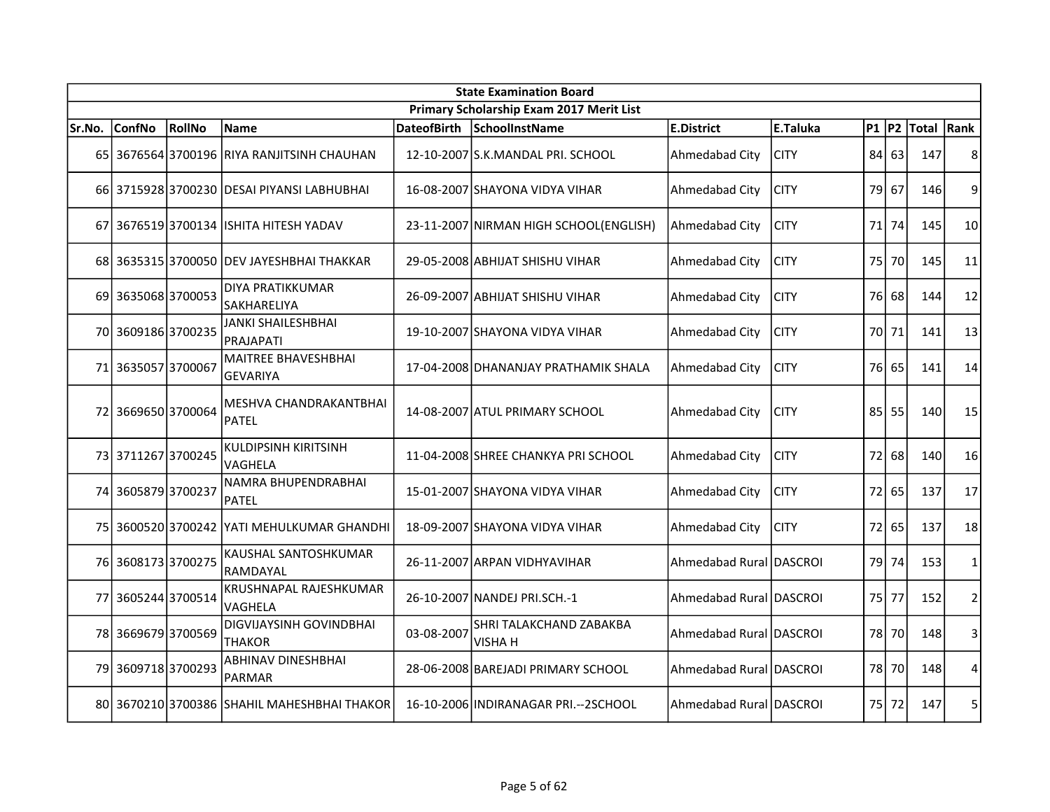| State Examination Board | | | | | | | | | | | |
|---|---|---|---|---|---|---|---|---|---|---|---|
| Primary Scholarship Exam 2017 Merit List | | | | | | | | | | | |
| Sr.No. | ConfNo | RollNo | Name | DateofBirth | SchoolInstName | E.District | E.Taluka | P1 | P2 | Total | Rank |
| 65 | 3676564 | 3700196 | RIYA RANJITSINH CHAUHAN | 12-10-2007 | S.K.MANDAL PRI. SCHOOL | Ahmedabad City | CITY | 84 | 63 | 147 | 8 |
| 66 | 3715928 | 3700230 | DESAI PIYANSI LABHUBHAI | 16-08-2007 | SHAYONA VIDYA VIHAR | Ahmedabad City | CITY | 79 | 67 | 146 | 9 |
| 67 | 3676519 | 3700134 | ISHITA HITESH YADAV | 23-11-2007 | NIRMAN HIGH SCHOOL(ENGLISH) | Ahmedabad City | CITY | 71 | 74 | 145 | 10 |
| 68 | 3635315 | 3700050 | DEV JAYESHBHAI THAKKAR | 29-05-2008 | ABHIJAT SHISHU VIHAR | Ahmedabad City | CITY | 75 | 70 | 145 | 11 |
| 69 | 3635068 | 3700053 | DIYA PRATIKKUMAR SAKHARELIYA | 26-09-2007 | ABHIJAT SHISHU VIHAR | Ahmedabad City | CITY | 76 | 68 | 144 | 12 |
| 70 | 3609186 | 3700235 | JANKI SHAILESHBHAI PRAJAPATI | 19-10-2007 | SHAYONA VIDYA VIHAR | Ahmedabad City | CITY | 70 | 71 | 141 | 13 |
| 71 | 3635057 | 3700067 | MAITREE BHAVESHBHAI GEVARIYA | 17-04-2008 | DHANANJAY PRATHAMIK SHALA | Ahmedabad City | CITY | 76 | 65 | 141 | 14 |
| 72 | 3669650 | 3700064 | MESHVA CHANDRAKANTBHAI PATEL | 14-08-2007 | ATUL PRIMARY SCHOOL | Ahmedabad City | CITY | 85 | 55 | 140 | 15 |
| 73 | 3711267 | 3700245 | KULDIPSINH KIRITSINH VAGHELA | 11-04-2008 | SHREE CHANKYA PRI SCHOOL | Ahmedabad City | CITY | 72 | 68 | 140 | 16 |
| 74 | 3605879 | 3700237 | NAMRA BHUPENDRABHAI PATEL | 15-01-2007 | SHAYONA VIDYA VIHAR | Ahmedabad City | CITY | 72 | 65 | 137 | 17 |
| 75 | 3600520 | 3700242 | YATI MEHULKUMAR GHANDHI | 18-09-2007 | SHAYONA VIDYA VIHAR | Ahmedabad City | CITY | 72 | 65 | 137 | 18 |
| 76 | 3608173 | 3700275 | KAUSHAL SANTOSHKUMAR RAMDAYAL | 26-11-2007 | ARPAN VIDHYAVIHAR | Ahmedabad Rural | DASCROI | 79 | 74 | 153 | 1 |
| 77 | 3605244 | 3700514 | KRUSHNAPAL RAJESHKUMAR VAGHELA | 26-10-2007 | NANDEJ PRI.SCH.-1 | Ahmedabad Rural | DASCROI | 75 | 77 | 152 | 2 |
| 78 | 3669679 | 3700569 | DIGVIJAYSINH GOVINDBHAI THAKOR | 03-08-2007 | SHRI TALAKCHAND ZABAKBA VISHA H | Ahmedabad Rural | DASCROI | 78 | 70 | 148 | 3 |
| 79 | 3609718 | 3700293 | ABHINAV DINESHBHAI PARMAR | 28-06-2008 | BAREJADI PRIMARY SCHOOL | Ahmedabad Rural | DASCROI | 78 | 70 | 148 | 4 |
| 80 | 3670210 | 3700386 | SHAHIL MAHESHBHAI THAKOR | 16-10-2006 | INDIRANAGAR PRI.--2SCHOOL | Ahmedabad Rural | DASCROI | 75 | 72 | 147 | 5 |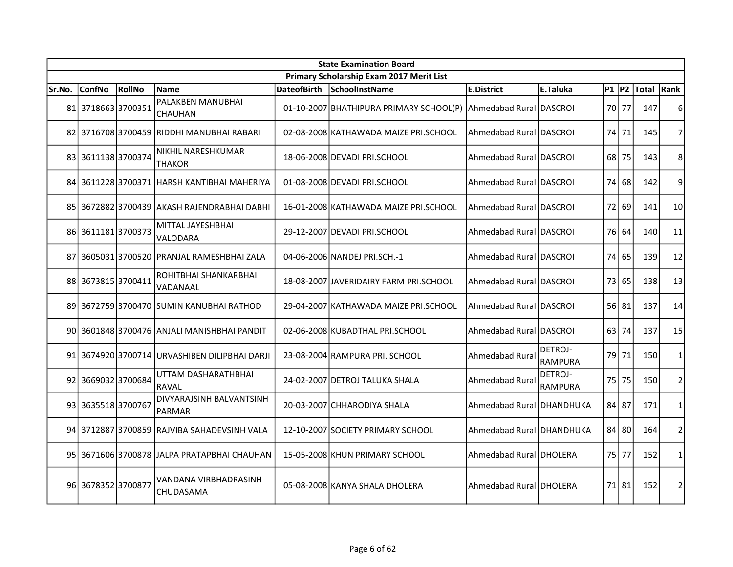| State Examination Board | | | | | | | | | | | |
|---|---|---|---|---|---|---|---|---|---|---|---|
| Primary Scholarship Exam 2017 Merit List | | | | | | | | | | | |
| Sr.No. | ConfNo | RollNo | Name | DateofBirth | SchoolInstName | E.District | E.Taluka | P1 | P2 | Total | Rank |
| 81 | 3718663 | 3700351 | PALAKBEN MANUBHAI CHAUHAN | 01-10-2007 | BHATHIPURA PRIMARY SCHOOL(P) | Ahmedabad Rural | DASCROI | 70 | 77 | 147 | 6 |
| 82 | 3716708 | 3700459 | RIDDHI MANUBHAI RABARI | 02-08-2008 | KATHAWADA MAIZE PRI.SCHOOL | Ahmedabad Rural | DASCROI | 74 | 71 | 145 | 7 |
| 83 | 3611138 | 3700374 | NIKHIL NARESHKUMAR THAKOR | 18-06-2008 | DEVADI PRI.SCHOOL | Ahmedabad Rural | DASCROI | 68 | 75 | 143 | 8 |
| 84 | 3611228 | 3700371 | HARSH KANTIBHAI MAHERIYA | 01-08-2008 | DEVADI PRI.SCHOOL | Ahmedabad Rural | DASCROI | 74 | 68 | 142 | 9 |
| 85 | 3672882 | 3700439 | AKASH RAJENDRABHAI DABHI | 16-01-2008 | KATHAWADA MAIZE PRI.SCHOOL | Ahmedabad Rural | DASCROI | 72 | 69 | 141 | 10 |
| 86 | 3611181 | 3700373 | MITTAL JAYESHBHAI VALODARA | 29-12-2007 | DEVADI PRI.SCHOOL | Ahmedabad Rural | DASCROI | 76 | 64 | 140 | 11 |
| 87 | 3605031 | 3700520 | PRANJAL RAMESHBHAI ZALA | 04-06-2006 | NANDEJ PRI.SCH.-1 | Ahmedabad Rural | DASCROI | 74 | 65 | 139 | 12 |
| 88 | 3673815 | 3700411 | ROHITBHAI SHANKARBHAI VADANAAL | 18-08-2007 | JAVERIDAIRY FARM PRI.SCHOOL | Ahmedabad Rural | DASCROI | 73 | 65 | 138 | 13 |
| 89 | 3672759 | 3700470 | SUMIN KANUBHAI RATHOD | 29-04-2007 | KATHAWADA MAIZE PRI.SCHOOL | Ahmedabad Rural | DASCROI | 56 | 81 | 137 | 14 |
| 90 | 3601848 | 3700476 | ANJALI MANISHBHAI PANDIT | 02-06-2008 | KUBADTHAL PRI.SCHOOL | Ahmedabad Rural | DASCROI | 63 | 74 | 137 | 15 |
| 91 | 3674920 | 3700714 | URVASHIBEN DILIPBHAI DARJI | 23-08-2004 | RAMPURA PRI. SCHOOL | Ahmedabad Rural | DETROJ-RAMPURA | 79 | 71 | 150 | 1 |
| 92 | 3669032 | 3700684 | UTTAM DASHARATHBHAI RAVAL | 24-02-2007 | DETROJ TALUKA SHALA | Ahmedabad Rural | DETROJ-RAMPURA | 75 | 75 | 150 | 2 |
| 93 | 3635518 | 3700767 | DIVYARAJSINH BALVANTSINH PARMAR | 20-03-2007 | CHHARODIYA SHALA | Ahmedabad Rural | DHANDHUKA | 84 | 87 | 171 | 1 |
| 94 | 3712887 | 3700859 | RAJVIBA SAHADEVSINH VALA | 12-10-2007 | SOCIETY PRIMARY SCHOOL | Ahmedabad Rural | DHANDHUKA | 84 | 80 | 164 | 2 |
| 95 | 3671606 | 3700878 | JALPA PRATAPBHAI CHAUHAN | 15-05-2008 | KHUN PRIMARY SCHOOL | Ahmedabad Rural | DHOLERA | 75 | 77 | 152 | 1 |
| 96 | 3678352 | 3700877 | VANDANA VIRBHADRASINH CHUDASAMA | 05-08-2008 | KANYA SHALA DHOLERA | Ahmedabad Rural | DHOLERA | 71 | 81 | 152 | 2 |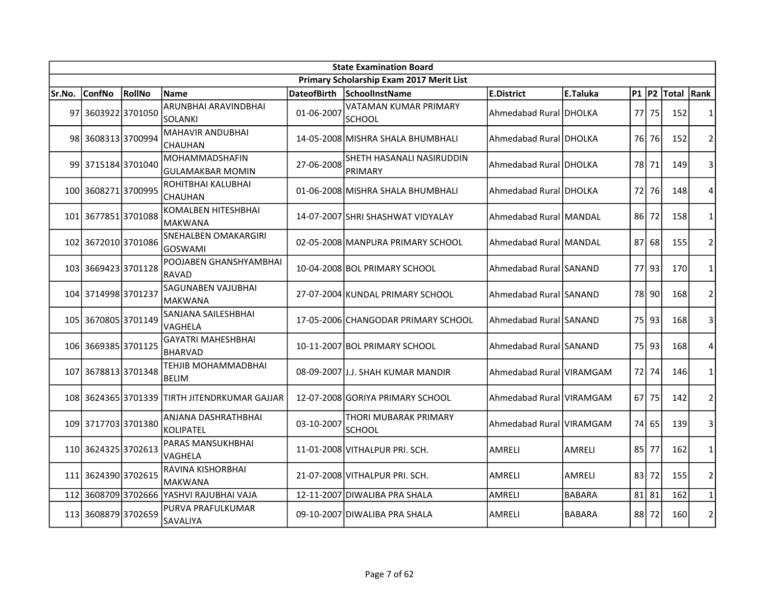| State Examination Board | | | | | | | | | | | |
|---|---|---|---|---|---|---|---|---|---|---|---|
| Primary Scholarship Exam 2017 Merit List | | | | | | | | | | | |
| Sr.No. | ConfNo | RollNo | Name | DateofBirth | SchoolInstName | E.District | E.Taluka | P1 | P2 | Total | Rank |
| 97 | 3603922 | 3701050 | ARUNBHAI ARAVINDBHAI SOLANKI | 01-06-2007 | VATAMAN KUMAR PRIMARY SCHOOL | Ahmedabad Rural | DHOLKA | 77 | 75 | 152 | 1 |
| 98 | 3608313 | 3700994 | MAHAVIR ANDUBHAI CHAUHAN | 14-05-2008 | MISHRA SHALA BHUMBHALI | Ahmedabad Rural | DHOLKA | 76 | 76 | 152 | 2 |
| 99 | 3715184 | 3701040 | MOHAMMADSHAFIN GULAMAKBAR MOMIN | 27-06-2008 | SHETH HASANALI NASIRUDDIN PRIMARY | Ahmedabad Rural | DHOLKA | 78 | 71 | 149 | 3 |
| 100 | 3608271 | 3700995 | ROHITBHAI KALUBHAI CHAUHAN | 01-06-2008 | MISHRA SHALA BHUMBHALI | Ahmedabad Rural | DHOLKA | 72 | 76 | 148 | 4 |
| 101 | 3677851 | 3701088 | KOMALBEN HITESHBHAI MAKWANA | 14-07-2007 | SHRI SHASHWAT VIDYALAY | Ahmedabad Rural | MANDAL | 86 | 72 | 158 | 1 |
| 102 | 3672010 | 3701086 | SNEHALBEN OMAKARGIRI GOSWAMI | 02-05-2008 | MANPURA PRIMARY SCHOOL | Ahmedabad Rural | MANDAL | 87 | 68 | 155 | 2 |
| 103 | 3669423 | 3701128 | POOJABEN GHANSHYAMBHAI RAVAD | 10-04-2008 | BOL PRIMARY SCHOOL | Ahmedabad Rural | SANAND | 77 | 93 | 170 | 1 |
| 104 | 3714998 | 3701237 | SAGUNABEN VAJUBHAI MAKWANA | 27-07-2004 | KUNDAL PRIMARY SCHOOL | Ahmedabad Rural | SANAND | 78 | 90 | 168 | 2 |
| 105 | 3670805 | 3701149 | SANJANA SAILESHBHAI VAGHELA | 17-05-2006 | CHANGODAR PRIMARY SCHOOL | Ahmedabad Rural | SANAND | 75 | 93 | 168 | 3 |
| 106 | 3669385 | 3701125 | GAYATRI MAHESHBHAI BHARVAD | 10-11-2007 | BOL PRIMARY SCHOOL | Ahmedabad Rural | SANAND | 75 | 93 | 168 | 4 |
| 107 | 3678813 | 3701348 | TEHJIB MOHAMMADBHAI BELIM | 08-09-2007 | J.J. SHAH KUMAR MANDIR | Ahmedabad Rural | VIRAMGAM | 72 | 74 | 146 | 1 |
| 108 | 3624365 | 3701339 | TIRTH JITENDRKUMAR GAJJAR | 12-07-2008 | GORIYA PRIMARY SCHOOL | Ahmedabad Rural | VIRAMGAM | 67 | 75 | 142 | 2 |
| 109 | 3717703 | 3701380 | ANJANA DASHRATHBHAI KOLIPATEL | 03-10-2007 | THORI MUBARAK PRIMARY SCHOOL | Ahmedabad Rural | VIRAMGAM | 74 | 65 | 139 | 3 |
| 110 | 3624325 | 3702613 | PARAS MANSUKHBHAI VAGHELA | 11-01-2008 | VITHALPUR PRI. SCH. | AMRELI | AMRELI | 85 | 77 | 162 | 1 |
| 111 | 3624390 | 3702615 | RAVINA KISHORBHAI MAKWANA | 21-07-2008 | VITHALPUR PRI. SCH. | AMRELI | AMRELI | 83 | 72 | 155 | 2 |
| 112 | 3608709 | 3702666 | YASHVI RAJUBHAI VAJA | 12-11-2007 | DIWALIBA PRA SHALA | AMRELI | BABARA | 81 | 81 | 162 | 1 |
| 113 | 3608879 | 3702659 | PURVA PRAFULKUMAR SAVALIYA | 09-10-2007 | DIWALIBA PRA SHALA | AMRELI | BABARA | 88 | 72 | 160 | 2 |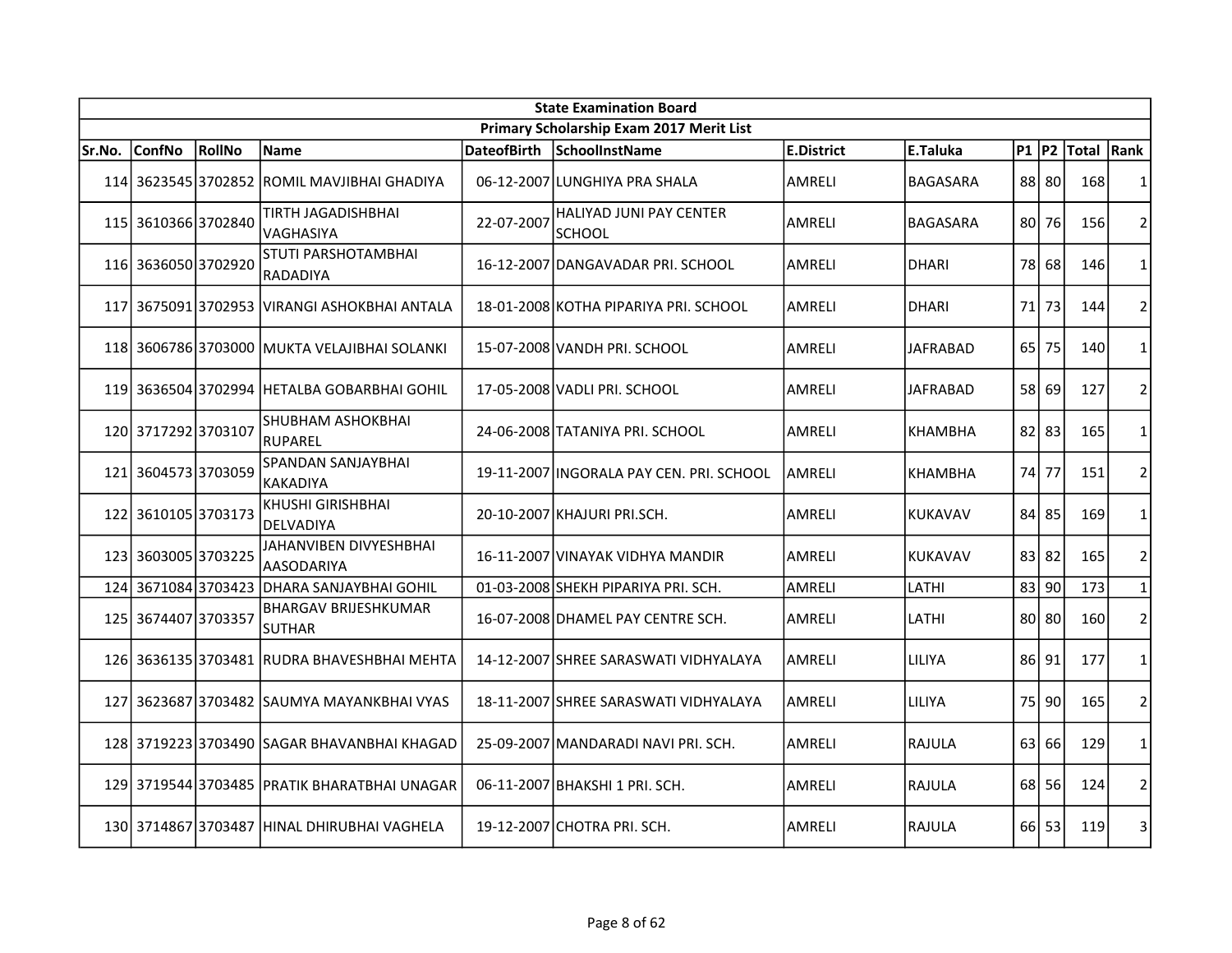| State Examination Board | | | | | | | | | | | |
|---|---|---|---|---|---|---|---|---|---|---|---|
| Primary Scholarship Exam 2017 Merit List | | | | | | | | | | | |
| Sr.No. | ConfNo | RollNo | Name | DateofBirth | SchoolInstName | E.District | E.Taluka | P1 | P2 | Total | Rank |
| 114 | 3623545 | 3702852 | ROMIL MAVJIBHAI GHADIYA | 06-12-2007 | LUNGHIYA PRA SHALA | AMRELI | BAGASARA | 88 | 80 | 168 | 1 |
| 115 | 3610366 | 3702840 | TIRTH JAGADISHBHAI VAGHASIYA | 22-07-2007 | HALIYAD JUNI PAY CENTER SCHOOL | AMRELI | BAGASARA | 80 | 76 | 156 | 2 |
| 116 | 3636050 | 3702920 | STUTI PARSHOTAMBHAI RADADIYA | 16-12-2007 | DANGAVADAR PRI. SCHOOL | AMRELI | DHARI | 78 | 68 | 146 | 1 |
| 117 | 3675091 | 3702953 | VIRANGI ASHOKBHAI ANTALA | 18-01-2008 | KOTHA PIPARIYA PRI. SCHOOL | AMRELI | DHARI | 71 | 73 | 144 | 2 |
| 118 | 3606786 | 3703000 | MUKTA VELAJIBHAI SOLANKI | 15-07-2008 | VANDH PRI. SCHOOL | AMRELI | JAFRABAD | 65 | 75 | 140 | 1 |
| 119 | 3636504 | 3702994 | HETALBA GOBARBHAI GOHIL | 17-05-2008 | VADLI PRI. SCHOOL | AMRELI | JAFRABAD | 58 | 69 | 127 | 2 |
| 120 | 3717292 | 3703107 | SHUBHAM ASHOKBHAI RUPAREL | 24-06-2008 | TATANIYA PRI. SCHOOL | AMRELI | KHAMBHA | 82 | 83 | 165 | 1 |
| 121 | 3604573 | 3703059 | SPANDAN SANJAYBHAI KAKADIYA | 19-11-2007 | INGORALA PAY CEN. PRI. SCHOOL | AMRELI | KHAMBHA | 74 | 77 | 151 | 2 |
| 122 | 3610105 | 3703173 | KHUSHI GIRISHBHAI DELVADIYA | 20-10-2007 | KHAJURI PRI.SCH. | AMRELI | KUKAVAV | 84 | 85 | 169 | 1 |
| 123 | 3603005 | 3703225 | JAHANVIBEN DIVYESHBHAI AASODARIYA | 16-11-2007 | VINAYAK VIDHYA MANDIR | AMRELI | KUKAVAV | 83 | 82 | 165 | 2 |
| 124 | 3671084 | 3703423 | DHARA SANJAYBHAI GOHIL | 01-03-2008 | SHEKH PIPARIYA PRI. SCH. | AMRELI | LATHI | 83 | 90 | 173 | 1 |
| 125 | 3674407 | 3703357 | BHARGAV BRIJESHKUMAR SUTHAR | 16-07-2008 | DHAMEL PAY CENTRE SCH. | AMRELI | LATHI | 80 | 80 | 160 | 2 |
| 126 | 3636135 | 3703481 | RUDRA BHAVESHBHAI MEHTA | 14-12-2007 | SHREE SARASWATI VIDHYALAYA | AMRELI | LILIYA | 86 | 91 | 177 | 1 |
| 127 | 3623687 | 3703482 | SAUMYA MAYANKBHAI VYAS | 18-11-2007 | SHREE SARASWATI VIDHYALAYA | AMRELI | LILIYA | 75 | 90 | 165 | 2 |
| 128 | 3719223 | 3703490 | SAGAR BHAVANBHAI KHAGAD | 25-09-2007 | MANDARADI NAVI PRI. SCH. | AMRELI | RAJULA | 63 | 66 | 129 | 1 |
| 129 | 3719544 | 3703485 | PRATIK BHARATBHAI UNAGAR | 06-11-2007 | BHAKSHI 1 PRI. SCH. | AMRELI | RAJULA | 68 | 56 | 124 | 2 |
| 130 | 3714867 | 3703487 | HINAL DHIRUBHAI VAGHELA | 19-12-2007 | CHOTRA PRI. SCH. | AMRELI | RAJULA | 66 | 53 | 119 | 3 |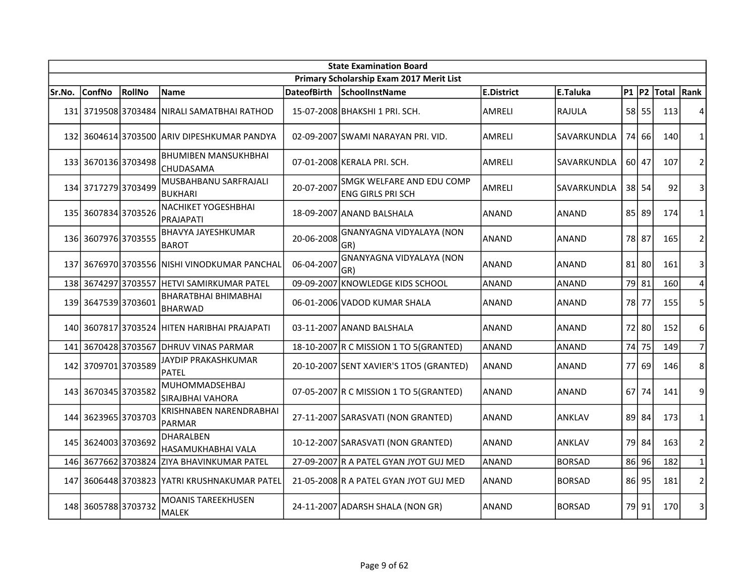| State Examination Board | | | | | | | | | | | |
|---|---|---|---|---|---|---|---|---|---|---|---|
| Primary Scholarship Exam 2017 Merit List | | | | | | | | | | | |
| Sr.No. | ConfNo | RollNo | Name | DateofBirth | SchoolInstName | E.District | E.Taluka | P1 | P2 | Total | Rank |
| 131 | 3719508 | 3703484 | NIRALI SAMATBHAI RATHOD | 15-07-2008 | BHAKSHI 1 PRI. SCH. | AMRELI | RAJULA | 58 | 55 | 113 | 4 |
| 132 | 3604614 | 3703500 | ARIV DIPESHKUMAR PANDYA | 02-09-2007 | SWAMI NARAYAN PRI. VID. | AMRELI | SAVARKUNDLA | 74 | 66 | 140 | 1 |
| 133 | 3670136 | 3703498 | BHUMIBEN MANSUKHBHAI CHUDASAMA | 07-01-2008 | KERALA PRI. SCH. | AMRELI | SAVARKUNDLA | 60 | 47 | 107 | 2 |
| 134 | 3717279 | 3703499 | MUSBAHBANU SARFRAJALI BUKHARI | 20-07-2007 | SMGK WELFARE AND EDU COMP ENG GIRLS PRI SCH | AMRELI | SAVARKUNDLA | 38 | 54 | 92 | 3 |
| 135 | 3607834 | 3703526 | NACHIKET YOGESHBHAI PRAJAPATI | 18-09-2007 | ANAND BALSHALA | ANAND | ANAND | 85 | 89 | 174 | 1 |
| 136 | 3607976 | 3703555 | BHAVYA JAYESHKUMAR BAROT | 20-06-2008 | GNANYAGNA VIDYALAYA (NON GR) | ANAND | ANAND | 78 | 87 | 165 | 2 |
| 137 | 3676970 | 3703556 | NISHI VINODKUMAR PANCHAL | 06-04-2007 | GNANYAGNA VIDYALAYA (NON GR) | ANAND | ANAND | 81 | 80 | 161 | 3 |
| 138 | 3674297 | 3703557 | HETVI SAMIRKUMAR PATEL | 09-09-2007 | KNOWLEDGE KIDS SCHOOL | ANAND | ANAND | 79 | 81 | 160 | 4 |
| 139 | 3647539 | 3703601 | BHARATBHAI BHIMABHAI BHARWAD | 06-01-2006 | VADOD KUMAR SHALA | ANAND | ANAND | 78 | 77 | 155 | 5 |
| 140 | 3607817 | 3703524 | HITEN HARIBHAI PRAJAPATI | 03-11-2007 | ANAND BALSHALA | ANAND | ANAND | 72 | 80 | 152 | 6 |
| 141 | 3670428 | 3703567 | DHRUV VINAS PARMAR | 18-10-2007 | R C MISSION 1 TO 5(GRANTED) | ANAND | ANAND | 74 | 75 | 149 | 7 |
| 142 | 3709701 | 3703589 | JAYDIP PRAKASHKUMAR PATEL | 20-10-2007 | SENT XAVIER'S 1TO5 (GRANTED) | ANAND | ANAND | 77 | 69 | 146 | 8 |
| 143 | 3670345 | 3703582 | MUHOMMADSEHBAJ SIRAJBHAI VAHORA | 07-05-2007 | R C MISSION 1 TO 5(GRANTED) | ANAND | ANAND | 67 | 74 | 141 | 9 |
| 144 | 3623965 | 3703703 | KRISHNABEN NARENDRABHAI PARMAR | 27-11-2007 | SARASVATI (NON GRANTED) | ANAND | ANKLAV | 89 | 84 | 173 | 1 |
| 145 | 3624003 | 3703692 | DHARALBEN HASAMUKHABHAI VALA | 10-12-2007 | SARASVATI (NON GRANTED) | ANAND | ANKLAV | 79 | 84 | 163 | 2 |
| 146 | 3677662 | 3703824 | ZIYA BHAVINKUMAR PATEL | 27-09-2007 | R A PATEL GYAN JYOT GUJ MED | ANAND | BORSAD | 86 | 96 | 182 | 1 |
| 147 | 3606448 | 3703823 | YATRI KRUSHNAKUMAR PATEL | 21-05-2008 | R A PATEL GYAN JYOT GUJ MED | ANAND | BORSAD | 86 | 95 | 181 | 2 |
| 148 | 3605788 | 3703732 | MOANIS TAREEKHUSEN MALEK | 24-11-2007 | ADARSH SHALA (NON GR) | ANAND | BORSAD | 79 | 91 | 170 | 3 |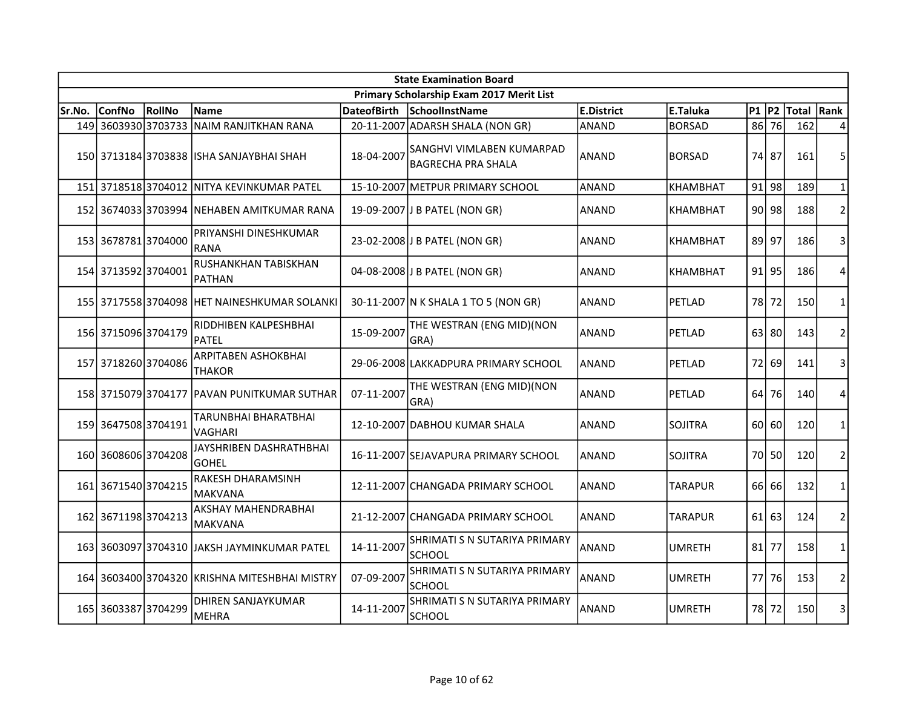| State Examination Board | | | | | | | | | | | |
|---|---|---|---|---|---|---|---|---|---|---|---|
| Primary Scholarship Exam 2017 Merit List | | | | | | | | | | | |
| Sr.No. | ConfNo | RollNo | Name | DateofBirth | SchoolInstName | E.District | E.Taluka | P1 | P2 | Total | Rank |
| 149 | 3603930 | 3703733 | NAIM RANJITKHAN RANA | 20-11-2007 | ADARSH SHALA (NON GR) | ANAND | BORSAD | 86 | 76 | 162 | 4 |
| 150 | 3713184 | 3703838 | ISHA SANJAYBHAI SHAH | 18-04-2007 | SANGHVI VIMLABEN KUMARPAD BAGRECHA PRA SHALA | ANAND | BORSAD | 74 | 87 | 161 | 5 |
| 151 | 3718518 | 3704012 | NITYA KEVINKUMAR PATEL | 15-10-2007 | METPUR PRIMARY SCHOOL | ANAND | KHAMBHAT | 91 | 98 | 189 | 1 |
| 152 | 3674033 | 3703994 | NEHABEN AMITKUMAR RANA | 19-09-2007 | J B PATEL (NON GR) | ANAND | KHAMBHAT | 90 | 98 | 188 | 2 |
| 153 | 3678781 | 3704000 | PRIYANSHI DINESHKUMAR RANA | 23-02-2008 | J B PATEL (NON GR) | ANAND | KHAMBHAT | 89 | 97 | 186 | 3 |
| 154 | 3713592 | 3704001 | RUSHANKHAN TABISKHAN PATHAN | 04-08-2008 | J B PATEL (NON GR) | ANAND | KHAMBHAT | 91 | 95 | 186 | 4 |
| 155 | 3717558 | 3704098 | HET NAINESHKUMAR SOLANKI | 30-11-2007 | N K SHALA 1 TO 5 (NON GR) | ANAND | PETLAD | 78 | 72 | 150 | 1 |
| 156 | 3715096 | 3704179 | RIDDHIBEN KALPESHBHAI PATEL | 15-09-2007 | THE WESTRAN (ENG MID)(NON GRA) | ANAND | PETLAD | 63 | 80 | 143 | 2 |
| 157 | 3718260 | 3704086 | ARPITABEN ASHOKBHAI THAKOR | 29-06-2008 | LAKKADPURA PRIMARY SCHOOL | ANAND | PETLAD | 72 | 69 | 141 | 3 |
| 158 | 3715079 | 3704177 | PAVAN PUNITKUMAR SUTHAR | 07-11-2007 | THE WESTRAN (ENG MID)(NON GRA) | ANAND | PETLAD | 64 | 76 | 140 | 4 |
| 159 | 3647508 | 3704191 | TARUNBHAI BHARATBHAI VAGHARI | 12-10-2007 | DABHOU KUMAR SHALA | ANAND | SOJITRA | 60 | 60 | 120 | 1 |
| 160 | 3608606 | 3704208 | JAYSHRIBEN DASHRATHBHAI GOHEL | 16-11-2007 | SEJAVAPURA PRIMARY SCHOOL | ANAND | SOJITRA | 70 | 50 | 120 | 2 |
| 161 | 3671540 | 3704215 | RAKESH DHARAMSINH MAKVANA | 12-11-2007 | CHANGADA PRIMARY SCHOOL | ANAND | TARAPUR | 66 | 66 | 132 | 1 |
| 162 | 3671198 | 3704213 | AKSHAY MAHENDRABHAI MAKVANA | 21-12-2007 | CHANGADA PRIMARY SCHOOL | ANAND | TARAPUR | 61 | 63 | 124 | 2 |
| 163 | 3603097 | 3704310 | JAKSH JAYMINKUMAR PATEL | 14-11-2007 | SHRIMATI S N SUTARIYA PRIMARY SCHOOL | ANAND | UMRETH | 81 | 77 | 158 | 1 |
| 164 | 3603400 | 3704320 | KRISHNA MITESHBHAI MISTRY | 07-09-2007 | SHRIMATI S N SUTARIYA PRIMARY SCHOOL | ANAND | UMRETH | 77 | 76 | 153 | 2 |
| 165 | 3603387 | 3704299 | DHIREN SANJAYKUMAR MEHRA | 14-11-2007 | SHRIMATI S N SUTARIYA PRIMARY SCHOOL | ANAND | UMRETH | 78 | 72 | 150 | 3 |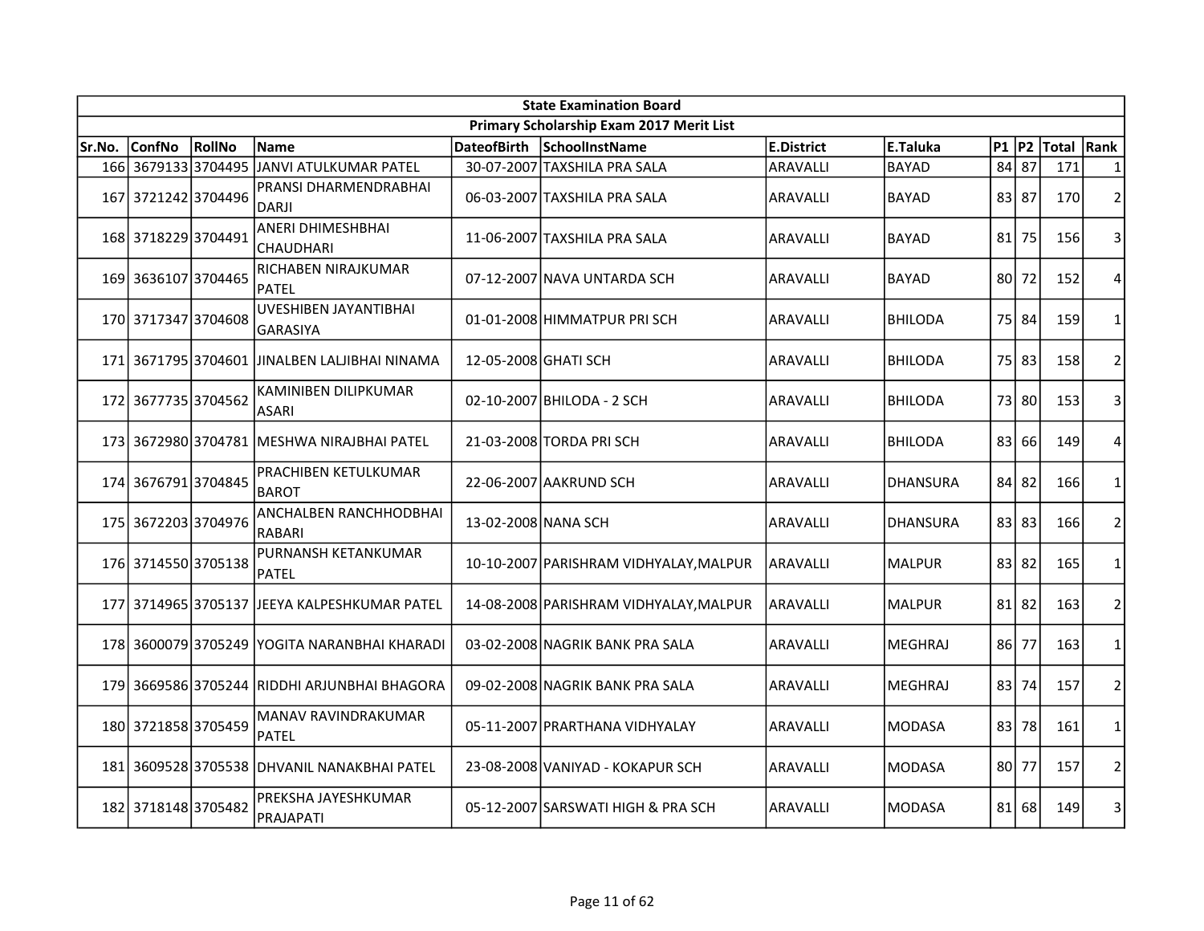| State Examination Board | | | | | | | | | | | |
|---|---|---|---|---|---|---|---|---|---|---|---|
| Primary Scholarship Exam 2017 Merit List | | | | | | | | | | | |
| Sr.No. | ConfNo | RollNo | Name | DateofBirth | SchoolInstName | E.District | E.Taluka | P1 | P2 | Total | Rank |
| 166 | 3679133 | 3704495 | JANVI ATULKUMAR PATEL | 30-07-2007 | TAXSHILA PRA SALA | ARAVALLI | BAYAD | 84 | 87 | 171 | 1 |
| 167 | 3721242 | 3704496 | PRANSI DHARMENDRABHAI DARJI | 06-03-2007 | TAXSHILA PRA SALA | ARAVALLI | BAYAD | 83 | 87 | 170 | 2 |
| 168 | 3718229 | 3704491 | ANERI DHIMESHBHAI CHAUDHARI | 11-06-2007 | TAXSHILA PRA SALA | ARAVALLI | BAYAD | 81 | 75 | 156 | 3 |
| 169 | 3636107 | 3704465 | RICHABEN NIRAJKUMAR PATEL | 07-12-2007 | NAVA UNTARDA SCH | ARAVALLI | BAYAD | 80 | 72 | 152 | 4 |
| 170 | 3717347 | 3704608 | UVESHIBEN JAYANTIBHAI GARASIYA | 01-01-2008 | HIMMATPUR PRI SCH | ARAVALLI | BHILODA | 75 | 84 | 159 | 1 |
| 171 | 3671795 | 3704601 | JINALBEN LALJIBHAI NINAMA | 12-05-2008 | GHATI SCH | ARAVALLI | BHILODA | 75 | 83 | 158 | 2 |
| 172 | 3677735 | 3704562 | KAMINIBEN DILIPKUMAR ASARI | 02-10-2007 | BHILODA - 2 SCH | ARAVALLI | BHILODA | 73 | 80 | 153 | 3 |
| 173 | 3672980 | 3704781 | MESHWA NIRAJBHAI PATEL | 21-03-2008 | TORDA PRI SCH | ARAVALLI | BHILODA | 83 | 66 | 149 | 4 |
| 174 | 3676791 | 3704845 | PRACHIBEN KETULKUMAR BAROT | 22-06-2007 | AAKRUND SCH | ARAVALLI | DHANSURA | 84 | 82 | 166 | 1 |
| 175 | 3672203 | 3704976 | ANCHALBEN RANCHHODBHAI RABARI | 13-02-2008 | NANA SCH | ARAVALLI | DHANSURA | 83 | 83 | 166 | 2 |
| 176 | 3714550 | 3705138 | PURNANSH KETANKUMAR PATEL | 10-10-2007 | PARISHRAM VIDHYALAY,MALPUR | ARAVALLI | MALPUR | 83 | 82 | 165 | 1 |
| 177 | 3714965 | 3705137 | JEEYA KALPESHKUMAR PATEL | 14-08-2008 | PARISHRAM VIDHYALAY,MALPUR | ARAVALLI | MALPUR | 81 | 82 | 163 | 2 |
| 178 | 3600079 | 3705249 | YOGITA NARANBHAI KHARADI | 03-02-2008 | NAGRIK BANK PRA SALA | ARAVALLI | MEGHRAJ | 86 | 77 | 163 | 1 |
| 179 | 3669586 | 3705244 | RIDDHI ARJUNBHAI BHAGORA | 09-02-2008 | NAGRIK BANK PRA SALA | ARAVALLI | MEGHRAJ | 83 | 74 | 157 | 2 |
| 180 | 3721858 | 3705459 | MANAV RAVINDRAKUMAR PATEL | 05-11-2007 | PRARTHANA VIDHYALAY | ARAVALLI | MODASA | 83 | 78 | 161 | 1 |
| 181 | 3609528 | 3705538 | DHVANIL NANAKBHAI PATEL | 23-08-2008 | VANIYAD - KOKAPUR SCH | ARAVALLI | MODASA | 80 | 77 | 157 | 2 |
| 182 | 3718148 | 3705482 | PREKSHA JAYESHKUMAR PRAJAPATI | 05-12-2007 | SARSWATI HIGH & PRA SCH | ARAVALLI | MODASA | 81 | 68 | 149 | 3 |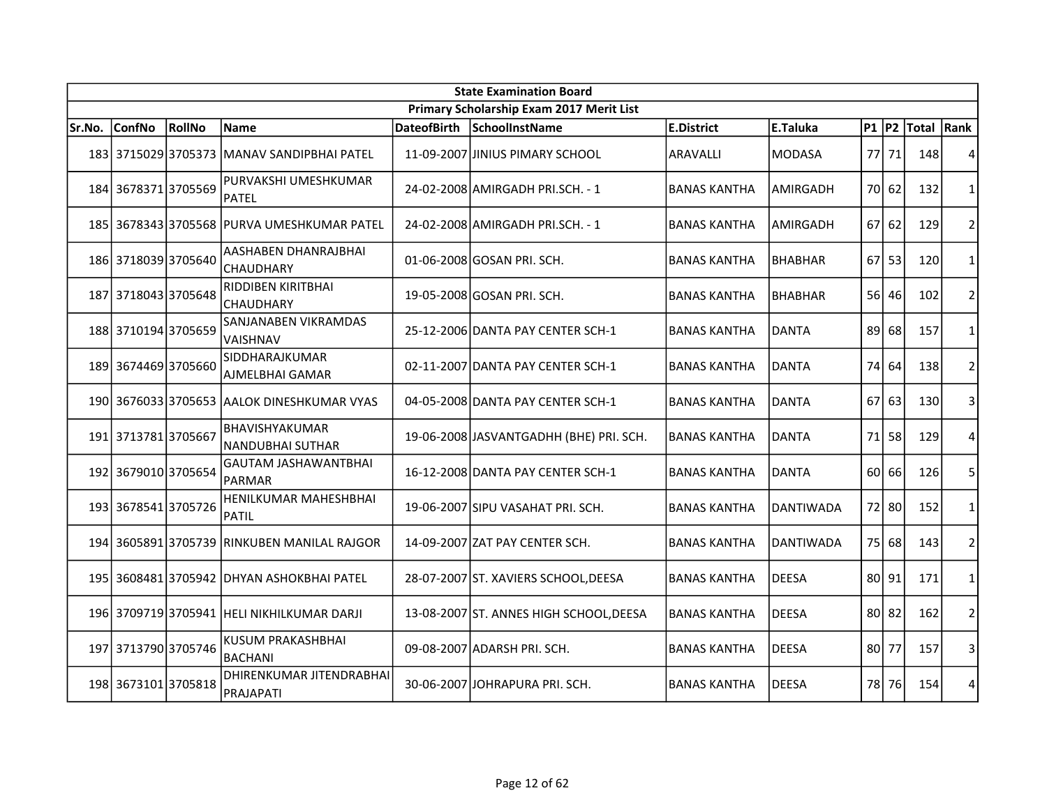| State Examination Board | | | | | | | | | | | |
|---|---|---|---|---|---|---|---|---|---|---|---|
| Primary Scholarship Exam 2017 Merit List | | | | | | | | | | | |
| Sr.No. | ConfNo | RollNo | Name | DateofBirth | SchoolInstName | E.District | E.Taluka | P1 | P2 | Total | Rank |
| 183 | 3715029 | 3705373 | MANAV SANDIPBHAI PATEL | 11-09-2007 | JINIUS PIMARY SCHOOL | ARAVALLI | MODASA | 77 | 71 | 148 | 4 |
| 184 | 3678371 | 3705569 | PURVAKSHI UMESHKUMAR PATEL | 24-02-2008 | AMIRGADH PRI.SCH. - 1 | BANAS KANTHA | AMIRGADH | 70 | 62 | 132 | 1 |
| 185 | 3678343 | 3705568 | PURVA UMESHKUMAR PATEL | 24-02-2008 | AMIRGADH PRI.SCH. - 1 | BANAS KANTHA | AMIRGADH | 67 | 62 | 129 | 2 |
| 186 | 3718039 | 3705640 | AASHABEN DHANRAJBHAI CHAUDHARY | 01-06-2008 | GOSAN PRI. SCH. | BANAS KANTHA | BHABHAR | 67 | 53 | 120 | 1 |
| 187 | 3718043 | 3705648 | RIDDIBEN KIRITBHAI CHAUDHARY | 19-05-2008 | GOSAN PRI. SCH. | BANAS KANTHA | BHABHAR | 56 | 46 | 102 | 2 |
| 188 | 3710194 | 3705659 | SANJANABEN VIKRAMDAS VAISHNAV | 25-12-2006 | DANTA PAY CENTER SCH-1 | BANAS KANTHA | DANTA | 89 | 68 | 157 | 1 |
| 189 | 3674469 | 3705660 | SIDDHARAJKUMAR AJMELBHAI GAMAR | 02-11-2007 | DANTA PAY CENTER SCH-1 | BANAS KANTHA | DANTA | 74 | 64 | 138 | 2 |
| 190 | 3676033 | 3705653 | AALOK DINESHKUMAR VYAS | 04-05-2008 | DANTA PAY CENTER SCH-1 | BANAS KANTHA | DANTA | 67 | 63 | 130 | 3 |
| 191 | 3713781 | 3705667 | BHAVISHYAKUMAR NANDUBHAI SUTHAR | 19-06-2008 | JASVANTGADHH (BHE) PRI. SCH. | BANAS KANTHA | DANTA | 71 | 58 | 129 | 4 |
| 192 | 3679010 | 3705654 | GAUTAM JASHAWANTBHAI PARMAR | 16-12-2008 | DANTA PAY CENTER SCH-1 | BANAS KANTHA | DANTA | 60 | 66 | 126 | 5 |
| 193 | 3678541 | 3705726 | HENILKUMAR MAHESHBHAI PATIL | 19-06-2007 | SIPU VASAHAT PRI. SCH. | BANAS KANTHA | DANTIWADA | 72 | 80 | 152 | 1 |
| 194 | 3605891 | 3705739 | RINKUBEN MANILAL RAJGOR | 14-09-2007 | ZAT PAY CENTER SCH. | BANAS KANTHA | DANTIWADA | 75 | 68 | 143 | 2 |
| 195 | 3608481 | 3705942 | DHYAN ASHOKBHAI PATEL | 28-07-2007 | ST. XAVIERS SCHOOL,DEESA | BANAS KANTHA | DEESA | 80 | 91 | 171 | 1 |
| 196 | 3709719 | 3705941 | HELI NIKHILKUMAR DARJI | 13-08-2007 | ST. ANNES HIGH SCHOOL,DEESA | BANAS KANTHA | DEESA | 80 | 82 | 162 | 2 |
| 197 | 3713790 | 3705746 | KUSUM PRAKASHBHAI BACHANI | 09-08-2007 | ADARSH PRI. SCH. | BANAS KANTHA | DEESA | 80 | 77 | 157 | 3 |
| 198 | 3673101 | 3705818 | DHIRENKUMAR JITENDRABHAI PRAJAPATI | 30-06-2007 | JOHRAPURA PRI. SCH. | BANAS KANTHA | DEESA | 78 | 76 | 154 | 4 |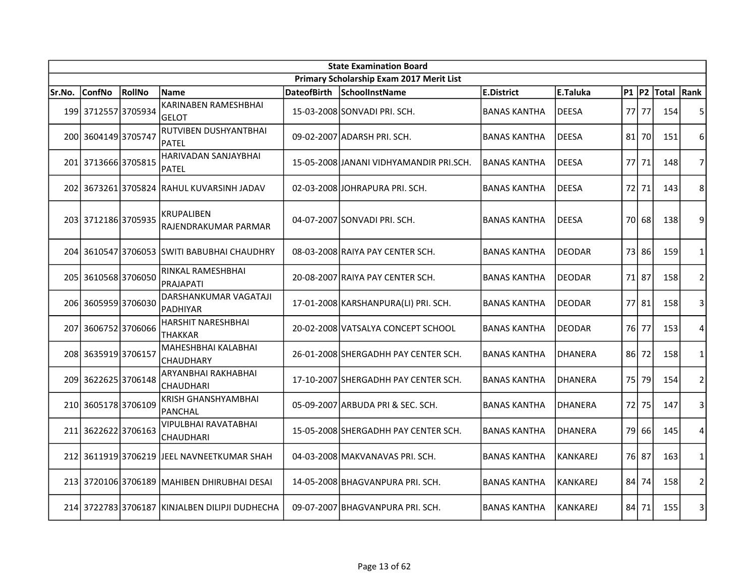| State Examination Board | | | | | | | | | | | | |
|---|---|---|---|---|---|---|---|---|---|---|---|---|
| Primary Scholarship Exam 2017 Merit List | | | | | | | | | | | | |
| Sr.No. | ConfNo | RollNo | Name | DateofBirth | SchoolInstName | E.District | E.Taluka | P1 | P2 | Total | Rank |
| 199 | 3712557 | 3705934 | KARINABEN RAMESHBHAI GELOT | 15-03-2008 | SONVADI PRI. SCH. | BANAS KANTHA | DEESA | 77 | 77 | 154 | 5 |
| 200 | 3604149 | 3705747 | RUTVIBEN DUSHYANTBHAI PATEL | 09-02-2007 | ADARSH PRI. SCH. | BANAS KANTHA | DEESA | 81 | 70 | 151 | 6 |
| 201 | 3713666 | 3705815 | HARIVADAN SANJAYBHAI PATEL | 15-05-2008 | JANANI VIDHYAMANDIR PRI.SCH. | BANAS KANTHA | DEESA | 77 | 71 | 148 | 7 |
| 202 | 3673261 | 3705824 | RAHUL KUVARSINH JADAV | 02-03-2008 | JOHRAPURA PRI. SCH. | BANAS KANTHA | DEESA | 72 | 71 | 143 | 8 |
| 203 | 3712186 | 3705935 | KRUPALIBEN RAJENDRAKUMAR PARMAR | 04-07-2007 | SONVADI PRI. SCH. | BANAS KANTHA | DEESA | 70 | 68 | 138 | 9 |
| 204 | 3610547 | 3706053 | SWITI BABUBHAI CHAUDHRY | 08-03-2008 | RAIYA PAY CENTER SCH. | BANAS KANTHA | DEODAR | 73 | 86 | 159 | 1 |
| 205 | 3610568 | 3706050 | RINKAL RAMESHBHAI PRAJAPATI | 20-08-2007 | RAIYA PAY CENTER SCH. | BANAS KANTHA | DEODAR | 71 | 87 | 158 | 2 |
| 206 | 3605959 | 3706030 | DARSHANKUMAR VAGATAJI PADHIYAR | 17-01-2008 | KARSHANPURA(LI) PRI. SCH. | BANAS KANTHA | DEODAR | 77 | 81 | 158 | 3 |
| 207 | 3606752 | 3706066 | HARSHIT NARESHBHAI THAKKAR | 20-02-2008 | VATSALYA CONCEPT SCHOOL | BANAS KANTHA | DEODAR | 76 | 77 | 153 | 4 |
| 208 | 3635919 | 3706157 | MAHESHBHAI KALABHAI CHAUDHARY | 26-01-2008 | SHERGADHH PAY CENTER SCH. | BANAS KANTHA | DHANERA | 86 | 72 | 158 | 1 |
| 209 | 3622625 | 3706148 | ARYANBHAI RAKHABHAI CHAUDHARI | 17-10-2007 | SHERGADHH PAY CENTER SCH. | BANAS KANTHA | DHANERA | 75 | 79 | 154 | 2 |
| 210 | 3605178 | 3706109 | KRISH GHANSHYAMBHAI PANCHAL | 05-09-2007 | ARBUDA PRI & SEC. SCH. | BANAS KANTHA | DHANERA | 72 | 75 | 147 | 3 |
| 211 | 3622622 | 3706163 | VIPULBHAI RAVATABHAI CHAUDHARI | 15-05-2008 | SHERGADHH PAY CENTER SCH. | BANAS KANTHA | DHANERA | 79 | 66 | 145 | 4 |
| 212 | 3611919 | 3706219 | JEEL NAVNEETKUMAR SHAH | 04-03-2008 | MAKVANAVAS PRI. SCH. | BANAS KANTHA | KANKAREJ | 76 | 87 | 163 | 1 |
| 213 | 3720106 | 3706189 | MAHIBEN DHIRUBHAI DESAI | 14-05-2008 | BHAGVANPURA PRI. SCH. | BANAS KANTHA | KANKAREJ | 84 | 74 | 158 | 2 |
| 214 | 3722783 | 3706187 | KINJALBEN DILIPJI DUDHECHA | 09-07-2007 | BHAGVANPURA PRI. SCH. | BANAS KANTHA | KANKAREJ | 84 | 71 | 155 | 3 |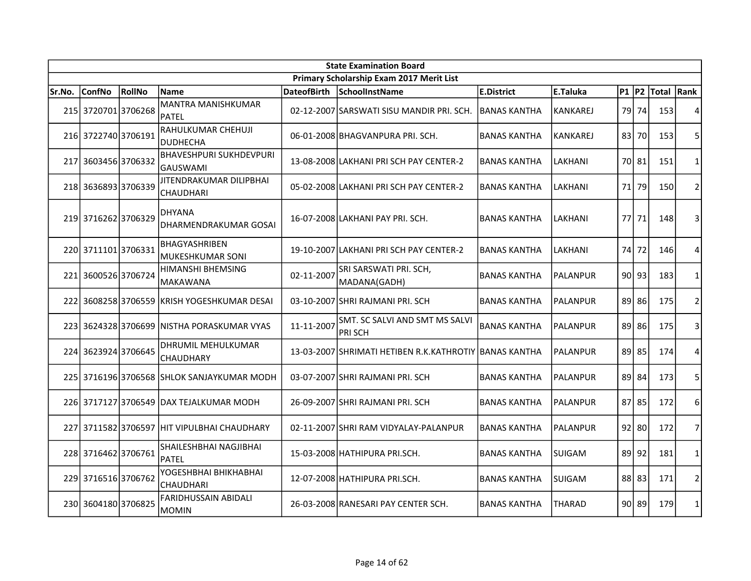| State Examination Board | | | | | | | | | | | |
|---|---|---|---|---|---|---|---|---|---|---|---|
| Primary Scholarship Exam 2017 Merit List | | | | | | | | | | | |
| Sr.No. | ConfNo | RollNo | Name | DateofBirth | SchoolInstName | E.District | E.Taluka | P1 | P2 | Total | Rank |
| 215 | 3720701 | 3706268 | MANTRA MANISHKUMAR PATEL | 02-12-2007 | SARSWATI SISU MANDIR PRI. SCH. | BANAS KANTHA | KANKAREJ | 79 | 74 | 153 | 4 |
| 216 | 3722740 | 3706191 | RAHULKUMAR CHEHUJI DUDHECHA | 06-01-2008 | BHAGVANPURA PRI. SCH. | BANAS KANTHA | KANKAREJ | 83 | 70 | 153 | 5 |
| 217 | 3603456 | 3706332 | BHAVESHPURI SUKHDEVPURI GAUSWAMI | 13-08-2008 | LAKHANI PRI SCH PAY CENTER-2 | BANAS KANTHA | LAKHANI | 70 | 81 | 151 | 1 |
| 218 | 3636893 | 3706339 | JITENDRAKUMAR DILIPBHAI CHAUDHARI | 05-02-2008 | LAKHANI PRI SCH PAY CENTER-2 | BANAS KANTHA | LAKHANI | 71 | 79 | 150 | 2 |
| 219 | 3716262 | 3706329 | DHYANA DHARMENDRAKUMAR GOSAI | 16-07-2008 | LAKHANI PAY PRI. SCH. | BANAS KANTHA | LAKHANI | 77 | 71 | 148 | 3 |
| 220 | 3711101 | 3706331 | BHAGYASHRIBEN MUKESHKUMAR SONI | 19-10-2007 | LAKHANI PRI SCH PAY CENTER-2 | BANAS KANTHA | LAKHANI | 74 | 72 | 146 | 4 |
| 221 | 3600526 | 3706724 | HIMANSHI BHEMSING MAKAWANA | 02-11-2007 | SRI SARSWATI PRI. SCH, MADANA(GADH) | BANAS KANTHA | PALANPUR | 90 | 93 | 183 | 1 |
| 222 | 3608258 | 3706559 | KRISH YOGESHKUMAR DESAI | 03-10-2007 | SHRI RAJMANI PRI. SCH | BANAS KANTHA | PALANPUR | 89 | 86 | 175 | 2 |
| 223 | 3624328 | 3706699 | NISTHA PORASKUMAR VYAS | 11-11-2007 | SMT. SC SALVI AND SMT MS SALVI PRI SCH | BANAS KANTHA | PALANPUR | 89 | 86 | 175 | 3 |
| 224 | 3623924 | 3706645 | DHRUMIL MEHULKUMAR CHAUDHARY | 13-03-2007 | SHRIMATI HETIBEN R.K.KATHROTIY | BANAS KANTHA | PALANPUR | 89 | 85 | 174 | 4 |
| 225 | 3716196 | 3706568 | SHLOK SANJAYKUMAR MODH | 03-07-2007 | SHRI RAJMANI PRI. SCH | BANAS KANTHA | PALANPUR | 89 | 84 | 173 | 5 |
| 226 | 3717127 | 3706549 | DAX TEJALKUMAR MODH | 26-09-2007 | SHRI RAJMANI PRI. SCH | BANAS KANTHA | PALANPUR | 87 | 85 | 172 | 6 |
| 227 | 3711582 | 3706597 | HIT VIPULBHAI CHAUDHARY | 02-11-2007 | SHRI RAM VIDYALAY-PALANPUR | BANAS KANTHA | PALANPUR | 92 | 80 | 172 | 7 |
| 228 | 3716462 | 3706761 | SHAILESHBHAI NAGJIBHAI PATEL | 15-03-2008 | HATHIPURA PRI.SCH. | BANAS KANTHA | SUIGAM | 89 | 92 | 181 | 1 |
| 229 | 3716516 | 3706762 | YOGESHBHAI BHIKHABHAI CHAUDHARI | 12-07-2008 | HATHIPURA PRI.SCH. | BANAS KANTHA | SUIGAM | 88 | 83 | 171 | 2 |
| 230 | 3604180 | 3706825 | FARIDHUSSAIN ABIDALI MOMIN | 26-03-2008 | RANESARI PAY CENTER SCH. | BANAS KANTHA | THARAD | 90 | 89 | 179 | 1 |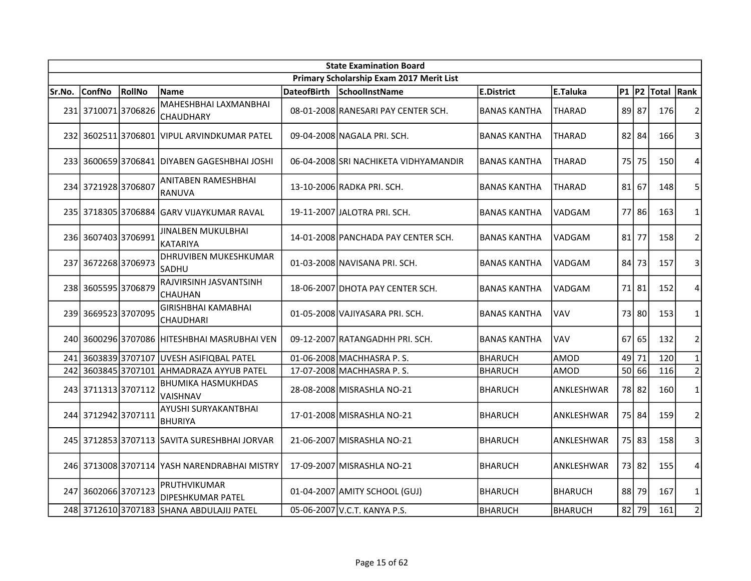| State Examination Board | | | | | | | | | | | | |
|---|---|---|---|---|---|---|---|---|---|---|---|---|
| Primary Scholarship Exam 2017 Merit List | | | | | | | | | | | | |
| Sr.No. | ConfNo | RollNo | Name | DateofBirth | SchoolInstName | E.District | E.Taluka | P1 | P2 | Total | Rank |
| 231 | 3710071 | 3706826 | MAHESHBHAI LAXMANBHAI CHAUDHARY | 08-01-2008 | RANESARI PAY CENTER SCH. | BANAS KANTHA | THARAD | 89 | 87 | 176 | 2 |
| 232 | 3602511 | 3706801 | VIPUL ARVINDKUMAR PATEL | 09-04-2008 | NAGALA PRI. SCH. | BANAS KANTHA | THARAD | 82 | 84 | 166 | 3 |
| 233 | 3600659 | 3706841 | DIYABEN GAGESHBHAI JOSHI | 06-04-2008 | SRI NACHIKETA VIDHYAMANDIR | BANAS KANTHA | THARAD | 75 | 75 | 150 | 4 |
| 234 | 3721928 | 3706807 | ANITABEN RAMESHBHAI RANUVA | 13-10-2006 | RADKA PRI. SCH. | BANAS KANTHA | THARAD | 81 | 67 | 148 | 5 |
| 235 | 3718305 | 3706884 | GARV VIJAYKUMAR RAVAL | 19-11-2007 | JALOTRA PRI. SCH. | BANAS KANTHA | VADGAM | 77 | 86 | 163 | 1 |
| 236 | 3607403 | 3706991 | JINALBEN MUKULBHAI KATARIYA | 14-01-2008 | PANCHADA PAY CENTER SCH. | BANAS KANTHA | VADGAM | 81 | 77 | 158 | 2 |
| 237 | 3672268 | 3706973 | DHRUVIBEN MUKESHKUMAR SADHU | 01-03-2008 | NAVISANA PRI. SCH. | BANAS KANTHA | VADGAM | 84 | 73 | 157 | 3 |
| 238 | 3605595 | 3706879 | RAJVIRSINH JASVANTSINH CHAUHAN | 18-06-2007 | DHOTA PAY CENTER SCH. | BANAS KANTHA | VADGAM | 71 | 81 | 152 | 4 |
| 239 | 3669523 | 3707095 | GIRISHBHAI KAMABHAI CHAUDHARI | 01-05-2008 | VAJIYASARA PRI. SCH. | BANAS KANTHA | VAV | 73 | 80 | 153 | 1 |
| 240 | 3600296 | 3707086 | HITESHBHAI MASRUBHAI VEN | 09-12-2007 | RATANGADHH PRI. SCH. | BANAS KANTHA | VAV | 67 | 65 | 132 | 2 |
| 241 | 3603839 | 3707107 | UVESH ASIFIQBAL PATEL | 01-06-2008 | MACHHASRA P. S. | BHARUCH | AMOD | 49 | 71 | 120 | 1 |
| 242 | 3603845 | 3707101 | AHMADRAZA AYYUB PATEL | 17-07-2008 | MACHHASRA P. S. | BHARUCH | AMOD | 50 | 66 | 116 | 2 |
| 243 | 3711313 | 3707112 | BHUMIKA HASMUKHDAS VAISHNAV | 28-08-2008 | MISRASHLA NO-21 | BHARUCH | ANKLESHWAR | 78 | 82 | 160 | 1 |
| 244 | 3712942 | 3707111 | AYUSHI SURYAKANTBHAI BHURIYA | 17-01-2008 | MISRASHLA NO-21 | BHARUCH | ANKLESHWAR | 75 | 84 | 159 | 2 |
| 245 | 3712853 | 3707113 | SAVITA SURESHBHAI JORVAR | 21-06-2007 | MISRASHLA NO-21 | BHARUCH | ANKLESHWAR | 75 | 83 | 158 | 3 |
| 246 | 3713008 | 3707114 | YASH NARENDRABHAI MISTRY | 17-09-2007 | MISRASHLA NO-21 | BHARUCH | ANKLESHWAR | 73 | 82 | 155 | 4 |
| 247 | 3602066 | 3707123 | PRUTHVIKUMAR DIPESHKUMAR PATEL | 01-04-2007 | AMITY SCHOOL (GUJ) | BHARUCH | BHARUCH | 88 | 79 | 167 | 1 |
| 248 | 3712610 | 3707183 | SHANA ABDULAJIJ PATEL | 05-06-2007 | V.C.T. KANYA P.S. | BHARUCH | BHARUCH | 82 | 79 | 161 | 2 |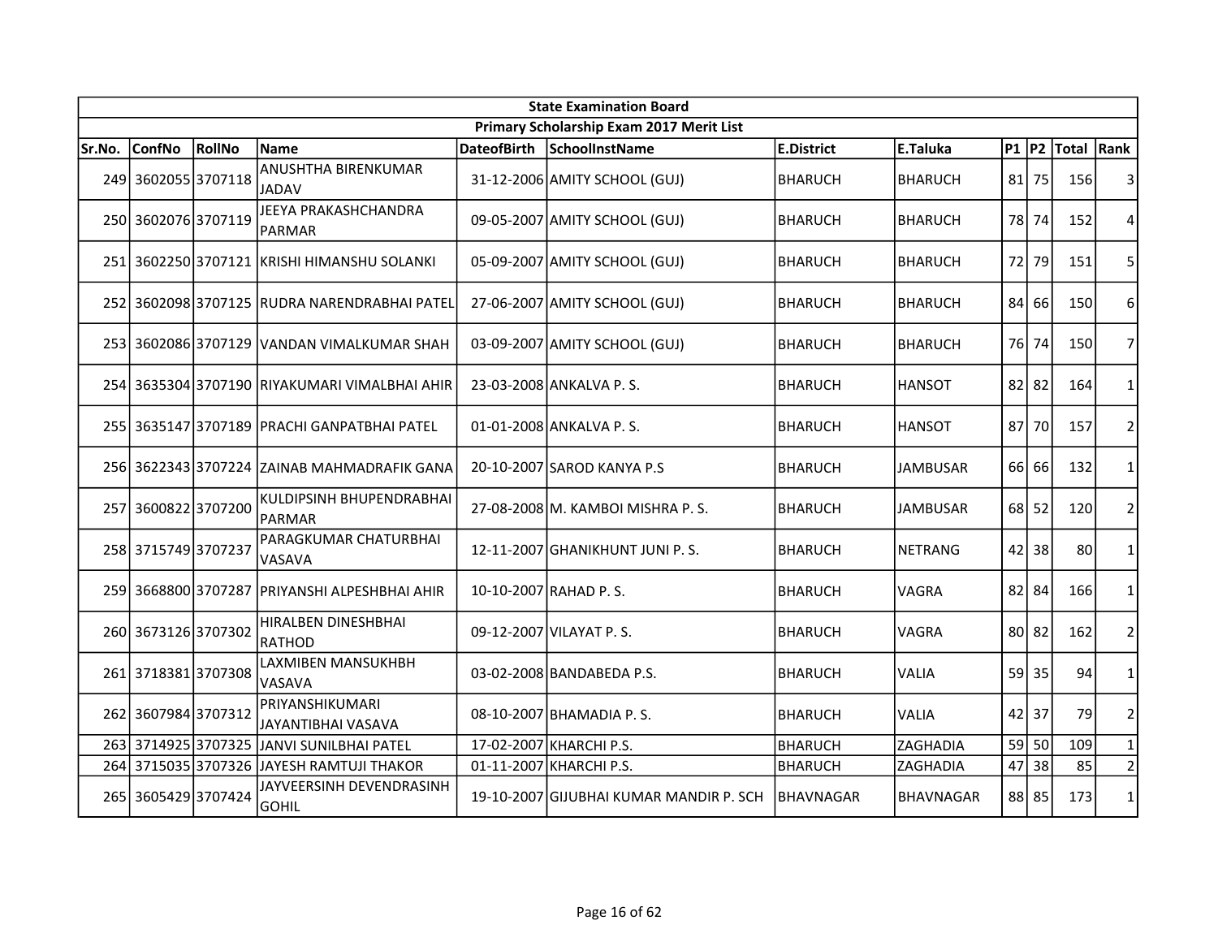| State Examination Board | | | | | | | | | | | |
|---|---|---|---|---|---|---|---|---|---|---|---|
| Primary Scholarship Exam 2017 Merit List | | | | | | | | | | | |
| Sr.No. | ConfNo | RollNo | Name | DateofBirth | SchoolInstName | E.District | E.Taluka | P1 | P2 | Total | Rank |
| 249 | 3602055 | 3707118 | ANUSHTHA BIRENKUMAR JADAV | 31-12-2006 | AMITY SCHOOL (GUJ) | BHARUCH | BHARUCH | 81 | 75 | 156 | 3 |
| 250 | 3602076 | 3707119 | JEEYA PRAKASHCHANDRA PARMAR | 09-05-2007 | AMITY SCHOOL (GUJ) | BHARUCH | BHARUCH | 78 | 74 | 152 | 4 |
| 251 | 3602250 | 3707121 | KRISHI HIMANSHU SOLANKI | 05-09-2007 | AMITY SCHOOL (GUJ) | BHARUCH | BHARUCH | 72 | 79 | 151 | 5 |
| 252 | 3602098 | 3707125 | RUDRA NARENDRABHAI PATEL | 27-06-2007 | AMITY SCHOOL (GUJ) | BHARUCH | BHARUCH | 84 | 66 | 150 | 6 |
| 253 | 3602086 | 3707129 | VANDAN VIMALKUMAR SHAH | 03-09-2007 | AMITY SCHOOL (GUJ) | BHARUCH | BHARUCH | 76 | 74 | 150 | 7 |
| 254 | 3635304 | 3707190 | RIYAKUMARI VIMALBHAI AHIR | 23-03-2008 | ANKALVA P. S. | BHARUCH | HANSOT | 82 | 82 | 164 | 1 |
| 255 | 3635147 | 3707189 | PRACHI GANPATBHAI PATEL | 01-01-2008 | ANKALVA P. S. | BHARUCH | HANSOT | 87 | 70 | 157 | 2 |
| 256 | 3622343 | 3707224 | ZAINAB MAHMADRAFIK GANA | 20-10-2007 | SAROD KANYA P.S | BHARUCH | JAMBUSAR | 66 | 66 | 132 | 1 |
| 257 | 3600822 | 3707200 | KULDIPSINH BHUPENDRABHAI PARMAR | 27-08-2008 | M. KAMBOI MISHRA P. S. | BHARUCH | JAMBUSAR | 68 | 52 | 120 | 2 |
| 258 | 3715749 | 3707237 | PARAGKUMAR CHATURBHAI VASAVA | 12-11-2007 | GHANIKHUNT JUNI P. S. | BHARUCH | NETRANG | 42 | 38 | 80 | 1 |
| 259 | 3668800 | 3707287 | PRIYANSHI ALPESHBHAI AHIR | 10-10-2007 | RAHAD P. S. | BHARUCH | VAGRA | 82 | 84 | 166 | 1 |
| 260 | 3673126 | 3707302 | HIRALBEN DINESHBHAI RATHOD | 09-12-2007 | VILAYAT P. S. | BHARUCH | VAGRA | 80 | 82 | 162 | 2 |
| 261 | 3718381 | 3707308 | LAXMIBEN MANSUKHBH VASAVA | 03-02-2008 | BANDABEDA P.S. | BHARUCH | VALIA | 59 | 35 | 94 | 1 |
| 262 | 3607984 | 3707312 | PRIYANSHIKUMARI JAYANTIBHAI VASAVA | 08-10-2007 | BHAMADIA P. S. | BHARUCH | VALIA | 42 | 37 | 79 | 2 |
| 263 | 3714925 | 3707325 | JANVI SUNILBHAI PATEL | 17-02-2007 | KHARCHI P.S. | BHARUCH | ZAGHADIA | 59 | 50 | 109 | 1 |
| 264 | 3715035 | 3707326 | JAYESH RAMTUJI THAKOR | 01-11-2007 | KHARCHI P.S. | BHARUCH | ZAGHADIA | 47 | 38 | 85 | 2 |
| 265 | 3605429 | 3707424 | JAYVEERSINH DEVENDRASINH GOHIL | 19-10-2007 | GIJUBHAI KUMAR MANDIR P. SCH | BHAVNAGAR | BHAVNAGAR | 88 | 85 | 173 | 1 |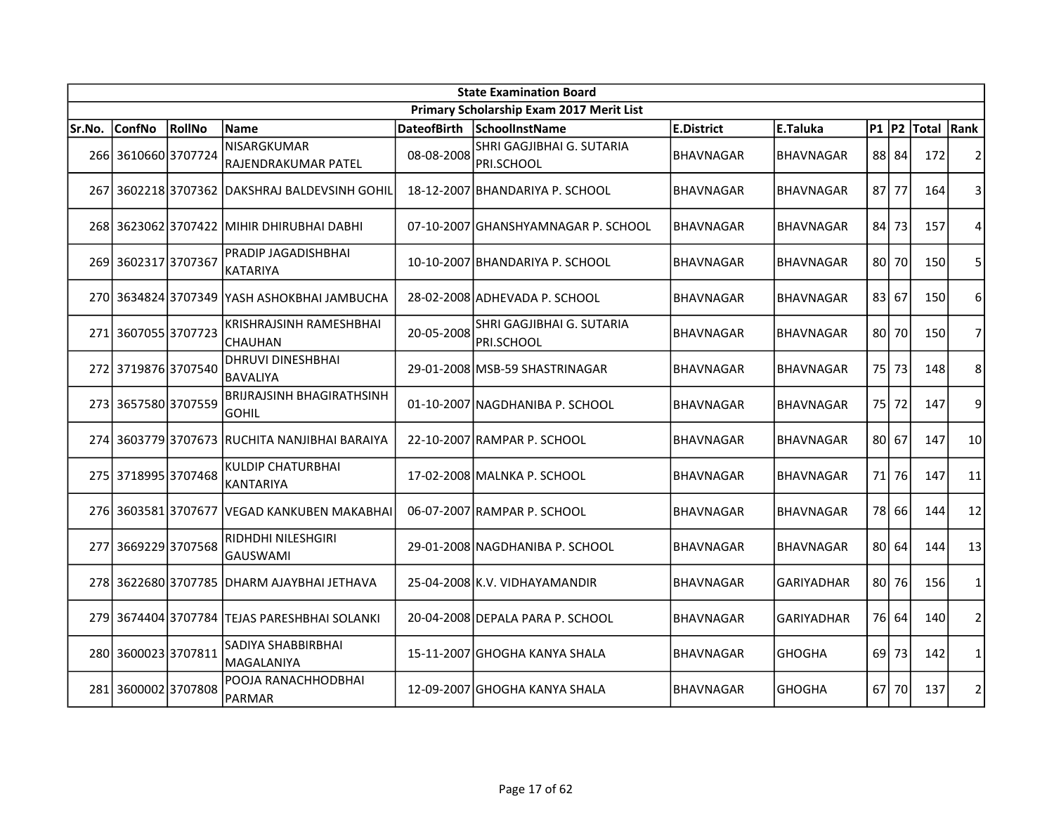| State Examination Board | | | | | | | | | | | |
|---|---|---|---|---|---|---|---|---|---|---|---|
| Primary Scholarship Exam 2017 Merit List | | | | | | | | | | | |
| Sr.No. | ConfNo | RollNo | Name | DateofBirth | SchoolInstName | E.District | E.Taluka | P1 | P2 | Total | Rank |
| 266 | 3610660 | 3707724 | NISARGKUMAR RAJENDRAKUMAR PATEL | 08-08-2008 | SHRI GAGJIBHAI G. SUTARIA PRI.SCHOOL | BHAVNAGAR | BHAVNAGAR | 88 | 84 | 172 | 2 |
| 267 | 3602218 | 3707362 | DAKSHRAJ BALDEVSINH GOHIL | 18-12-2007 | BHANDARIYA P. SCHOOL | BHAVNAGAR | BHAVNAGAR | 87 | 77 | 164 | 3 |
| 268 | 3623062 | 3707422 | MIHIR DHIRUBHAI DABHI | 07-10-2007 | GHANSHYAMNAGAR P. SCHOOL | BHAVNAGAR | BHAVNAGAR | 84 | 73 | 157 | 4 |
| 269 | 3602317 | 3707367 | PRADIP JAGADISHBHAI KATARIYA | 10-10-2007 | BHANDARIYA P. SCHOOL | BHAVNAGAR | BHAVNAGAR | 80 | 70 | 150 | 5 |
| 270 | 3634824 | 3707349 | YASH ASHOKBHAI JAMBUCHA | 28-02-2008 | ADHEVADA P. SCHOOL | BHAVNAGAR | BHAVNAGAR | 83 | 67 | 150 | 6 |
| 271 | 3607055 | 3707723 | KRISHRAJSINH RAMESHBHAI CHAUHAN | 20-05-2008 | SHRI GAGJIBHAI G. SUTARIA PRI.SCHOOL | BHAVNAGAR | BHAVNAGAR | 80 | 70 | 150 | 7 |
| 272 | 3719876 | 3707540 | DHRUVI DINESHBHAI BAVALIYA | 29-01-2008 | MSB-59 SHASTRINAGAR | BHAVNAGAR | BHAVNAGAR | 75 | 73 | 148 | 8 |
| 273 | 3657580 | 3707559 | BRIJRAJSINH BHAGIRATHSINH GOHIL | 01-10-2007 | NAGDHANIBA P. SCHOOL | BHAVNAGAR | BHAVNAGAR | 75 | 72 | 147 | 9 |
| 274 | 3603779 | 3707673 | RUCHITA NANJIBHAI BARAIYA | 22-10-2007 | RAMPAR P. SCHOOL | BHAVNAGAR | BHAVNAGAR | 80 | 67 | 147 | 10 |
| 275 | 3718995 | 3707468 | KULDIP CHATURBHAI KANTARIYA | 17-02-2008 | MALNKA P. SCHOOL | BHAVNAGAR | BHAVNAGAR | 71 | 76 | 147 | 11 |
| 276 | 3603581 | 3707677 | VEGAD KANKUBEN MAKABHAI | 06-07-2007 | RAMPAR P. SCHOOL | BHAVNAGAR | BHAVNAGAR | 78 | 66 | 144 | 12 |
| 277 | 3669229 | 3707568 | RIDHDHI NILESHGIRI GAUSWAMI | 29-01-2008 | NAGDHANIBA P. SCHOOL | BHAVNAGAR | BHAVNAGAR | 80 | 64 | 144 | 13 |
| 278 | 3622680 | 3707785 | DHARM AJAYBHAI JETHAVA | 25-04-2008 | K.V. VIDHAYAMANDIR | BHAVNAGAR | GARIYADHAR | 80 | 76 | 156 | 1 |
| 279 | 3674404 | 3707784 | TEJAS PARESHBHAI SOLANKI | 20-04-2008 | DEPALA PARA P. SCHOOL | BHAVNAGAR | GARIYADHAR | 76 | 64 | 140 | 2 |
| 280 | 3600023 | 3707811 | SADIYA SHABBIRBHAI MAGALANIYA | 15-11-2007 | GHOGHA KANYA SHALA | BHAVNAGAR | GHOGHA | 69 | 73 | 142 | 1 |
| 281 | 3600002 | 3707808 | POOJA RANACHHODBHAI PARMAR | 12-09-2007 | GHOGHA KANYA SHALA | BHAVNAGAR | GHOGHA | 67 | 70 | 137 | 2 |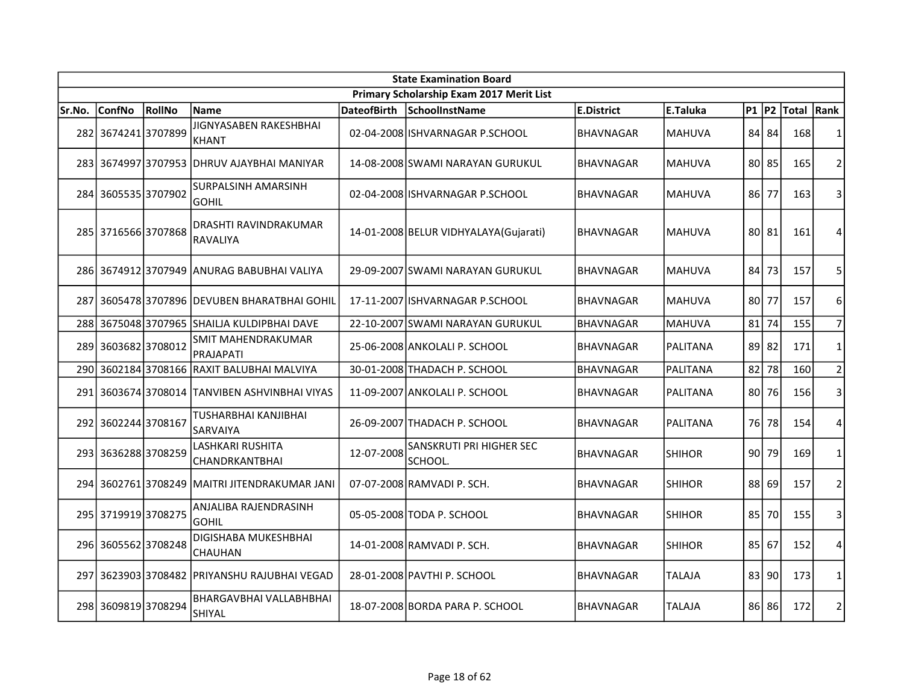| State Examination Board | | | | | | | | | | | |
|---|---|---|---|---|---|---|---|---|---|---|---|
| Primary Scholarship Exam 2017 Merit List | | | | | | | | | | | |
| Sr.No. | ConfNo | RollNo | Name | DateofBirth | SchoolInstName | E.District | E.Taluka | P1 | P2 | Total | Rank |
| 282 | 3674241 | 3707899 | JIGNYASABEN RAKESHBHAI KHANT | 02-04-2008 | ISHVARNAGAR P.SCHOOL | BHAVNAGAR | MAHUVA | 84 | 84 | 168 | 1 |
| 283 | 3674997 | 3707953 | DHRUV AJAYBHAI MANIYAR | 14-08-2008 | SWAMI NARAYAN GURUKUL | BHAVNAGAR | MAHUVA | 80 | 85 | 165 | 2 |
| 284 | 3605535 | 3707902 | SURPALSINH AMARSINH GOHIL | 02-04-2008 | ISHVARNAGAR P.SCHOOL | BHAVNAGAR | MAHUVA | 86 | 77 | 163 | 3 |
| 285 | 3716566 | 3707868 | DRASHTI RAVINDRAKUMAR RAVALIYA | 14-01-2008 | BELUR VIDHYALAYA(Gujarati) | BHAVNAGAR | MAHUVA | 80 | 81 | 161 | 4 |
| 286 | 3674912 | 3707949 | ANURAG BABUBHAI VALIYA | 29-09-2007 | SWAMI NARAYAN GURUKUL | BHAVNAGAR | MAHUVA | 84 | 73 | 157 | 5 |
| 287 | 3605478 | 3707896 | DEVUBEN BHARATBHAI GOHIL | 17-11-2007 | ISHVARNAGAR P.SCHOOL | BHAVNAGAR | MAHUVA | 80 | 77 | 157 | 6 |
| 288 | 3675048 | 3707965 | SHAILJA KULDIPBHAI DAVE | 22-10-2007 | SWAMI NARAYAN GURUKUL | BHAVNAGAR | MAHUVA | 81 | 74 | 155 | 7 |
| 289 | 3603682 | 3708012 | SMIT MAHENDRAKUMAR PRAJAPATI | 25-06-2008 | ANKOLALI P. SCHOOL | BHAVNAGAR | PALITANA | 89 | 82 | 171 | 1 |
| 290 | 3602184 | 3708166 | RAXIT BALUBHAI MALVIYA | 30-01-2008 | THADACH P. SCHOOL | BHAVNAGAR | PALITANA | 82 | 78 | 160 | 2 |
| 291 | 3603674 | 3708014 | TANVIBEN ASHVINBHAI VIYAS | 11-09-2007 | ANKOLALI P. SCHOOL | BHAVNAGAR | PALITANA | 80 | 76 | 156 | 3 |
| 292 | 3602244 | 3708167 | TUSHARBHAI KANJIBHAI SARVAIYA | 26-09-2007 | THADACH P. SCHOOL | BHAVNAGAR | PALITANA | 76 | 78 | 154 | 4 |
| 293 | 3636288 | 3708259 | LASHKARI RUSHITA CHANDRKANTBHAI | 12-07-2008 | SANSKRUTI PRI HIGHER SEC SCHOOL. | BHAVNAGAR | SHIHOR | 90 | 79 | 169 | 1 |
| 294 | 3602761 | 3708249 | MAITRI JITENDRAKUMAR JANI | 07-07-2008 | RAMVADI P. SCH. | BHAVNAGAR | SHIHOR | 88 | 69 | 157 | 2 |
| 295 | 3719919 | 3708275 | ANJALIBA RAJENDRASINH GOHIL | 05-05-2008 | TODA P. SCHOOL | BHAVNAGAR | SHIHOR | 85 | 70 | 155 | 3 |
| 296 | 3605562 | 3708248 | DIGISHABA MUKESHBHAI CHAUHAN | 14-01-2008 | RAMVADI P. SCH. | BHAVNAGAR | SHIHOR | 85 | 67 | 152 | 4 |
| 297 | 3623903 | 3708482 | PRIYANSHU RAJUBHAI VEGAD | 28-01-2008 | PAVTHI P. SCHOOL | BHAVNAGAR | TALAJA | 83 | 90 | 173 | 1 |
| 298 | 3609819 | 3708294 | BHARGAVBHAI VALLABHBHAI SHIYAL | 18-07-2008 | BORDA PARA P. SCHOOL | BHAVNAGAR | TALAJA | 86 | 86 | 172 | 2 |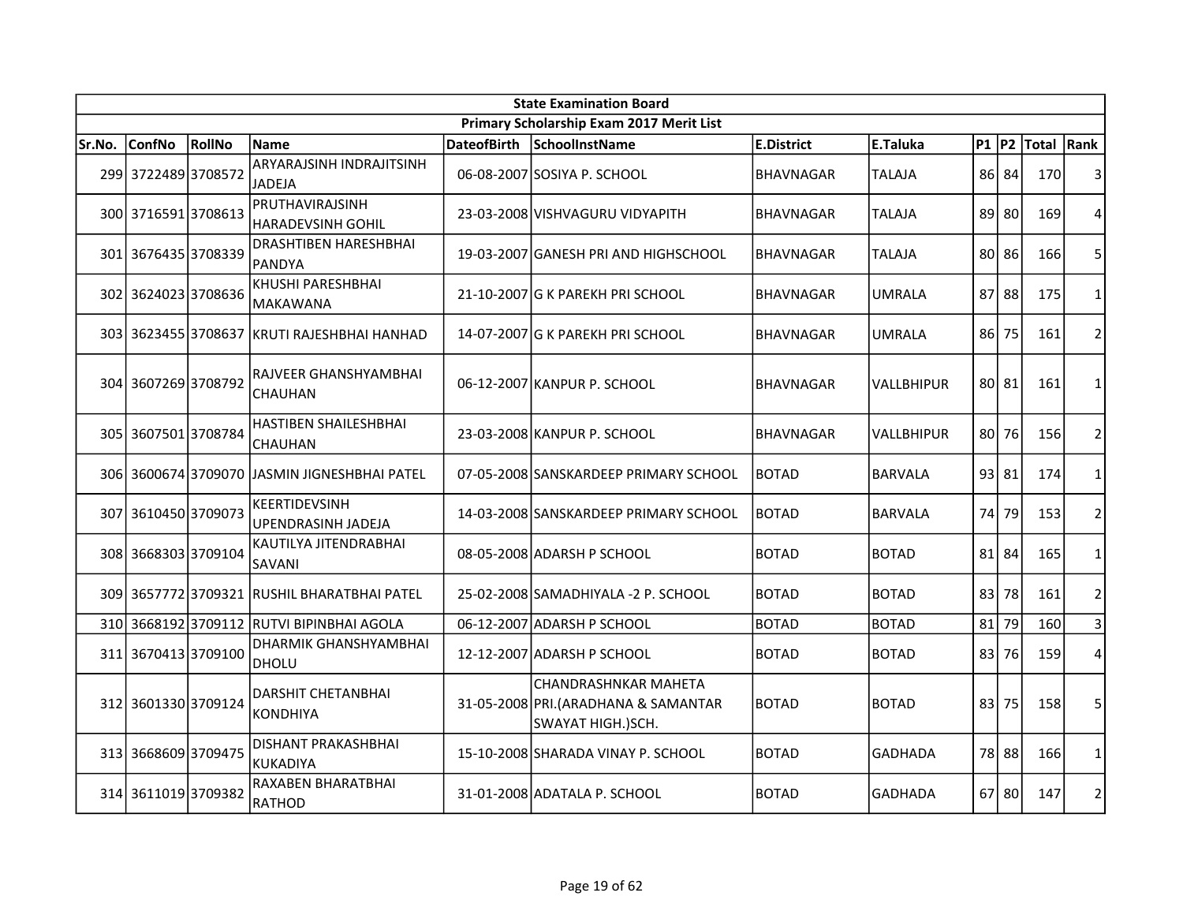| State Examination Board | | | | | | | | | | | | |
|---|---|---|---|---|---|---|---|---|---|---|---|---|
| Primary Scholarship Exam 2017 Merit List | | | | | | | | | | | | |
| Sr.No. | ConfNo | RollNo | Name | DateofBirth | SchoolInstName | E.District | E.Taluka | P1 | P2 | Total | Rank |
| 299 | 3722489 | 3708572 | ARYARAJSINH INDRAJITSINH JADEJA | 06-08-2007 | SOSIYA P. SCHOOL | BHAVNAGAR | TALAJA | 86 | 84 | 170 | 3 |
| 300 | 3716591 | 3708613 | PRUTHAVIRAJSINH HARADEVSINH GOHIL | 23-03-2008 | VISHVAGURU VIDYAPITH | BHAVNAGAR | TALAJA | 89 | 80 | 169 | 4 |
| 301 | 3676435 | 3708339 | DRASHTIBEN HARESHBHAI PANDYA | 19-03-2007 | GANESH PRI AND HIGHSCHOOL | BHAVNAGAR | TALAJA | 80 | 86 | 166 | 5 |
| 302 | 3624023 | 3708636 | KHUSHI PARESHBHAI MAKAWANA | 21-10-2007 | G K PAREKH PRI SCHOOL | BHAVNAGAR | UMRALA | 87 | 88 | 175 | 1 |
| 303 | 3623455 | 3708637 | KRUTI RAJESHBHAI HANHAD | 14-07-2007 | G K PAREKH PRI SCHOOL | BHAVNAGAR | UMRALA | 86 | 75 | 161 | 2 |
| 304 | 3607269 | 3708792 | RAJVEER GHANSHYAMBHAI CHAUHAN | 06-12-2007 | KANPUR P. SCHOOL | BHAVNAGAR | VALLBHIPUR | 80 | 81 | 161 | 1 |
| 305 | 3607501 | 3708784 | HASTIBEN SHAILESHBHAI CHAUHAN | 23-03-2008 | KANPUR P. SCHOOL | BHAVNAGAR | VALLBHIPUR | 80 | 76 | 156 | 2 |
| 306 | 3600674 | 3709070 | JASMIN JIGNESHBHAI PATEL | 07-05-2008 | SANSKARDEEP PRIMARY SCHOOL | BOTAD | BARVALA | 93 | 81 | 174 | 1 |
| 307 | 3610450 | 3709073 | KEERTIDEVSINH UPENDRASINH JADEJA | 14-03-2008 | SANSKARDEEP PRIMARY SCHOOL | BOTAD | BARVALA | 74 | 79 | 153 | 2 |
| 308 | 3668303 | 3709104 | KAUTILYA JITENDRABHAI SAVANI | 08-05-2008 | ADARSH P SCHOOL | BOTAD | BOTAD | 81 | 84 | 165 | 1 |
| 309 | 3657772 | 3709321 | RUSHIL BHARATBHAI PATEL | 25-02-2008 | SAMADHIYALA -2 P. SCHOOL | BOTAD | BOTAD | 83 | 78 | 161 | 2 |
| 310 | 3668192 | 3709112 | RUTVI BIPINBHAI AGOLA | 06-12-2007 | ADARSH P SCHOOL | BOTAD | BOTAD | 81 | 79 | 160 | 3 |
| 311 | 3670413 | 3709100 | DHARMIK GHANSHYAMBHAI DHOLU | 12-12-2007 | ADARSH P SCHOOL | BOTAD | BOTAD | 83 | 76 | 159 | 4 |
| 312 | 3601330 | 3709124 | DARSHIT CHETANBHAI KONDHIYA | 31-05-2008 | CHANDRASHNKAR MAHETA PRI.(ARADHANA & SAMANTAR SWAYAT HIGH.)SCH. | BOTAD | BOTAD | 83 | 75 | 158 | 5 |
| 313 | 3668609 | 3709475 | DISHANT PRAKASHBHAI KUKADIYA | 15-10-2008 | SHARADA VINAY P. SCHOOL | BOTAD | GADHADA | 78 | 88 | 166 | 1 |
| 314 | 3611019 | 3709382 | RAXABEN BHARATBHAI RATHOD | 31-01-2008 | ADATALA P. SCHOOL | BOTAD | GADHADA | 67 | 80 | 147 | 2 |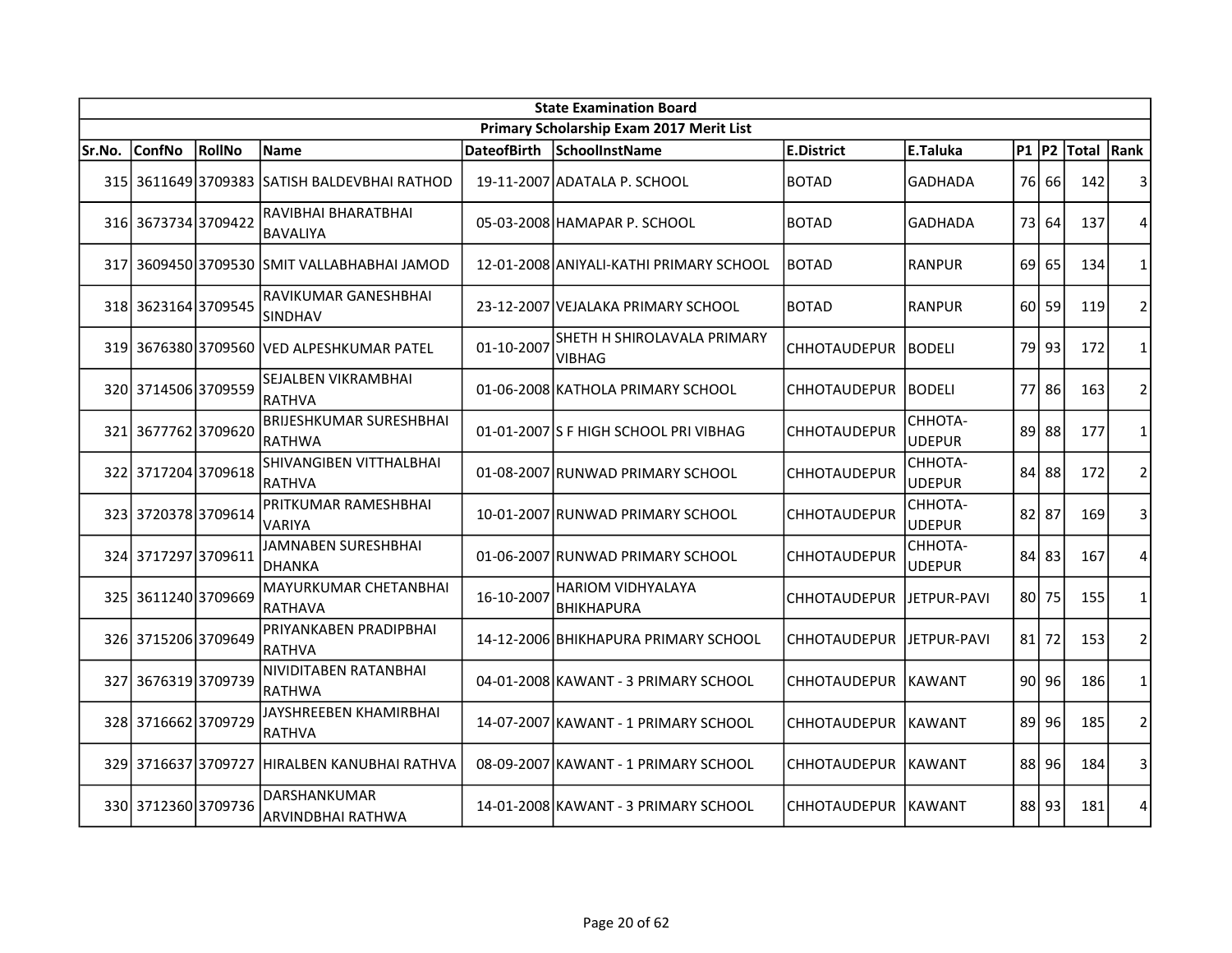| State Examination Board | | | | | | | | | | | |
|---|---|---|---|---|---|---|---|---|---|---|---|
| Primary Scholarship Exam 2017 Merit List | | | | | | | | | | | |
| Sr.No. | ConfNo | RollNo | Name | DateofBirth | SchoolInstName | E.District | E.Taluka | P1 | P2 | Total | Rank |
| 315 | 3611649 | 3709383 | SATISH BALDEVBHAI RATHOD | 19-11-2007 | ADATALA P. SCHOOL | BOTAD | GADHADA | 76 | 66 | 142 | 3 |
| 316 | 3673734 | 3709422 | RAVIBHAI BHARATBHAI BAVALIYA | 05-03-2008 | HAMAPAR P. SCHOOL | BOTAD | GADHADA | 73 | 64 | 137 | 4 |
| 317 | 3609450 | 3709530 | SMIT VALLABHABHAI JAMOD | 12-01-2008 | ANIYALI-KATHI PRIMARY SCHOOL | BOTAD | RANPUR | 69 | 65 | 134 | 1 |
| 318 | 3623164 | 3709545 | RAVIKUMAR GANESHBHAI SINDHAV | 23-12-2007 | VEJALAKA PRIMARY SCHOOL | BOTAD | RANPUR | 60 | 59 | 119 | 2 |
| 319 | 3676380 | 3709560 | VED ALPESHKUMAR PATEL | 01-10-2007 | SHETH H SHIROLAVALA PRIMARY VIBHAG | CHHOTAUDEPUR | BODELI | 79 | 93 | 172 | 1 |
| 320 | 3714506 | 3709559 | SEJALBEN VIKRAMBHAI RATHVA | 01-06-2008 | KATHOLA PRIMARY SCHOOL | CHHOTAUDEPUR | BODELI | 77 | 86 | 163 | 2 |
| 321 | 3677762 | 3709620 | BRIJESHKUMAR SURESHBHAI RATHWA | 01-01-2007 | S F HIGH SCHOOL PRI VIBHAG | CHHOTAUDEPUR | CHHOTA-UDEPUR | 89 | 88 | 177 | 1 |
| 322 | 3717204 | 3709618 | SHIVANGIBEN VITTHALBHAI RATHVA | 01-08-2007 | RUNWAD PRIMARY SCHOOL | CHHOTAUDEPUR | CHHOTA-UDEPUR | 84 | 88 | 172 | 2 |
| 323 | 3720378 | 3709614 | PRITKUMAR RAMESHBHAI VARIYA | 10-01-2007 | RUNWAD PRIMARY SCHOOL | CHHOTAUDEPUR | CHHOTA-UDEPUR | 82 | 87 | 169 | 3 |
| 324 | 3717297 | 3709611 | JAMNABEN SURESHBHAI DHANKA | 01-06-2007 | RUNWAD PRIMARY SCHOOL | CHHOTAUDEPUR | CHHOTA-UDEPUR | 84 | 83 | 167 | 4 |
| 325 | 3611240 | 3709669 | MAYURKUMAR CHETANBHAI RATHAVA | 16-10-2007 | HARIOM VIDHYALAYA BHIKHAPURA | CHHOTAUDEPUR | JETPUR-PAVI | 80 | 75 | 155 | 1 |
| 326 | 3715206 | 3709649 | PRIYANKABEN PRADIPBHAI RATHVA | 14-12-2006 | BHIKHAPURA PRIMARY SCHOOL | CHHOTAUDEPUR | JETPUR-PAVI | 81 | 72 | 153 | 2 |
| 327 | 3676319 | 3709739 | NIVIDITABEN RATANBHAI RATHWA | 04-01-2008 | KAWANT - 3 PRIMARY SCHOOL | CHHOTAUDEPUR | KAWANT | 90 | 96 | 186 | 1 |
| 328 | 3716662 | 3709729 | JAYSHREEBEN KHAMIRBHAI RATHVA | 14-07-2007 | KAWANT - 1 PRIMARY SCHOOL | CHHOTAUDEPUR | KAWANT | 89 | 96 | 185 | 2 |
| 329 | 3716637 | 3709727 | HIRALBEN KANUBHAI RATHVA | 08-09-2007 | KAWANT - 1 PRIMARY SCHOOL | CHHOTAUDEPUR | KAWANT | 88 | 96 | 184 | 3 |
| 330 | 3712360 | 3709736 | DARSHANKUMAR ARVINDBHAI RATHWA | 14-01-2008 | KAWANT - 3 PRIMARY SCHOOL | CHHOTAUDEPUR | KAWANT | 88 | 93 | 181 | 4 |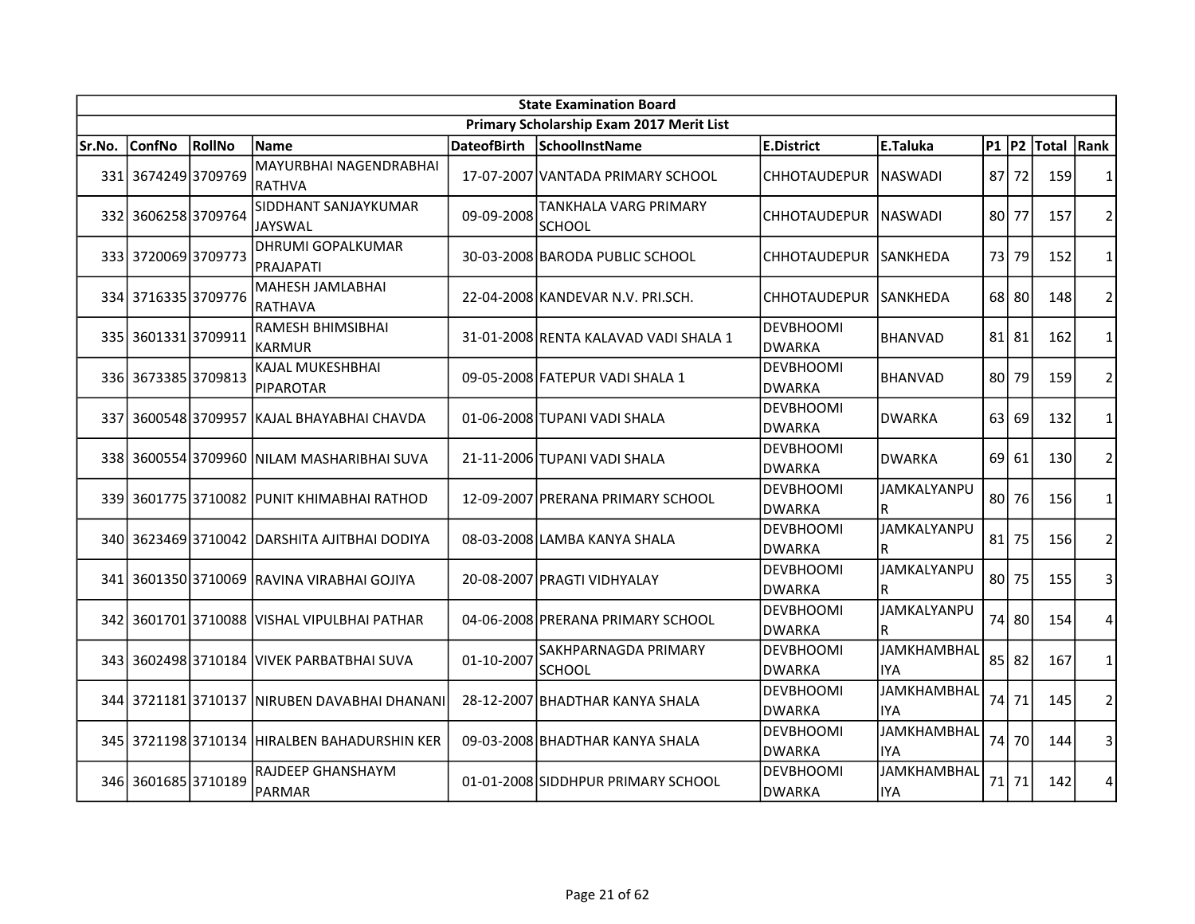| State Examination Board | | | | | | | | | | | |
|---|---|---|---|---|---|---|---|---|---|---|---|
| Primary Scholarship Exam 2017 Merit List | | | | | | | | | | | |
| Sr.No. | ConfNo | RollNo | Name | DateofBirth | SchoolInstName | E.District | E.Taluka | P1 | P2 | Total | Rank |
| 331 | 3674249 | 3709769 | MAYURBHAI NAGENDRABHAI RATHVA | 17-07-2007 | VANTADA PRIMARY SCHOOL | CHHOTAUDEPUR | NASWADI | 87 | 72 | 159 | 1 |
| 332 | 3606258 | 3709764 | SIDDHANT SANJAYKUMAR JAYSWAL | 09-09-2008 | TANKHALA VARG PRIMARY SCHOOL | CHHOTAUDEPUR | NASWADI | 80 | 77 | 157 | 2 |
| 333 | 3720069 | 3709773 | DHRUMI GOPALKUMAR PRAJAPATI | 30-03-2008 | BARODA PUBLIC SCHOOL | CHHOTAUDEPUR | SANKHEDA | 73 | 79 | 152 | 1 |
| 334 | 3716335 | 3709776 | MAHESH JAMLABHAI RATHAVA | 22-04-2008 | KANDEVAR N.V. PRI.SCH. | CHHOTAUDEPUR | SANKHEDA | 68 | 80 | 148 | 2 |
| 335 | 3601331 | 3709911 | RAMESH BHIMSIBHAI KARMUR | 31-01-2008 | RENTA KALAVAD VADI SHALA 1 | DEVBHOOMI DWARKA | BHANVAD | 81 | 81 | 162 | 1 |
| 336 | 3673385 | 3709813 | KAJAL MUKESHBHAI PIPAROTAR | 09-05-2008 | FATEPUR VADI SHALA 1 | DEVBHOOMI DWARKA | BHANVAD | 80 | 79 | 159 | 2 |
| 337 | 3600548 | 3709957 | KAJAL BHAYABHAI CHAVDA | 01-06-2008 | TUPANI VADI SHALA | DEVBHOOMI DWARKA | DWARKA | 63 | 69 | 132 | 1 |
| 338 | 3600554 | 3709960 | NILAM MASHARIBHAI SUVA | 21-11-2006 | TUPANI VADI SHALA | DEVBHOOMI DWARKA | DWARKA | 69 | 61 | 130 | 2 |
| 339 | 3601775 | 3710082 | PUNIT KHIMABHAI RATHOD | 12-09-2007 | PRERANA PRIMARY SCHOOL | DEVBHOOMI DWARKA | JAMKALYANPUR | 80 | 76 | 156 | 1 |
| 340 | 3623469 | 3710042 | DARSHITA AJITBHAI DODIYA | 08-03-2008 | LAMBA KANYA SHALA | DEVBHOOMI DWARKA | JAMKALYANPUR | 81 | 75 | 156 | 2 |
| 341 | 3601350 | 3710069 | RAVINA VIRABHAI GOJIYA | 20-08-2007 | PRAGTI VIDHYALAY | DEVBHOOMI DWARKA | JAMKALYANPUR | 80 | 75 | 155 | 3 |
| 342 | 3601701 | 3710088 | VISHAL VIPULBHAI PATHAR | 04-06-2008 | PRERANA PRIMARY SCHOOL | DEVBHOOMI DWARKA | JAMKALYANPUR | 74 | 80 | 154 | 4 |
| 343 | 3602498 | 3710184 | VIVEK PARBATBHAI SUVA | 01-10-2007 | SAKHPARNAGDA PRIMARY SCHOOL | DEVBHOOMI DWARKA | JAMKHAMBHALIYA | 85 | 82 | 167 | 1 |
| 344 | 3721181 | 3710137 | NIRUBEN DAVABHAI DHANANI | 28-12-2007 | BHADTHAR KANYA SHALA | DEVBHOOMI DWARKA | JAMKHAMBHALIYA | 74 | 71 | 145 | 2 |
| 345 | 3721198 | 3710134 | HIRALBEN BAHADURSHIN KER | 09-03-2008 | BHADTHAR KANYA SHALA | DEVBHOOMI DWARKA | JAMKHAMBHALIYA | 74 | 70 | 144 | 3 |
| 346 | 3601685 | 3710189 | RAJDEEP GHANSHAYM PARMAR | 01-01-2008 | SIDDHPUR PRIMARY SCHOOL | DEVBHOOMI DWARKA | JAMKHAMBHALIYA | 71 | 71 | 142 | 4 |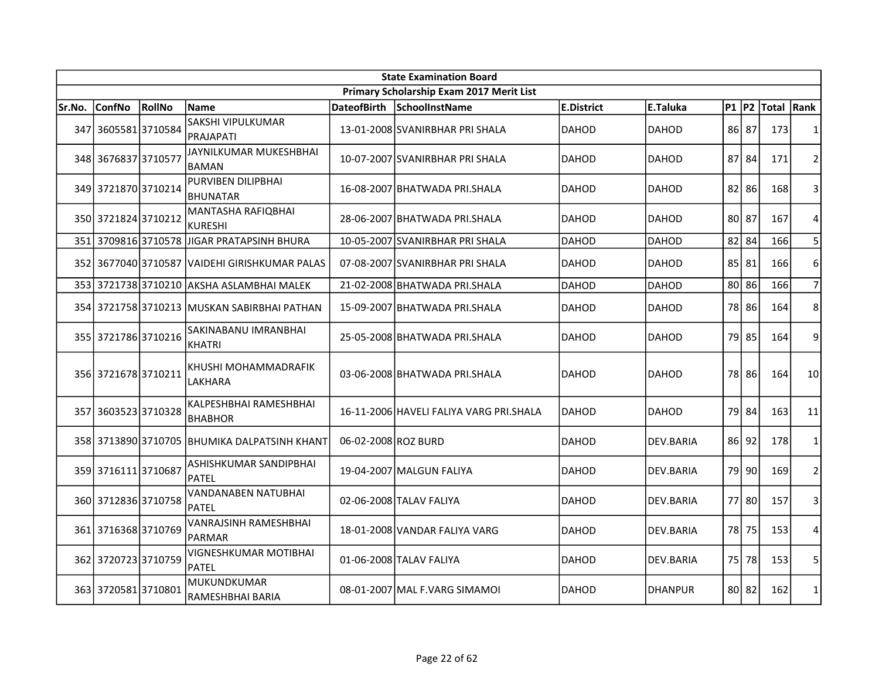| State Examination Board | | | | | | | | | | | |
|---|---|---|---|---|---|---|---|---|---|---|---|
| Primary Scholarship Exam 2017 Merit List | | | | | | | | | | | |
| Sr.No. | ConfNo | RollNo | Name | DateofBirth | SchoolInstName | E.District | E.Taluka | P1 | P2 | Total | Rank |
| 347 | 3605581 | 3710584 | SAKSHI VIPULKUMAR PRAJAPATI | 13-01-2008 | SVANIRBHAR PRI SHALA | DAHOD | DAHOD | 86 | 87 | 173 | 1 |
| 348 | 3676837 | 3710577 | JAYNILKUMAR MUKESHBHAI BAMAN | 10-07-2007 | SVANIRBHAR PRI SHALA | DAHOD | DAHOD | 87 | 84 | 171 | 2 |
| 349 | 3721870 | 3710214 | PURVIBEN DILIPBHAI BHUNATAR | 16-08-2007 | BHATWADA PRI.SHALA | DAHOD | DAHOD | 82 | 86 | 168 | 3 |
| 350 | 3721824 | 3710212 | MANTASHA RAFIQBHAI KURESHI | 28-06-2007 | BHATWADA PRI.SHALA | DAHOD | DAHOD | 80 | 87 | 167 | 4 |
| 351 | 3709816 | 3710578 | JIGAR PRATAPSINH BHURA | 10-05-2007 | SVANIRBHAR PRI SHALA | DAHOD | DAHOD | 82 | 84 | 166 | 5 |
| 352 | 3677040 | 3710587 | VAIDEHI GIRISHKUMAR PALAS | 07-08-2007 | SVANIRBHAR PRI SHALA | DAHOD | DAHOD | 85 | 81 | 166 | 6 |
| 353 | 3721738 | 3710210 | AKSHA ASLAMBHAI MALEK | 21-02-2008 | BHATWADA PRI.SHALA | DAHOD | DAHOD | 80 | 86 | 166 | 7 |
| 354 | 3721758 | 3710213 | MUSKAN SABIRBHAI PATHAN | 15-09-2007 | BHATWADA PRI.SHALA | DAHOD | DAHOD | 78 | 86 | 164 | 8 |
| 355 | 3721786 | 3710216 | SAKINABANU IMRANBHAI KHATRI | 25-05-2008 | BHATWADA PRI.SHALA | DAHOD | DAHOD | 79 | 85 | 164 | 9 |
| 356 | 3721678 | 3710211 | KHUSHI MOHAMMADRAFIK LAKHARA | 03-06-2008 | BHATWADA PRI.SHALA | DAHOD | DAHOD | 78 | 86 | 164 | 10 |
| 357 | 3603523 | 3710328 | KALPESHBHAI RAMESHBHAI BHABHOR | 16-11-2006 | HAVELI FALIYA VARG PRI.SHALA | DAHOD | DAHOD | 79 | 84 | 163 | 11 |
| 358 | 3713890 | 3710705 | BHUMIKA DALPATSINH KHANT | 06-02-2008 | ROZ BURD | DAHOD | DEV.BARIA | 86 | 92 | 178 | 1 |
| 359 | 3716111 | 3710687 | ASHISHKUMAR SANDIPBHAI PATEL | 19-04-2007 | MALGUN FALIYA | DAHOD | DEV.BARIA | 79 | 90 | 169 | 2 |
| 360 | 3712836 | 3710758 | VANDANABEN NATUBHAI PATEL | 02-06-2008 | TALAV FALIYA | DAHOD | DEV.BARIA | 77 | 80 | 157 | 3 |
| 361 | 3716368 | 3710769 | VANRAJSINH RAMESHBHAI PARMAR | 18-01-2008 | VANDAR FALIYA VARG | DAHOD | DEV.BARIA | 78 | 75 | 153 | 4 |
| 362 | 3720723 | 3710759 | VIGNESHKUMAR MOTIBHAI PATEL | 01-06-2008 | TALAV FALIYA | DAHOD | DEV.BARIA | 75 | 78 | 153 | 5 |
| 363 | 3720581 | 3710801 | MUKUNDKUMAR RAMESHBHAI BARIA | 08-01-2007 | MAL F.VARG SIMAMOI | DAHOD | DHANPUR | 80 | 82 | 162 | 1 |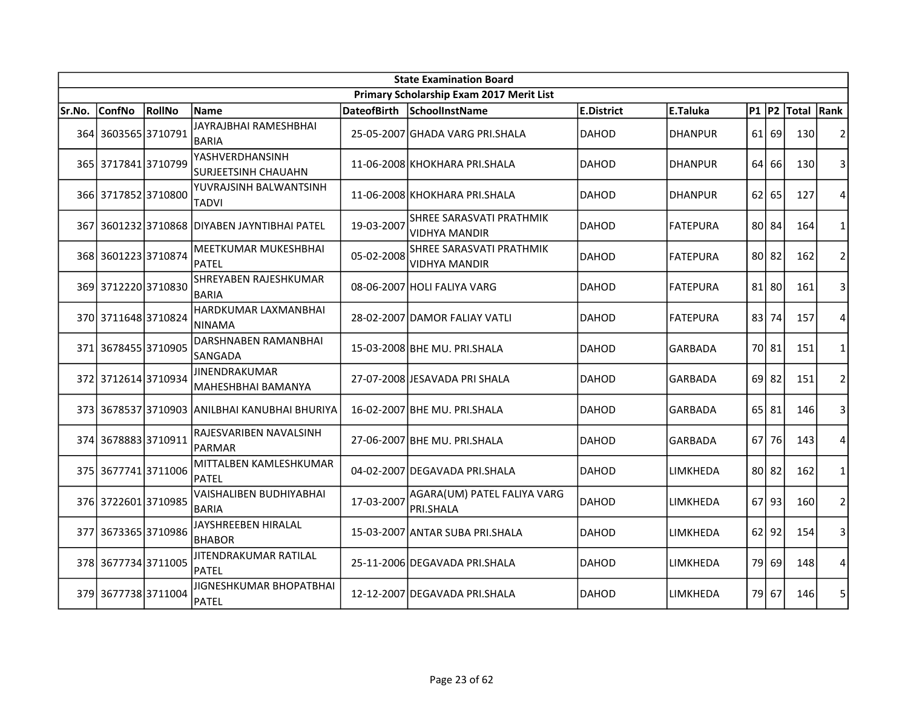| State Examination Board | | | | | | | | | | | |
|---|---|---|---|---|---|---|---|---|---|---|---|
| Primary Scholarship Exam 2017 Merit List | | | | | | | | | | | |
| Sr.No. | ConfNo | RollNo | Name | DateofBirth | SchoolInstName | E.District | E.Taluka | P1 | P2 | Total | Rank |
| 364 | 3603565 | 3710791 | JAYRAJBHAI RAMESHBHAI BARIA | 25-05-2007 | GHADA VARG PRI.SHALA | DAHOD | DHANPUR | 61 | 69 | 130 | 2 |
| 365 | 3717841 | 3710799 | YASHVERDHANSINH SURJEETSINH CHAUAHN | 11-06-2008 | KHOKHARA PRI.SHALA | DAHOD | DHANPUR | 64 | 66 | 130 | 3 |
| 366 | 3717852 | 3710800 | YUVRAJSINH BALWANTSINH TADVI | 11-06-2008 | KHOKHARA PRI.SHALA | DAHOD | DHANPUR | 62 | 65 | 127 | 4 |
| 367 | 3601232 | 3710868 | DIYABEN JAYNTIBHAI PATEL | 19-03-2007 | SHREE SARASVATI PRATHMIK VIDHYA MANDIR | DAHOD | FATEPURA | 80 | 84 | 164 | 1 |
| 368 | 3601223 | 3710874 | MEETKUMAR MUKESHBHAI PATEL | 05-02-2008 | SHREE SARASVATI PRATHMIK VIDHYA MANDIR | DAHOD | FATEPURA | 80 | 82 | 162 | 2 |
| 369 | 3712220 | 3710830 | SHREYABEN RAJESHKUMAR BARIA | 08-06-2007 | HOLI FALIYA VARG | DAHOD | FATEPURA | 81 | 80 | 161 | 3 |
| 370 | 3711648 | 3710824 | HARDKUMAR LAXMANBHAI NINAMA | 28-02-2007 | DAMOR FALIAY VATLI | DAHOD | FATEPURA | 83 | 74 | 157 | 4 |
| 371 | 3678455 | 3710905 | DARSHNABEN RAMANBHAI SANGADA | 15-03-2008 | BHE MU. PRI.SHALA | DAHOD | GARBADA | 70 | 81 | 151 | 1 |
| 372 | 3712614 | 3710934 | JINENDRAKUMAR MAHESHBHAI BAMANYA | 27-07-2008 | JESAVADA PRI SHALA | DAHOD | GARBADA | 69 | 82 | 151 | 2 |
| 373 | 3678537 | 3710903 | ANILBHAI KANUBHAI BHURIYA | 16-02-2007 | BHE MU. PRI.SHALA | DAHOD | GARBADA | 65 | 81 | 146 | 3 |
| 374 | 3678883 | 3710911 | RAJESVARIBEN NAVALSINH PARMAR | 27-06-2007 | BHE MU. PRI.SHALA | DAHOD | GARBADA | 67 | 76 | 143 | 4 |
| 375 | 3677741 | 3711006 | MITTALBEN KAMLESHKUMAR PATEL | 04-02-2007 | DEGAVADA PRI.SHALA | DAHOD | LIMKHEDA | 80 | 82 | 162 | 1 |
| 376 | 3722601 | 3710985 | VAISHALIBEN BUDHIYABHAI BARIA | 17-03-2007 | AGARA(UM) PATEL FALIYA VARG PRI.SHALA | DAHOD | LIMKHEDA | 67 | 93 | 160 | 2 |
| 377 | 3673365 | 3710986 | JAYSHREEBEN HIRALAL BHABOR | 15-03-2007 | ANTAR SUBA PRI.SHALA | DAHOD | LIMKHEDA | 62 | 92 | 154 | 3 |
| 378 | 3677734 | 3711005 | JITENDRAKUMAR RATILAL PATEL | 25-11-2006 | DEGAVADA PRI.SHALA | DAHOD | LIMKHEDA | 79 | 69 | 148 | 4 |
| 379 | 3677738 | 3711004 | JIGNESHKUMAR BHOPATBHAI PATEL | 12-12-2007 | DEGAVADA PRI.SHALA | DAHOD | LIMKHEDA | 79 | 67 | 146 | 5 |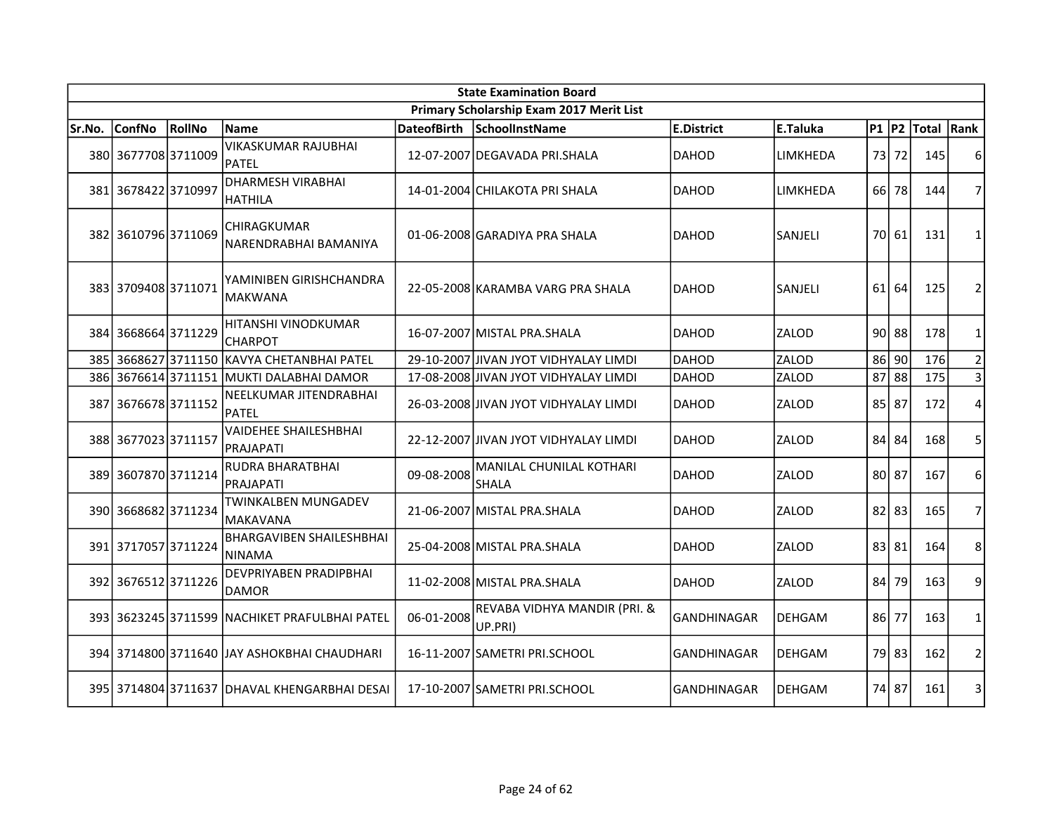| State Examination Board | | | | | | | | | | | |
|---|---|---|---|---|---|---|---|---|---|---|---|
| Primary Scholarship Exam 2017 Merit List | | | | | | | | | | | |
| Sr.No. | ConfNo | RollNo | Name | DateofBirth | SchoolInstName | E.District | E.Taluka | P1 | P2 | Total | Rank |
| 380 | 3677708 | 3711009 | VIKASKUMAR RAJUBHAI PATEL | 12-07-2007 | DEGAVADA PRI.SHALA | DAHOD | LIMKHEDA | 73 | 72 | 145 | 6 |
| 381 | 3678422 | 3710997 | DHARMESH VIRABHAI HATHILA | 14-01-2004 | CHILAKOTA PRI SHALA | DAHOD | LIMKHEDA | 66 | 78 | 144 | 7 |
| 382 | 3610796 | 3711069 | CHIRAGKUMAR NARENDRABHAI BAMANIYA | 01-06-2008 | GARADIYA PRA SHALA | DAHOD | SANJELI | 70 | 61 | 131 | 1 |
| 383 | 3709408 | 3711071 | YAMINIBEN GIRISHCHANDRA MAKWANA | 22-05-2008 | KARAMBA VARG PRA SHALA | DAHOD | SANJELI | 61 | 64 | 125 | 2 |
| 384 | 3668664 | 3711229 | HITANSHI VINODKUMAR CHARPOT | 16-07-2007 | MISTAL PRA.SHALA | DAHOD | ZALOD | 90 | 88 | 178 | 1 |
| 385 | 3668627 | 3711150 | KAVYA CHETANBHAI PATEL | 29-10-2007 | JIVAN JYOT VIDHYALAY LIMDI | DAHOD | ZALOD | 86 | 90 | 176 | 2 |
| 386 | 3676614 | 3711151 | MUKTI DALABHAI DAMOR | 17-08-2008 | JIVAN JYOT VIDHYALAY LIMDI | DAHOD | ZALOD | 87 | 88 | 175 | 3 |
| 387 | 3676678 | 3711152 | NEELKUMAR JITENDRABHAI PATEL | 26-03-2008 | JIVAN JYOT VIDHYALAY LIMDI | DAHOD | ZALOD | 85 | 87 | 172 | 4 |
| 388 | 3677023 | 3711157 | VAIDEHEE SHAILESHBHAI PRAJAPATI | 22-12-2007 | JIVAN JYOT VIDHYALAY LIMDI | DAHOD | ZALOD | 84 | 84 | 168 | 5 |
| 389 | 3607870 | 3711214 | RUDRA BHARATBHAI PRAJAPATI | 09-08-2008 | MANILAL CHUNILAL KOTHARI SHALA | DAHOD | ZALOD | 80 | 87 | 167 | 6 |
| 390 | 3668682 | 3711234 | TWINKALBEN MUNGADEV MAKAVANA | 21-06-2007 | MISTAL PRA.SHALA | DAHOD | ZALOD | 82 | 83 | 165 | 7 |
| 391 | 3717057 | 3711224 | BHARGAVIBEN SHAILESHBHAI NINAMA | 25-04-2008 | MISTAL PRA.SHALA | DAHOD | ZALOD | 83 | 81 | 164 | 8 |
| 392 | 3676512 | 3711226 | DEVPRIYABEN PRADIPBHAI DAMOR | 11-02-2008 | MISTAL PRA.SHALA | DAHOD | ZALOD | 84 | 79 | 163 | 9 |
| 393 | 3623245 | 3711599 | NACHIKET PRAFULBHAI PATEL | 06-01-2008 | REVABA VIDHYA MANDIR (PRI. & UP.PRI) | GANDHINAGAR | DEHGAM | 86 | 77 | 163 | 1 |
| 394 | 3714800 | 3711640 | JAY ASHOKBHAI CHAUDHARI | 16-11-2007 | SAMETRI PRI.SCHOOL | GANDHINAGAR | DEHGAM | 79 | 83 | 162 | 2 |
| 395 | 3714804 | 3711637 | DHAVAL KHENGARBHAI DESAI | 17-10-2007 | SAMETRI PRI.SCHOOL | GANDHINAGAR | DEHGAM | 74 | 87 | 161 | 3 |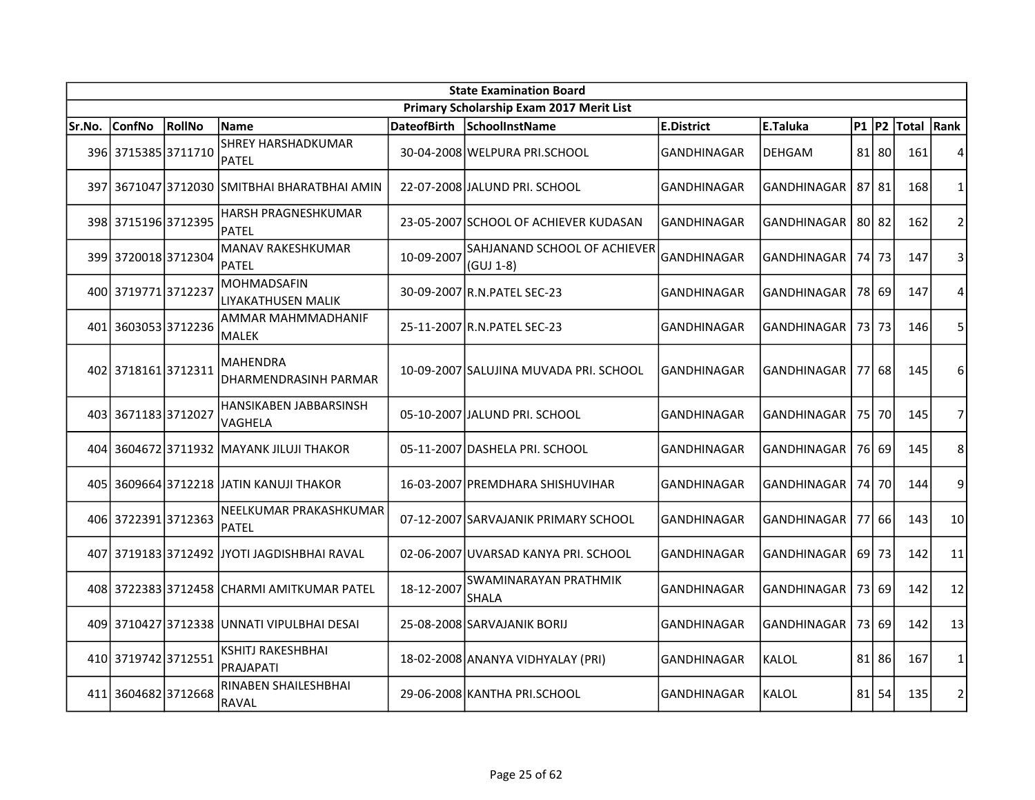| State Examination Board | | | | | | | | | | | |
|---|---|---|---|---|---|---|---|---|---|---|---|
| Primary Scholarship Exam 2017 Merit List | | | | | | | | | | | |
| Sr.No. | ConfNo | RollNo | Name | DateofBirth | SchoolInstName | E.District | E.Taluka | P1 | P2 | Total | Rank |
| 396 | 3715385 | 3711710 | SHREY HARSHADKUMAR PATEL | 30-04-2008 | WELPURA PRI.SCHOOL | GANDHINAGAR | DEHGAM | 81 | 80 | 161 | 4 |
| 397 | 3671047 | 3712030 | SMITBHAI BHARATBHAI AMIN | 22-07-2008 | JALUND PRI. SCHOOL | GANDHINAGAR | GANDHINAGAR | 87 | 81 | 168 | 1 |
| 398 | 3715196 | 3712395 | HARSH PRAGNESHKUMAR PATEL | 23-05-2007 | SCHOOL OF ACHIEVER KUDASAN | GANDHINAGAR | GANDHINAGAR | 80 | 82 | 162 | 2 |
| 399 | 3720018 | 3712304 | MANAV RAKESHKUMAR PATEL | 10-09-2007 | SAHJANAND SCHOOL OF ACHIEVER (GUJ 1-8) | GANDHINAGAR | GANDHINAGAR | 74 | 73 | 147 | 3 |
| 400 | 3719771 | 3712237 | MOHMADSAFIN LIYAKATHUSEN MALIK | 30-09-2007 | R.N.PATEL SEC-23 | GANDHINAGAR | GANDHINAGAR | 78 | 69 | 147 | 4 |
| 401 | 3603053 | 3712236 | AMMAR MAHMMADHANIF MALEK | 25-11-2007 | R.N.PATEL SEC-23 | GANDHINAGAR | GANDHINAGAR | 73 | 73 | 146 | 5 |
| 402 | 3718161 | 3712311 | MAHENDRA DHARMENDRASINH PARMAR | 10-09-2007 | SALUJINA MUVADA PRI. SCHOOL | GANDHINAGAR | GANDHINAGAR | 77 | 68 | 145 | 6 |
| 403 | 3671183 | 3712027 | HANSIKABEN JABBARSINSH VAGHELA | 05-10-2007 | JALUND PRI. SCHOOL | GANDHINAGAR | GANDHINAGAR | 75 | 70 | 145 | 7 |
| 404 | 3604672 | 3711932 | MAYANK JILUJI THAKOR | 05-11-2007 | DASHELA PRI. SCHOOL | GANDHINAGAR | GANDHINAGAR | 76 | 69 | 145 | 8 |
| 405 | 3609664 | 3712218 | JATIN KANUJI THAKOR | 16-03-2007 | PREMDHARA SHISHUVIHAR | GANDHINAGAR | GANDHINAGAR | 74 | 70 | 144 | 9 |
| 406 | 3722391 | 3712363 | NEELKUMAR PRAKASHKUMAR PATEL | 07-12-2007 | SARVAJANIK PRIMARY SCHOOL | GANDHINAGAR | GANDHINAGAR | 77 | 66 | 143 | 10 |
| 407 | 3719183 | 3712492 | JYOTI JAGDISHBHAI RAVAL | 02-06-2007 | UVARSAD KANYA PRI. SCHOOL | GANDHINAGAR | GANDHINAGAR | 69 | 73 | 142 | 11 |
| 408 | 3722383 | 3712458 | CHARMI AMITKUMAR PATEL | 18-12-2007 | SWAMINARAYAN PRATHMIK SHALA | GANDHINAGAR | GANDHINAGAR | 73 | 69 | 142 | 12 |
| 409 | 3710427 | 3712338 | UNNATI VIPULBHAI DESAI | 25-08-2008 | SARVAJANIK BORIJ | GANDHINAGAR | GANDHINAGAR | 73 | 69 | 142 | 13 |
| 410 | 3719742 | 3712551 | KSHITJ RAKESHBHAI PRAJAPATI | 18-02-2008 | ANANYA VIDHYALAY (PRI) | GANDHINAGAR | KALOL | 81 | 86 | 167 | 1 |
| 411 | 3604682 | 3712668 | RINABEN SHAILESHBHAI RAVAL | 29-06-2008 | KANTHA PRI.SCHOOL | GANDHINAGAR | KALOL | 81 | 54 | 135 | 2 |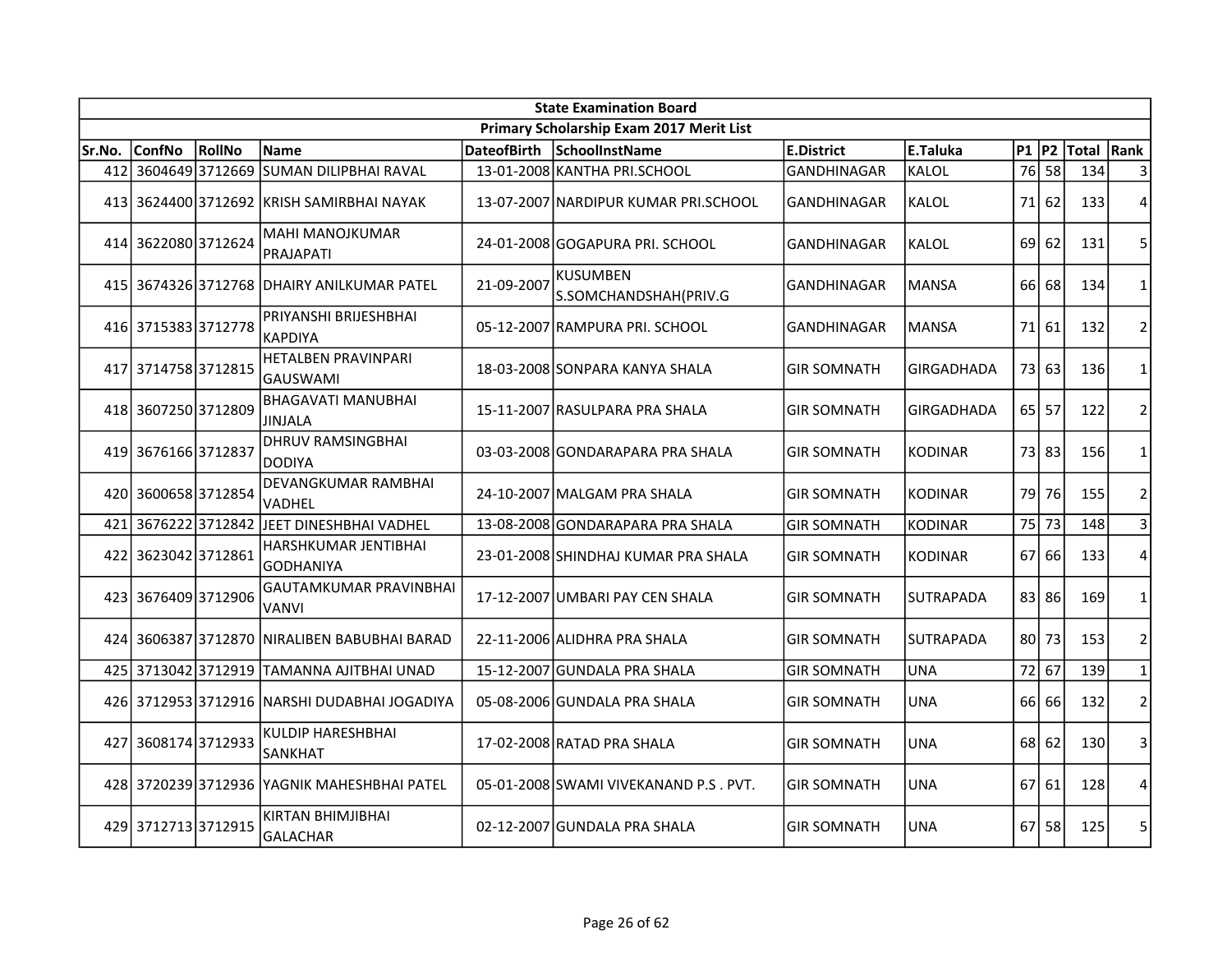| State Examination Board | | | | | | | | | | | | |
|---|---|---|---|---|---|---|---|---|---|---|---|---|
| Primary Scholarship Exam 2017 Merit List | | | | | | | | | | | | |
| Sr.No. | ConfNo | RollNo | Name | DateofBirth | SchoolInstName | E.District | E.Taluka | P1 | P2 | Total | Rank |
| 412 | 3604649 | 3712669 | SUMAN DILIPBHAI RAVAL | 13-01-2008 | KANTHA PRI.SCHOOL | GANDHINAGAR | KALOL | 76 | 58 | 134 | 3 |
| 413 | 3624400 | 3712692 | KRISH SAMIRBHAI NAYAK | 13-07-2007 | NARDIPUR KUMAR PRI.SCHOOL | GANDHINAGAR | KALOL | 71 | 62 | 133 | 4 |
| 414 | 3622080 | 3712624 | MAHI MANOJKUMAR PRAJAPATI | 24-01-2008 | GOGAPURA PRI. SCHOOL | GANDHINAGAR | KALOL | 69 | 62 | 131 | 5 |
| 415 | 3674326 | 3712768 | DHAIRY ANILKUMAR PATEL | 21-09-2007 | KUSUMBEN S.SOMCHANDSHAH(PRIV.G | GANDHINAGAR | MANSA | 66 | 68 | 134 | 1 |
| 416 | 3715383 | 3712778 | PRIYANSHI BRIJESHBHAI KAPDIYA | 05-12-2007 | RAMPURA PRI. SCHOOL | GANDHINAGAR | MANSA | 71 | 61 | 132 | 2 |
| 417 | 3714758 | 3712815 | HETALBEN PRAVINPARI GAUSWAMI | 18-03-2008 | SONPARA KANYA SHALA | GIR SOMNATH | GIRGADHADA | 73 | 63 | 136 | 1 |
| 418 | 3607250 | 3712809 | BHAGAVATI MANUBHAI JINJALA | 15-11-2007 | RASULPARA PRA SHALA | GIR SOMNATH | GIRGADHADA | 65 | 57 | 122 | 2 |
| 419 | 3676166 | 3712837 | DHRUV RAMSINGBHAI DODIYA | 03-03-2008 | GONDARAPARA PRA SHALA | GIR SOMNATH | KODINAR | 73 | 83 | 156 | 1 |
| 420 | 3600658 | 3712854 | DEVANGKUMAR RAMBHAI VADHEL | 24-10-2007 | MALGAM PRA SHALA | GIR SOMNATH | KODINAR | 79 | 76 | 155 | 2 |
| 421 | 3676222 | 3712842 | JEET DINESHBHAI VADHEL | 13-08-2008 | GONDARAPARA PRA SHALA | GIR SOMNATH | KODINAR | 75 | 73 | 148 | 3 |
| 422 | 3623042 | 3712861 | HARSHKUMAR JENTIBHAI GODHANIYA | 23-01-2008 | SHINDHAJ KUMAR PRA SHALA | GIR SOMNATH | KODINAR | 67 | 66 | 133 | 4 |
| 423 | 3676409 | 3712906 | GAUTAMKUMAR PRAVINBHAI VANVI | 17-12-2007 | UMBARI PAY CEN SHALA | GIR SOMNATH | SUTRAPADA | 83 | 86 | 169 | 1 |
| 424 | 3606387 | 3712870 | NIRALIBEN BABUBHAI BARAD | 22-11-2006 | ALIDHRA PRA SHALA | GIR SOMNATH | SUTRAPADA | 80 | 73 | 153 | 2 |
| 425 | 3713042 | 3712919 | TAMANNA AJITBHAI UNAD | 15-12-2007 | GUNDALA PRA SHALA | GIR SOMNATH | UNA | 72 | 67 | 139 | 1 |
| 426 | 3712953 | 3712916 | NARSHI DUDABHAI JOGADIYA | 05-08-2006 | GUNDALA PRA SHALA | GIR SOMNATH | UNA | 66 | 66 | 132 | 2 |
| 427 | 3608174 | 3712933 | KULDIP HARESHBHAI SANKHAT | 17-02-2008 | RATAD PRA SHALA | GIR SOMNATH | UNA | 68 | 62 | 130 | 3 |
| 428 | 3720239 | 3712936 | YAGNIK MAHESHBHAI PATEL | 05-01-2008 | SWAMI VIVEKANAND P.S . PVT. | GIR SOMNATH | UNA | 67 | 61 | 128 | 4 |
| 429 | 3712713 | 3712915 | KIRTAN BHIMJIBHAI GALACHAR | 02-12-2007 | GUNDALA PRA SHALA | GIR SOMNATH | UNA | 67 | 58 | 125 | 5 |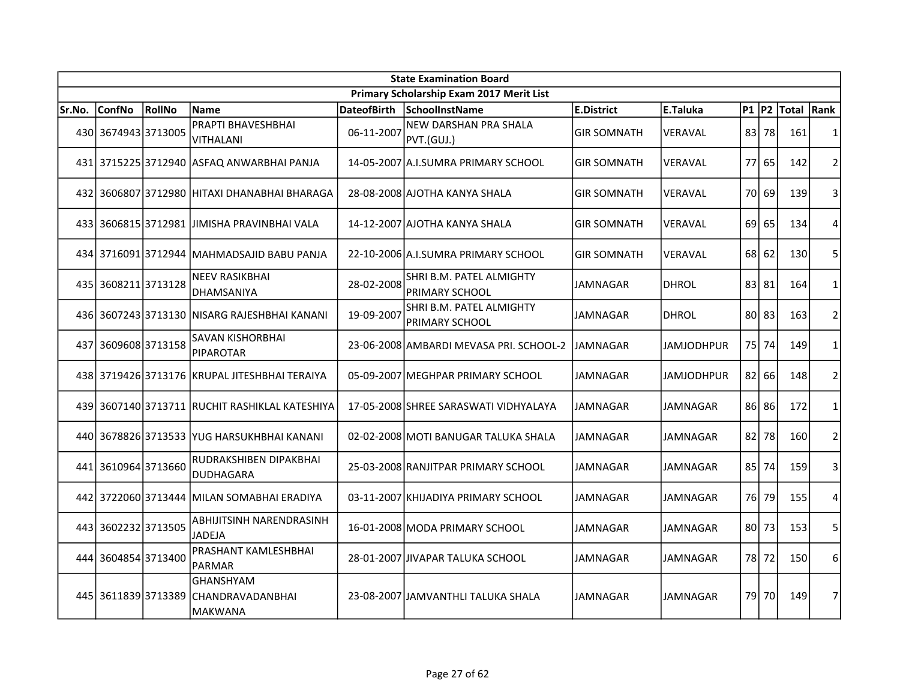| State Examination Board | | | | | | | | | | | | |
|---|---|---|---|---|---|---|---|---|---|---|---|---|
| Primary Scholarship Exam 2017 Merit List | | | | | | | | | | | | |
| Sr.No. | ConfNo | RollNo | Name | DateofBirth | SchoolInstName | E.District | E.Taluka | P1 | P2 | Total | Rank |
| 430 | 3674943 | 3713005 | PRAPTI BHAVESHBHAI VITHALANI | 06-11-2007 | NEW DARSHAN PRA SHALA PVT.(GUJ.) | GIR SOMNATH | VERAVAL | 83 | 78 | 161 | 1 |
| 431 | 3715225 | 3712940 | ASFAQ ANWARBHAI PANJA | 14-05-2007 | A.I.SUMRA PRIMARY SCHOOL | GIR SOMNATH | VERAVAL | 77 | 65 | 142 | 2 |
| 432 | 3606807 | 3712980 | HITAXI DHANABHAI BHARAGA | 28-08-2008 | AJOTHA KANYA SHALA | GIR SOMNATH | VERAVAL | 70 | 69 | 139 | 3 |
| 433 | 3606815 | 3712981 | JIMISHA PRAVINBHAI VALA | 14-12-2007 | AJOTHA KANYA SHALA | GIR SOMNATH | VERAVAL | 69 | 65 | 134 | 4 |
| 434 | 3716091 | 3712944 | MAHMADSAJID BABU PANJA | 22-10-2006 | A.I.SUMRA PRIMARY SCHOOL | GIR SOMNATH | VERAVAL | 68 | 62 | 130 | 5 |
| 435 | 3608211 | 3713128 | NEEV RASIKBHAI DHAMSANIYA | 28-02-2008 | SHRI B.M. PATEL ALMIGHTY PRIMARY SCHOOL | JAMNAGAR | DHROL | 83 | 81 | 164 | 1 |
| 436 | 3607243 | 3713130 | NISARG RAJESHBHAI KANANI | 19-09-2007 | SHRI B.M. PATEL ALMIGHTY PRIMARY SCHOOL | JAMNAGAR | DHROL | 80 | 83 | 163 | 2 |
| 437 | 3609608 | 3713158 | SAVAN KISHORBHAI PIPAROTAR | 23-06-2008 | AMBARDI MEVASA PRI. SCHOOL-2 | JAMNAGAR | JAMJODHPUR | 75 | 74 | 149 | 1 |
| 438 | 3719426 | 3713176 | KRUPAL JITESHBHAI TERAIYA | 05-09-2007 | MEGHPAR PRIMARY SCHOOL | JAMNAGAR | JAMJODHPUR | 82 | 66 | 148 | 2 |
| 439 | 3607140 | 3713711 | RUCHIT RASHIKLAL KATESHIYA | 17-05-2008 | SHREE SARASWATI VIDHYALAYA | JAMNAGAR | JAMNAGAR | 86 | 86 | 172 | 1 |
| 440 | 3678826 | 3713533 | YUG HARSUKHBHAI KANANI | 02-02-2008 | MOTI BANUGAR TALUKA SHALA | JAMNAGAR | JAMNAGAR | 82 | 78 | 160 | 2 |
| 441 | 3610964 | 3713660 | RUDRAKSHIBEN DIPAKBHAI DUDHAGARA | 25-03-2008 | RANJITPAR PRIMARY SCHOOL | JAMNAGAR | JAMNAGAR | 85 | 74 | 159 | 3 |
| 442 | 3722060 | 3713444 | MILAN SOMABHAI ERADIYA | 03-11-2007 | KHIJADIYA PRIMARY SCHOOL | JAMNAGAR | JAMNAGAR | 76 | 79 | 155 | 4 |
| 443 | 3602232 | 3713505 | ABHIJITSINH NARENDRASINH JADEJA | 16-01-2008 | MODA PRIMARY SCHOOL | JAMNAGAR | JAMNAGAR | 80 | 73 | 153 | 5 |
| 444 | 3604854 | 3713400 | PRASHANT KAMLESHBHAI PARMAR | 28-01-2007 | JIVAPAR TALUKA SCHOOL | JAMNAGAR | JAMNAGAR | 78 | 72 | 150 | 6 |
| 445 | 3611839 | 3713389 | GHANSHYAM CHANDRAVADANBHAI MAKWANA | 23-08-2007 | JAMVANTHLI TALUKA SHALA | JAMNAGAR | JAMNAGAR | 79 | 70 | 149 | 7 |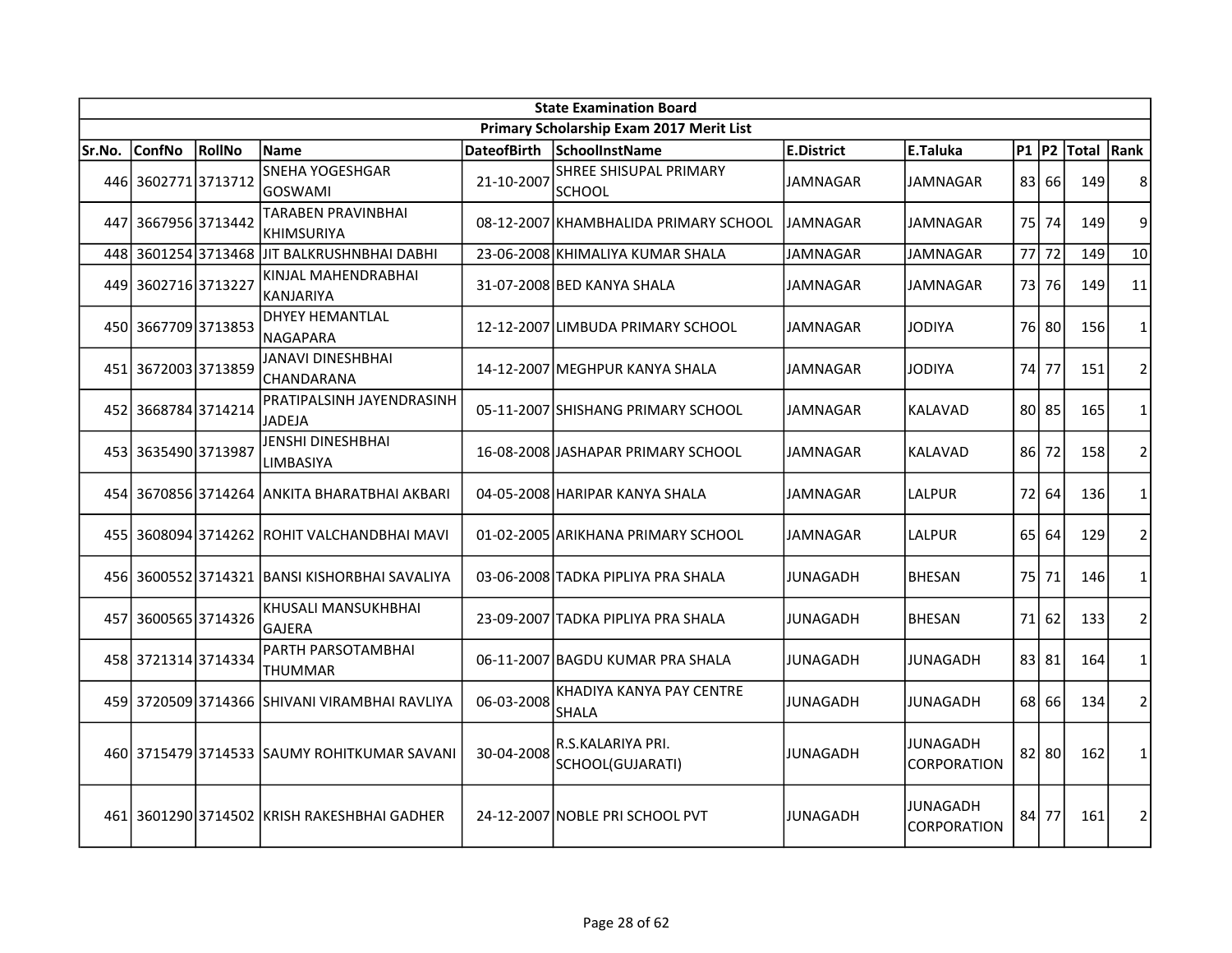| State Examination Board | | | | | | | | | | | | |
|---|---|---|---|---|---|---|---|---|---|---|---|---|
| Primary Scholarship Exam 2017 Merit List | | | | | | | | | | | | |
| Sr.No. | ConfNo | RollNo | Name | DateofBirth | SchoolInstName | E.District | E.Taluka | P1 | P2 | Total | Rank |
| 446 | 3602771 | 3713712 | SNEHA YOGESHGAR GOSWAMI | 21-10-2007 | SHREE SHISUPAL PRIMARY SCHOOL | JAMNAGAR | JAMNAGAR | 83 | 66 | 149 | 8 |
| 447 | 3667956 | 3713442 | TARABEN PRAVINBHAI KHIMSURIYA | 08-12-2007 | KHAMBHALIDA PRIMARY SCHOOL | JAMNAGAR | JAMNAGAR | 75 | 74 | 149 | 9 |
| 448 | 3601254 | 3713468 | JIT BALKRUSHNBHAI DABHI | 23-06-2008 | KHIMALIYA KUMAR SHALA | JAMNAGAR | JAMNAGAR | 77 | 72 | 149 | 10 |
| 449 | 3602716 | 3713227 | KINJAL MAHENDRABHAI KANJARIYA | 31-07-2008 | BED KANYA SHALA | JAMNAGAR | JAMNAGAR | 73 | 76 | 149 | 11 |
| 450 | 3667709 | 3713853 | DHYEY HEMANTLAL NAGAPARA | 12-12-2007 | LIMBUDA PRIMARY SCHOOL | JAMNAGAR | JODIYA | 76 | 80 | 156 | 1 |
| 451 | 3672003 | 3713859 | JANAVI DINESHBHAI CHANDARANA | 14-12-2007 | MEGHPUR KANYA SHALA | JAMNAGAR | JODIYA | 74 | 77 | 151 | 2 |
| 452 | 3668784 | 3714214 | PRATIPALSINH JAYENDRASINH JADEJA | 05-11-2007 | SHISHANG PRIMARY SCHOOL | JAMNAGAR | KALAVAD | 80 | 85 | 165 | 1 |
| 453 | 3635490 | 3713987 | JENSHI DINESHBHAI LIMBASIYA | 16-08-2008 | JASHAPAR PRIMARY SCHOOL | JAMNAGAR | KALAVAD | 86 | 72 | 158 | 2 |
| 454 | 3670856 | 3714264 | ANKITA BHARATBHAI AKBARI | 04-05-2008 | HARIPAR KANYA SHALA | JAMNAGAR | LALPUR | 72 | 64 | 136 | 1 |
| 455 | 3608094 | 3714262 | ROHIT VALCHANDBHAI MAVI | 01-02-2005 | ARIKHANA PRIMARY SCHOOL | JAMNAGAR | LALPUR | 65 | 64 | 129 | 2 |
| 456 | 3600552 | 3714321 | BANSI KISHORBHAI SAVALIYA | 03-06-2008 | TADKA PIPLIYA PRA SHALA | JUNAGADH | BHESAN | 75 | 71 | 146 | 1 |
| 457 | 3600565 | 3714326 | KHUSALI MANSUKHBHAI GAJERA | 23-09-2007 | TADKA PIPLIYA PRA SHALA | JUNAGADH | BHESAN | 71 | 62 | 133 | 2 |
| 458 | 3721314 | 3714334 | PARTH PARSOTAMBHAI THUMMAR | 06-11-2007 | BAGDU KUMAR PRA SHALA | JUNAGADH | JUNAGADH | 83 | 81 | 164 | 1 |
| 459 | 3720509 | 3714366 | SHIVANI VIRAMBHAI RAVLIYA | 06-03-2008 | KHADIYA KANYA PAY CENTRE SHALA | JUNAGADH | JUNAGADH | 68 | 66 | 134 | 2 |
| 460 | 3715479 | 3714533 | SAUMY ROHITKUMAR SAVANI | 30-04-2008 | R.S.KALARIYA PRI. SCHOOL(GUJARATI) | JUNAGADH | JUNAGADH CORPORATION | 82 | 80 | 162 | 1 |
| 461 | 3601290 | 3714502 | KRISH RAKESHBHAI GADHER | 24-12-2007 | NOBLE PRI SCHOOL PVT | JUNAGADH | JUNAGADH CORPORATION | 84 | 77 | 161 | 2 |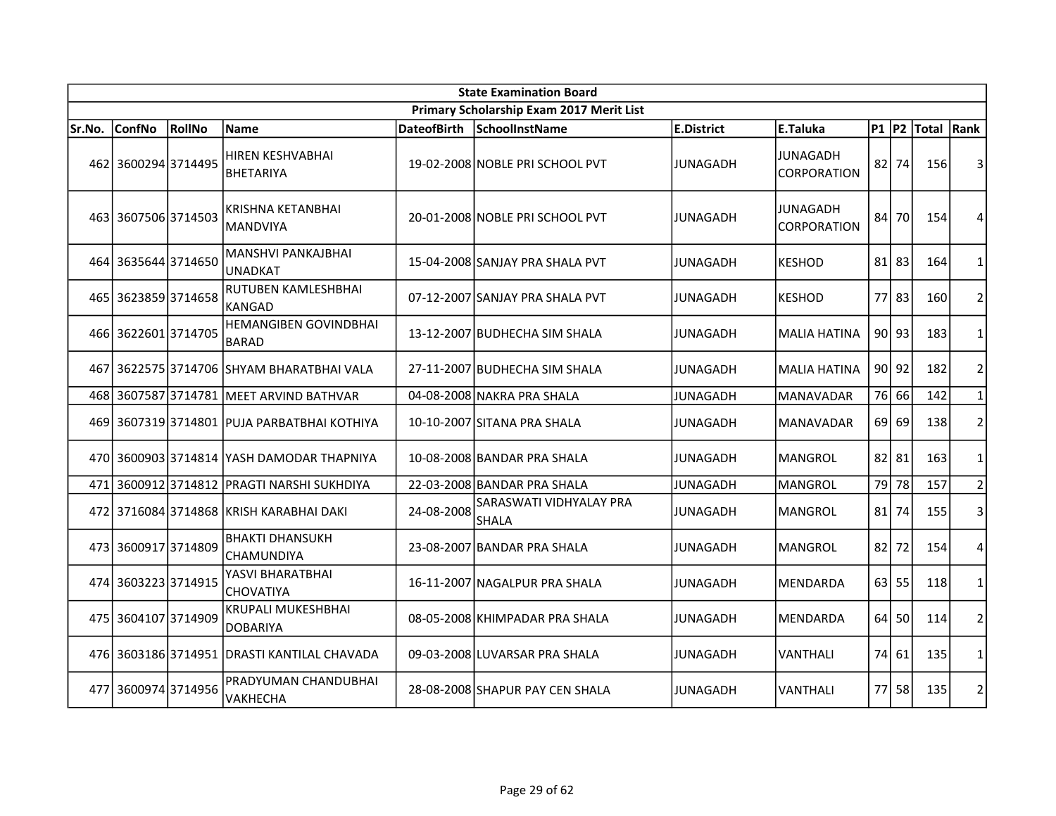| State Examination Board | | | | | | | | | | | |
|---|---|---|---|---|---|---|---|---|---|---|---|
| **Primary Scholarship Exam 2017 Merit List** | | | | | | | | | | | |
| **Sr.No.** | **ConfNo** | **RollNo** | **Name** | **DateofBirth** | **SchoolInstName** | **E.District** | **E.Taluka** | **P1** | **P2** | **Total** | **Rank** |
| 462 | 3600294 | 3714495 | HIREN KESHVABHAI BHETARIYA | 19-02-2008 | NOBLE PRI SCHOOL PVT | JUNAGADH | JUNAGADH CORPORATION | 82 | 74 | 156 | 3 |
| 463 | 3607506 | 3714503 | KRISHNA KETANBHAI MANDVIYA | 20-01-2008 | NOBLE PRI SCHOOL PVT | JUNAGADH | JUNAGADH CORPORATION | 84 | 70 | 154 | 4 |
| 464 | 3635644 | 3714650 | MANSHVI PANKAJBHAI UNADKAT | 15-04-2008 | SANJAY PRA SHALA PVT | JUNAGADH | KESHOD | 81 | 83 | 164 | 1 |
| 465 | 3623859 | 3714658 | RUTUBEN KAMLESHBHAI KANGAD | 07-12-2007 | SANJAY PRA SHALA PVT | JUNAGADH | KESHOD | 77 | 83 | 160 | 2 |
| 466 | 3622601 | 3714705 | HEMANGIBEN GOVINDBHAI BARAD | 13-12-2007 | BUDHECHA SIM SHALA | JUNAGADH | MALIA HATINA | 90 | 93 | 183 | 1 |
| 467 | 3622575 | 3714706 | SHYAM BHARATBHAI VALA | 27-11-2007 | BUDHECHA SIM SHALA | JUNAGADH | MALIA HATINA | 90 | 92 | 182 | 2 |
| 468 | 3607587 | 3714781 | MEET ARVIND BATHVAR | 04-08-2008 | NAKRA PRA SHALA | JUNAGADH | MANAVADAR | 76 | 66 | 142 | 1 |
| 469 | 3607319 | 3714801 | PUJA PARBATBHAI KOTHIYA | 10-10-2007 | SITANA PRA SHALA | JUNAGADH | MANAVADAR | 69 | 69 | 138 | 2 |
| 470 | 3600903 | 3714814 | YASH DAMODAR THAPNIYA | 10-08-2008 | BANDAR PRA SHALA | JUNAGADH | MANGROL | 82 | 81 | 163 | 1 |
| 471 | 3600912 | 3714812 | PRAGTI NARSHI SUKHDIYA | 22-03-2008 | BANDAR PRA SHALA | JUNAGADH | MANGROL | 79 | 78 | 157 | 2 |
| 472 | 3716084 | 3714868 | KRISH KARABHAI DAKI | 24-08-2008 | SARASWATI VIDHYALAY PRA SHALA | JUNAGADH | MANGROL | 81 | 74 | 155 | 3 |
| 473 | 3600917 | 3714809 | BHAKTI DHANSUKH CHAMUNDIYA | 23-08-2007 | BANDAR PRA SHALA | JUNAGADH | MANGROL | 82 | 72 | 154 | 4 |
| 474 | 3603223 | 3714915 | YASVI BHARATBHAI CHOVATIYA | 16-11-2007 | NAGALPUR PRA SHALA | JUNAGADH | MENDARDA | 63 | 55 | 118 | 1 |
| 475 | 3604107 | 3714909 | KRUPALI MUKESHBHAI DOBARIYA | 08-05-2008 | KHIMPADAR PRA SHALA | JUNAGADH | MENDARDA | 64 | 50 | 114 | 2 |
| 476 | 3603186 | 3714951 | DRASTI KANTILAL CHAVADA | 09-03-2008 | LUVARSAR PRA SHALA | JUNAGADH | VANTHALI | 74 | 61 | 135 | 1 |
| 477 | 3600974 | 3714956 | PRADYUMAN CHANDUBHAI VAKHECHA | 28-08-2008 | SHAPUR PAY CEN SHALA | JUNAGADH | VANTHALI | 77 | 58 | 135 | 2 |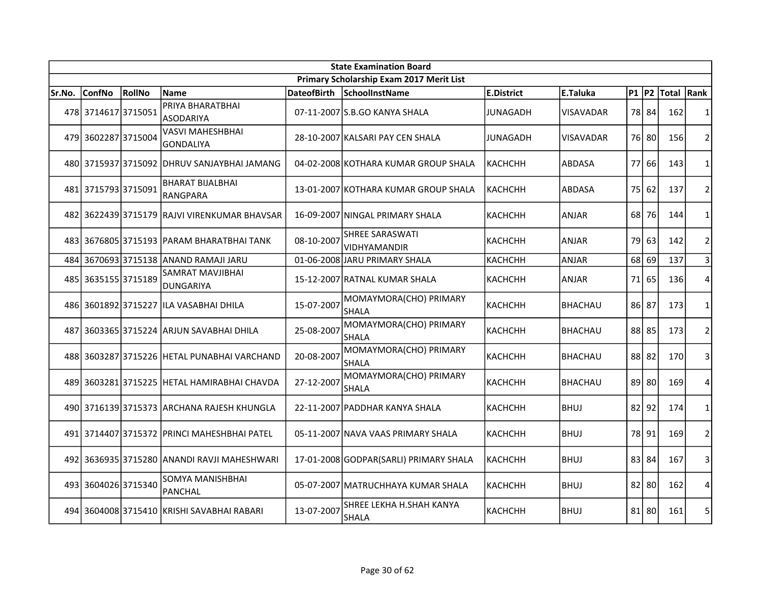| State Examination Board | | | | | | | | | | | | |
|---|---|---|---|---|---|---|---|---|---|---|---|---|
| Primary Scholarship Exam 2017 Merit List | | | | | | | | | | | | |
| Sr.No. | ConfNo | RollNo | Name | DateofBirth | SchoolInstName | E.District | E.Taluka | P1 | P2 | Total | Rank |
| 478 | 3714617 | 3715051 | PRIYA BHARATBHAI ASODARIYA | 07-11-2007 | S.B.GO KANYA SHALA | JUNAGADH | VISAVADAR | 78 | 84 | 162 | 1 |
| 479 | 3602287 | 3715004 | VASVI MAHESHBHAI GONDALIYA | 28-10-2007 | KALSARI PAY CEN SHALA | JUNAGADH | VISAVADAR | 76 | 80 | 156 | 2 |
| 480 | 3715937 | 3715092 | DHRUV SANJAYBHAI JAMANG | 04-02-2008 | KOTHARA KUMAR GROUP SHALA | KACHCHH | ABDASA | 77 | 66 | 143 | 1 |
| 481 | 3715793 | 3715091 | BHARAT BIJALBHAI RANGPARA | 13-01-2007 | KOTHARA KUMAR GROUP SHALA | KACHCHH | ABDASA | 75 | 62 | 137 | 2 |
| 482 | 3622439 | 3715179 | RAJVI VIRENKUMAR BHAVSAR | 16-09-2007 | NINGAL PRIMARY SHALA | KACHCHH | ANJAR | 68 | 76 | 144 | 1 |
| 483 | 3676805 | 3715193 | PARAM BHARATBHAI TANK | 08-10-2007 | SHREE SARASWATI VIDHYAMANDIR | KACHCHH | ANJAR | 79 | 63 | 142 | 2 |
| 484 | 3670693 | 3715138 | ANAND RAMAJI JARU | 01-06-2008 | JARU PRIMARY SHALA | KACHCHH | ANJAR | 68 | 69 | 137 | 3 |
| 485 | 3635155 | 3715189 | SAMRAT MAVJIBHAI DUNGARIYA | 15-12-2007 | RATNAL KUMAR SHALA | KACHCHH | ANJAR | 71 | 65 | 136 | 4 |
| 486 | 3601892 | 3715227 | ILA VASABHAI DHILA | 15-07-2007 | MOMAYMORA(CHO) PRIMARY SHALA | KACHCHH | BHACHAU | 86 | 87 | 173 | 1 |
| 487 | 3603365 | 3715224 | ARJUN SAVABHAI DHILA | 25-08-2007 | MOMAYMORA(CHO) PRIMARY SHALA | KACHCHH | BHACHAU | 88 | 85 | 173 | 2 |
| 488 | 3603287 | 3715226 | HETAL PUNABHAI VARCHAND | 20-08-2007 | MOMAYMORA(CHO) PRIMARY SHALA | KACHCHH | BHACHAU | 88 | 82 | 170 | 3 |
| 489 | 3603281 | 3715225 | HETAL HAMIRABHAI CHAVDA | 27-12-2007 | MOMAYMORA(CHO) PRIMARY SHALA | KACHCHH | BHACHAU | 89 | 80 | 169 | 4 |
| 490 | 3716139 | 3715373 | ARCHANA RAJESH KHUNGLA | 22-11-2007 | PADDHAR KANYA SHALA | KACHCHH | BHUJ | 82 | 92 | 174 | 1 |
| 491 | 3714407 | 3715372 | PRINCI MAHESHBHAI PATEL | 05-11-2007 | NAVA VAAS PRIMARY SHALA | KACHCHH | BHUJ | 78 | 91 | 169 | 2 |
| 492 | 3636935 | 3715280 | ANANDI RAVJI MAHESHWARI | 17-01-2008 | GODPAR(SARLI) PRIMARY SHALA | KACHCHH | BHUJ | 83 | 84 | 167 | 3 |
| 493 | 3604026 | 3715340 | SOMYA MANISHBHAI PANCHAL | 05-07-2007 | MATRUCHHAYA KUMAR SHALA | KACHCHH | BHUJ | 82 | 80 | 162 | 4 |
| 494 | 3604008 | 3715410 | KRISHI SAVABHAI RABARI | 13-07-2007 | SHREE LEKHA H.SHAH KANYA SHALA | KACHCHH | BHUJ | 81 | 80 | 161 | 5 |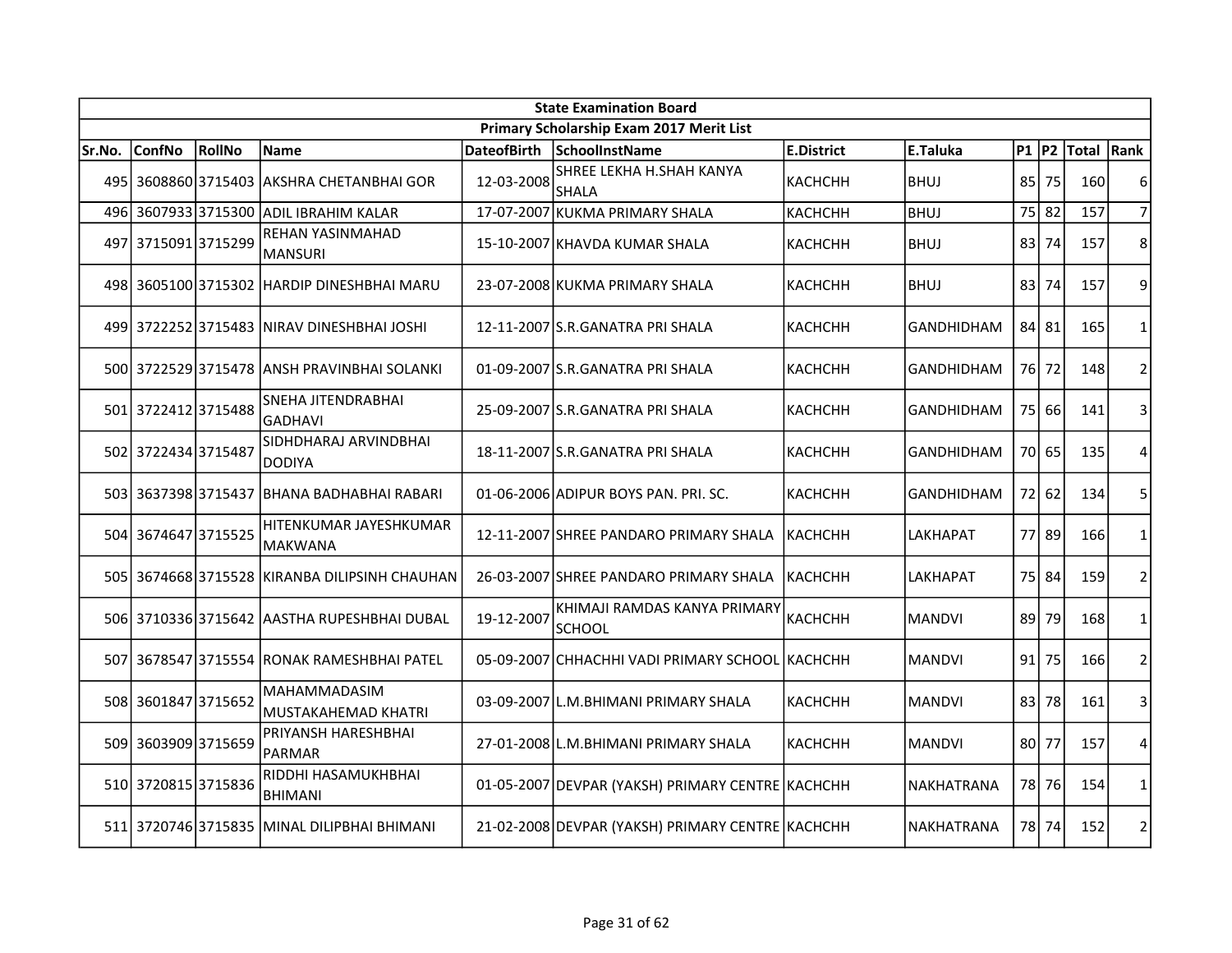| State Examination Board | | | | | | | | | | | |
|---|---|---|---|---|---|---|---|---|---|---|---|
| Primary Scholarship Exam 2017 Merit List | | | | | | | | | | | |
| Sr.No. | ConfNo | RollNo | Name | DateofBirth | SchoolInstName | E.District | E.Taluka | P1 | P2 | Total | Rank |
| 495 | 3608860 | 3715403 | AKSHRA CHETANBHAI GOR | 12-03-2008 | SHREE LEKHA H.SHAH KANYA SHALA | KACHCHH | BHUJ | 85 | 75 | 160 | 6 |
| 496 | 3607933 | 3715300 | ADIL IBRAHIM KALAR | 17-07-2007 | KUKMA PRIMARY SHALA | KACHCHH | BHUJ | 75 | 82 | 157 | 7 |
| 497 | 3715091 | 3715299 | REHAN YASINMAHAD MANSURI | 15-10-2007 | KHAVDA KUMAR SHALA | KACHCHH | BHUJ | 83 | 74 | 157 | 8 |
| 498 | 3605100 | 3715302 | HARDIP DINESHBHAI MARU | 23-07-2008 | KUKMA PRIMARY SHALA | KACHCHH | BHUJ | 83 | 74 | 157 | 9 |
| 499 | 3722252 | 3715483 | NIRAV DINESHBHAI JOSHI | 12-11-2007 | S.R.GANATRA PRI SHALA | KACHCHH | GANDHIDHAM | 84 | 81 | 165 | 1 |
| 500 | 3722529 | 3715478 | ANSH PRAVINBHAI SOLANKI | 01-09-2007 | S.R.GANATRA PRI SHALA | KACHCHH | GANDHIDHAM | 76 | 72 | 148 | 2 |
| 501 | 3722412 | 3715488 | SNEHA JITENDRABHAI GADHAVI | 25-09-2007 | S.R.GANATRA PRI SHALA | KACHCHH | GANDHIDHAM | 75 | 66 | 141 | 3 |
| 502 | 3722434 | 3715487 | SIDHDHARAJ ARVINDBHAI DODIYA | 18-11-2007 | S.R.GANATRA PRI SHALA | KACHCHH | GANDHIDHAM | 70 | 65 | 135 | 4 |
| 503 | 3637398 | 3715437 | BHANA BADHABHAI RABARI | 01-06-2006 | ADIPUR BOYS PAN. PRI. SC. | KACHCHH | GANDHIDHAM | 72 | 62 | 134 | 5 |
| 504 | 3674647 | 3715525 | HITENKUMAR JAYESHKUMAR MAKWANA | 12-11-2007 | SHREE PANDARO PRIMARY SHALA | KACHCHH | LAKHAPAT | 77 | 89 | 166 | 1 |
| 505 | 3674668 | 3715528 | KIRANBA DILIPSINH CHAUHAN | 26-03-2007 | SHREE PANDARO PRIMARY SHALA | KACHCHH | LAKHAPAT | 75 | 84 | 159 | 2 |
| 506 | 3710336 | 3715642 | AASTHA RUPESHBHAI DUBAL | 19-12-2007 | KHIMAJI RAMDAS KANYA PRIMARY SCHOOL | KACHCHH | MANDVI | 89 | 79 | 168 | 1 |
| 507 | 3678547 | 3715554 | RONAK RAMESHBHAI PATEL | 05-09-2007 | CHHACHHI VADI PRIMARY SCHOOL | KACHCHH | MANDVI | 91 | 75 | 166 | 2 |
| 508 | 3601847 | 3715652 | MAHAMMADASIM MUSTAKAHEMAD KHATRI | 03-09-2007 | L.M.BHIMANI PRIMARY SHALA | KACHCHH | MANDVI | 83 | 78 | 161 | 3 |
| 509 | 3603909 | 3715659 | PRIYANSH HARESHBHAI PARMAR | 27-01-2008 | L.M.BHIMANI PRIMARY SHALA | KACHCHH | MANDVI | 80 | 77 | 157 | 4 |
| 510 | 3720815 | 3715836 | RIDDHI HASAMUKHBHAI BHIMANI | 01-05-2007 | DEVPAR (YAKSH) PRIMARY CENTRE | KACHCHH | NAKHATRANA | 78 | 76 | 154 | 1 |
| 511 | 3720746 | 3715835 | MINAL DILIPBHAI BHIMANI | 21-02-2008 | DEVPAR (YAKSH) PRIMARY CENTRE | KACHCHH | NAKHATRANA | 78 | 74 | 152 | 2 |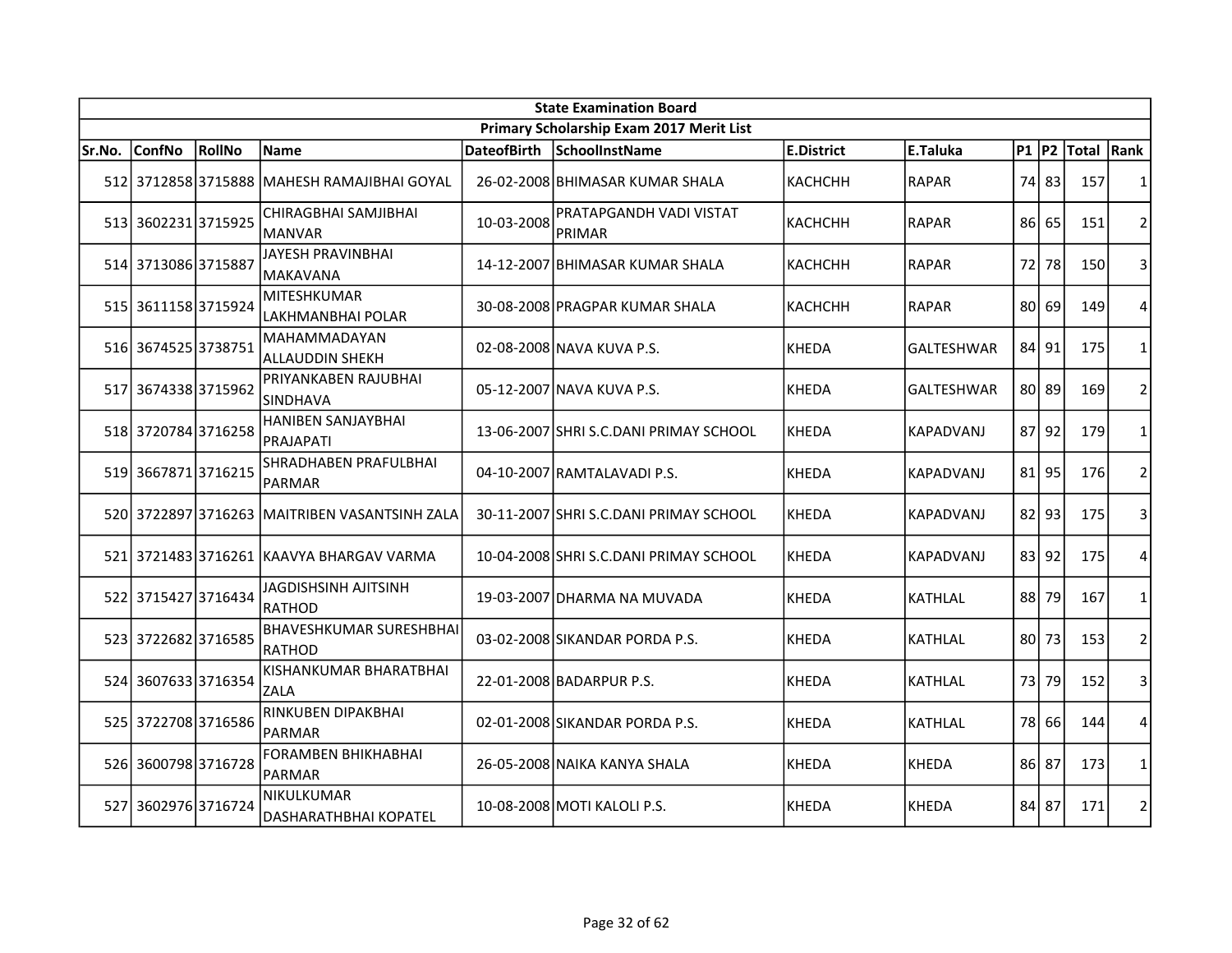| State Examination Board | | | | | | | | | | | |
|---|---|---|---|---|---|---|---|---|---|---|---|
| Primary Scholarship Exam 2017 Merit List | | | | | | | | | | | |
| Sr.No. | ConfNo | RollNo | Name | DateofBirth | SchoolInstName | E.District | E.Taluka | P1 | P2 | Total | Rank |
| 512 | 3712858 | 3715888 | MAHESH RAMAJIBHAI GOYAL | 26-02-2008 | BHIMASAR KUMAR SHALA | KACHCHH | RAPAR | 74 | 83 | 157 | 1 |
| 513 | 3602231 | 3715925 | CHIRAGBHAI SAMJIBHAI MANVAR | 10-03-2008 | PRATAPGANDH VADI VISTAT PRIMAR | KACHCHH | RAPAR | 86 | 65 | 151 | 2 |
| 514 | 3713086 | 3715887 | JAYESH PRAVINBHAI MAKAVANA | 14-12-2007 | BHIMASAR KUMAR SHALA | KACHCHH | RAPAR | 72 | 78 | 150 | 3 |
| 515 | 3611158 | 3715924 | MITESHKUMAR LAKHMANBHAI POLAR | 30-08-2008 | PRAGPAR KUMAR SHALA | KACHCHH | RAPAR | 80 | 69 | 149 | 4 |
| 516 | 3674525 | 3738751 | MAHAMMADAYAN ALLAUDDIN SHEKH | 02-08-2008 | NAVA KUVA P.S. | KHEDA | GALTESHWAR | 84 | 91 | 175 | 1 |
| 517 | 3674338 | 3715962 | PRIYANKABEN RAJUBHAI SINDHAVA | 05-12-2007 | NAVA KUVA P.S. | KHEDA | GALTESHWAR | 80 | 89 | 169 | 2 |
| 518 | 3720784 | 3716258 | HANIBEN SANJAYBHAI PRAJAPATI | 13-06-2007 | SHRI S.C.DANI PRIMAY SCHOOL | KHEDA | KAPADVANJ | 87 | 92 | 179 | 1 |
| 519 | 3667871 | 3716215 | SHRADHABEN PRAFULBHAI PARMAR | 04-10-2007 | RAMTALAVADI P.S. | KHEDA | KAPADVANJ | 81 | 95 | 176 | 2 |
| 520 | 3722897 | 3716263 | MAITRIBEN VASANTSINH ZALA | 30-11-2007 | SHRI S.C.DANI PRIMAY SCHOOL | KHEDA | KAPADVANJ | 82 | 93 | 175 | 3 |
| 521 | 3721483 | 3716261 | KAAVYA BHARGAV VARMA | 10-04-2008 | SHRI S.C.DANI PRIMAY SCHOOL | KHEDA | KAPADVANJ | 83 | 92 | 175 | 4 |
| 522 | 3715427 | 3716434 | JAGDISHSINH AJITSINH RATHOD | 19-03-2007 | DHARMA NA MUVADA | KHEDA | KATHLAL | 88 | 79 | 167 | 1 |
| 523 | 3722682 | 3716585 | BHAVESHKUMAR SURESHBHAI RATHOD | 03-02-2008 | SIKANDAR PORDA P.S. | KHEDA | KATHLAL | 80 | 73 | 153 | 2 |
| 524 | 3607633 | 3716354 | KISHANKUMAR BHARATBHAI ZALA | 22-01-2008 | BADARPUR P.S. | KHEDA | KATHLAL | 73 | 79 | 152 | 3 |
| 525 | 3722708 | 3716586 | RINKUBEN DIPAKBHAI PARMAR | 02-01-2008 | SIKANDAR PORDA P.S. | KHEDA | KATHLAL | 78 | 66 | 144 | 4 |
| 526 | 3600798 | 3716728 | FORAMBEN BHIKHABHAI PARMAR | 26-05-2008 | NAIKA KANYA SHALA | KHEDA | KHEDA | 86 | 87 | 173 | 1 |
| 527 | 3602976 | 3716724 | NIKULKUMAR DASHARATHBHAI KOPATEL | 10-08-2008 | MOTI KALOLI P.S. | KHEDA | KHEDA | 84 | 87 | 171 | 2 |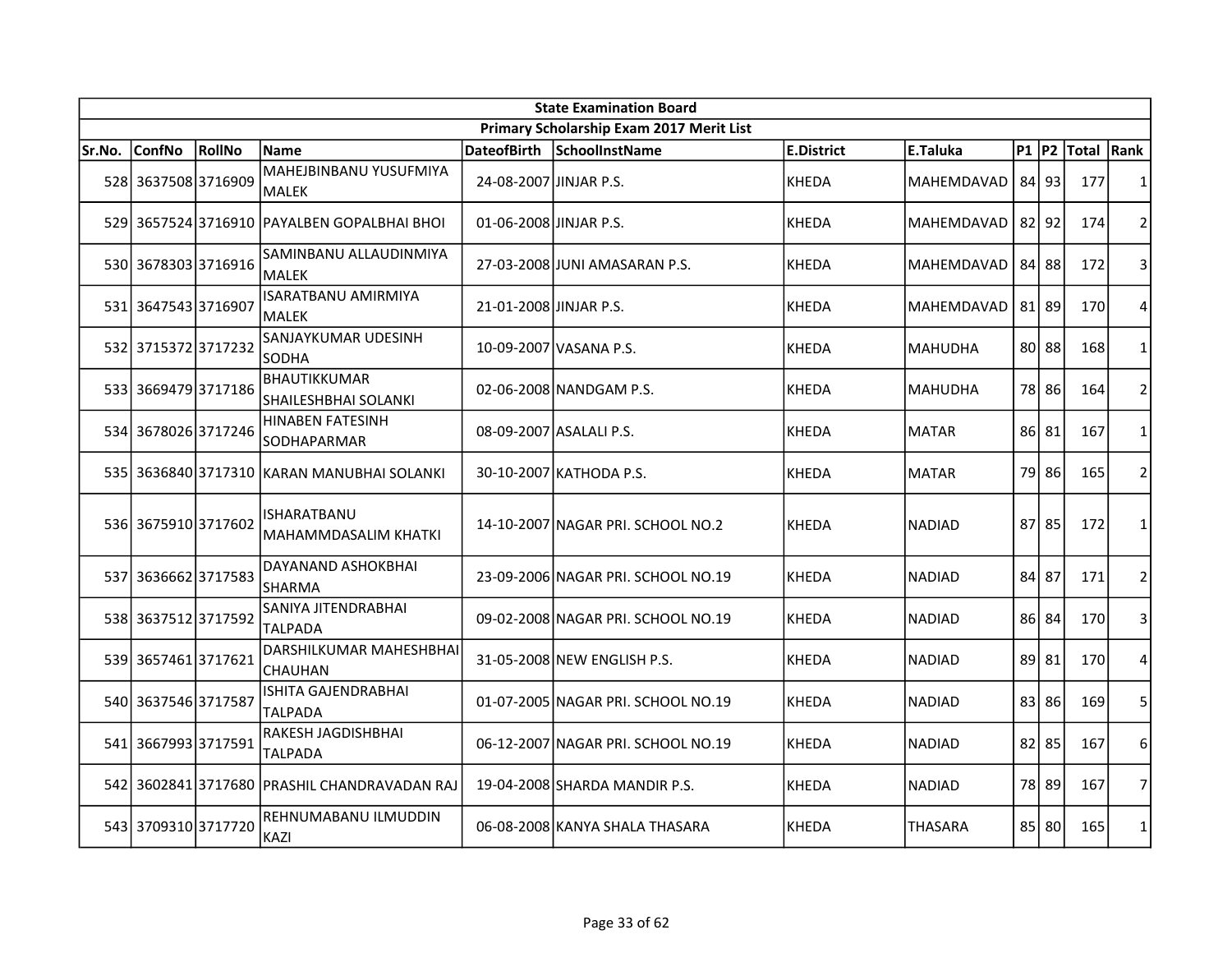| State Examination Board | | | | | | | | | | | |
|---|---|---|---|---|---|---|---|---|---|---|---|
| Primary Scholarship Exam 2017 Merit List | | | | | | | | | | | |
| Sr.No. | ConfNo | RollNo | Name | DateofBirth | SchoolInstName | E.District | E.Taluka | P1 | P2 | Total | Rank |
| 528 | 3637508 | 3716909 | MAHEJBINBANU YUSUFMIYA MALEK | 24-08-2007 | JINJAR P.S. | KHEDA | MAHEMDAVAD | 84 | 93 | 177 | 1 |
| 529 | 3657524 | 3716910 | PAYALBEN GOPALBHAI BHOI | 01-06-2008 | JINJAR P.S. | KHEDA | MAHEMDAVAD | 82 | 92 | 174 | 2 |
| 530 | 3678303 | 3716916 | SAMINBANU ALLAUDINMIYA MALEK | 27-03-2008 | JUNI AMASARAN P.S. | KHEDA | MAHEMDAVAD | 84 | 88 | 172 | 3 |
| 531 | 3647543 | 3716907 | ISARATBANU AMIRMIYA MALEK | 21-01-2008 | JINJAR P.S. | KHEDA | MAHEMDAVAD | 81 | 89 | 170 | 4 |
| 532 | 3715372 | 3717232 | SANJAYKUMAR UDESINH SODHA | 10-09-2007 | VASANA P.S. | KHEDA | MAHUDHA | 80 | 88 | 168 | 1 |
| 533 | 3669479 | 3717186 | BHAUTIKKUMAR SHAILESHBHAI SOLANKI | 02-06-2008 | NANDGAM P.S. | KHEDA | MAHUDHA | 78 | 86 | 164 | 2 |
| 534 | 3678026 | 3717246 | HINABEN FATESINH SODHAPARMAR | 08-09-2007 | ASALALI P.S. | KHEDA | MATAR | 86 | 81 | 167 | 1 |
| 535 | 3636840 | 3717310 | KARAN MANUBHAI SOLANKI | 30-10-2007 | KATHODA P.S. | KHEDA | MATAR | 79 | 86 | 165 | 2 |
| 536 | 3675910 | 3717602 | ISHARATBANU MAHAMMDASALIM KHATKI | 14-10-2007 | NAGAR PRI. SCHOOL NO.2 | KHEDA | NADIAD | 87 | 85 | 172 | 1 |
| 537 | 3636662 | 3717583 | DAYANAND ASHOKBHAI SHARMA | 23-09-2006 | NAGAR PRI. SCHOOL NO.19 | KHEDA | NADIAD | 84 | 87 | 171 | 2 |
| 538 | 3637512 | 3717592 | SANIYA JITENDRABHAI TALPADA | 09-02-2008 | NAGAR PRI. SCHOOL NO.19 | KHEDA | NADIAD | 86 | 84 | 170 | 3 |
| 539 | 3657461 | 3717621 | DARSHILKUMAR MAHESHBHAI CHAUHAN | 31-05-2008 | NEW ENGLISH P.S. | KHEDA | NADIAD | 89 | 81 | 170 | 4 |
| 540 | 3637546 | 3717587 | ISHITA GAJENDRABHAI TALPADA | 01-07-2005 | NAGAR PRI. SCHOOL NO.19 | KHEDA | NADIAD | 83 | 86 | 169 | 5 |
| 541 | 3667993 | 3717591 | RAKESH JAGDISHBHAI TALPADA | 06-12-2007 | NAGAR PRI. SCHOOL NO.19 | KHEDA | NADIAD | 82 | 85 | 167 | 6 |
| 542 | 3602841 | 3717680 | PRASHIL CHANDRAVADAN RAJ | 19-04-2008 | SHARDA MANDIR P.S. | KHEDA | NADIAD | 78 | 89 | 167 | 7 |
| 543 | 3709310 | 3717720 | REHNUMABANU ILMUDDIN KAZI | 06-08-2008 | KANYA SHALA THASARA | KHEDA | THASARA | 85 | 80 | 165 | 1 |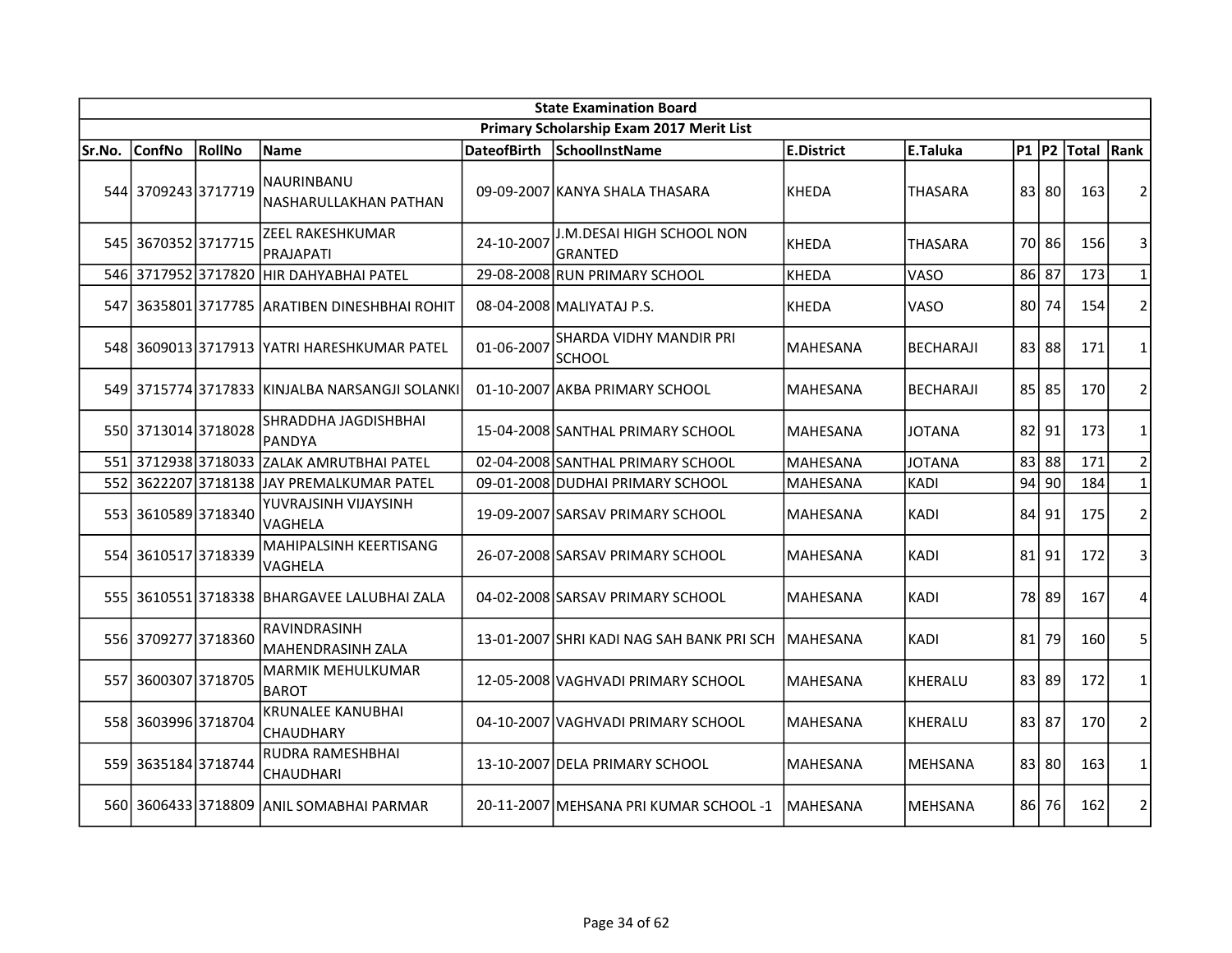| State Examination Board | | | | | | | | | | | |
|---|---|---|---|---|---|---|---|---|---|---|---|
| Primary Scholarship Exam 2017 Merit List | | | | | | | | | | | |
| Sr.No. | ConfNo | RollNo | Name | DateofBirth | SchoolInstName | E.District | E.Taluka | P1 | P2 | Total | Rank |
| 544 | 3709243 | 3717719 | NAURINBANU NASHARULLAKHAN PATHAN | 09-09-2007 | KANYA SHALA THASARA | KHEDA | THASARA | 83 | 80 | 163 | 2 |
| 545 | 3670352 | 3717715 | ZEEL RAKESHKUMAR PRAJAPATI | 24-10-2007 | J.M.DESAI HIGH SCHOOL NON GRANTED | KHEDA | THASARA | 70 | 86 | 156 | 3 |
| 546 | 3717952 | 3717820 | HIR DAHYABHAI PATEL | 29-08-2008 | RUN PRIMARY SCHOOL | KHEDA | VASO | 86 | 87 | 173 | 1 |
| 547 | 3635801 | 3717785 | ARATIBEN DINESHBHAI ROHIT | 08-04-2008 | MALIYATAJ P.S. | KHEDA | VASO | 80 | 74 | 154 | 2 |
| 548 | 3609013 | 3717913 | YATRI HARESHKUMAR PATEL | 01-06-2007 | SHARDA VIDHY MANDIR PRI SCHOOL | MAHESANA | BECHARAJI | 83 | 88 | 171 | 1 |
| 549 | 3715774 | 3717833 | KINJALBA NARSANGJI SOLANKI | 01-10-2007 | AKBA PRIMARY SCHOOL | MAHESANA | BECHARAJI | 85 | 85 | 170 | 2 |
| 550 | 3713014 | 3718028 | SHRADDHA JAGDISHBHAI PANDYA | 15-04-2008 | SANTHAL PRIMARY SCHOOL | MAHESANA | JOTANA | 82 | 91 | 173 | 1 |
| 551 | 3712938 | 3718033 | ZALAK AMRUTBHAI PATEL | 02-04-2008 | SANTHAL PRIMARY SCHOOL | MAHESANA | JOTANA | 83 | 88 | 171 | 2 |
| 552 | 3622207 | 3718138 | JAY PREMALKUMAR PATEL | 09-01-2008 | DUDHAI PRIMARY SCHOOL | MAHESANA | KADI | 94 | 90 | 184 | 1 |
| 553 | 3610589 | 3718340 | YUVRAJSINH VIJAYSINH VAGHELA | 19-09-2007 | SARSAV PRIMARY SCHOOL | MAHESANA | KADI | 84 | 91 | 175 | 2 |
| 554 | 3610517 | 3718339 | MAHIPALSINH KEERTISANG VAGHELA | 26-07-2008 | SARSAV PRIMARY SCHOOL | MAHESANA | KADI | 81 | 91 | 172 | 3 |
| 555 | 3610551 | 3718338 | BHARGAVEE LALUBHAI ZALA | 04-02-2008 | SARSAV PRIMARY SCHOOL | MAHESANA | KADI | 78 | 89 | 167 | 4 |
| 556 | 3709277 | 3718360 | RAVINDRASINH MAHENDRASINH ZALA | 13-01-2007 | SHRI KADI NAG SAH BANK PRI SCH | MAHESANA | KADI | 81 | 79 | 160 | 5 |
| 557 | 3600307 | 3718705 | MARMIK MEHULKUMAR BAROT | 12-05-2008 | VAGHVADI PRIMARY SCHOOL | MAHESANA | KHERALU | 83 | 89 | 172 | 1 |
| 558 | 3603996 | 3718704 | KRUNALEE KANUBHAI CHAUDHARY | 04-10-2007 | VAGHVADI PRIMARY SCHOOL | MAHESANA | KHERALU | 83 | 87 | 170 | 2 |
| 559 | 3635184 | 3718744 | RUDRA RAMESHBHAI CHAUDHARI | 13-10-2007 | DELA PRIMARY SCHOOL | MAHESANA | MEHSANA | 83 | 80 | 163 | 1 |
| 560 | 3606433 | 3718809 | ANIL SOMABHAI PARMAR | 20-11-2007 | MEHSANA PRI KUMAR SCHOOL -1 | MAHESANA | MEHSANA | 86 | 76 | 162 | 2 |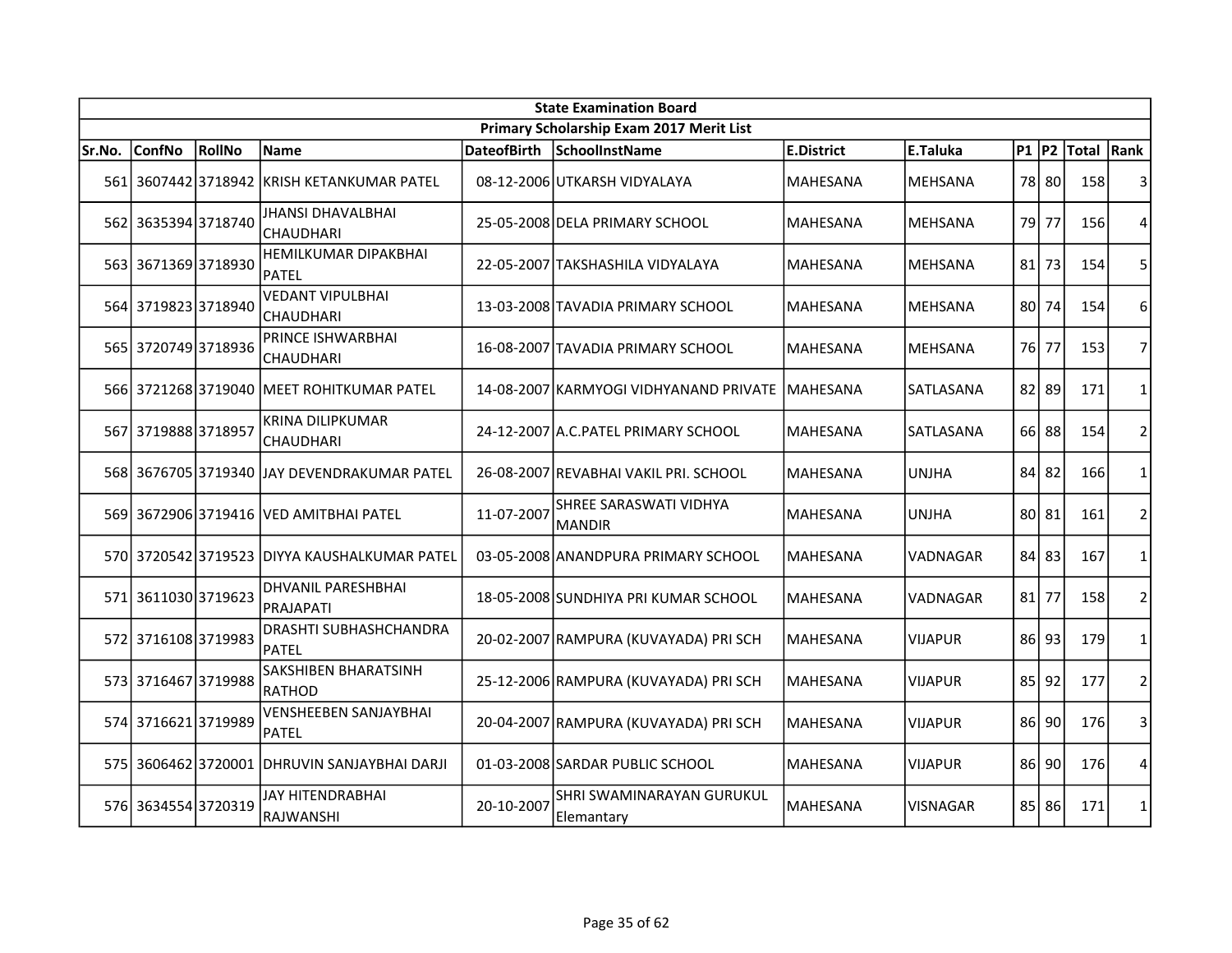| State Examination Board | | | | | | | | | | | |
|---|---|---|---|---|---|---|---|---|---|---|---|
| Primary Scholarship Exam 2017 Merit List | | | | | | | | | | | |
| Sr.No. | ConfNo | RollNo | Name | DateofBirth | SchoolInstName | E.District | E.Taluka | P1 | P2 | Total | Rank |
| 561 | 3607442 | 3718942 | KRISH KETANKUMAR PATEL | 08-12-2006 | UTKARSH VIDYALAYA | MAHESANA | MEHSANA | 78 | 80 | 158 | 3 |
| 562 | 3635394 | 3718740 | JHANSI DHAVALBHAI CHAUDHARI | 25-05-2008 | DELA PRIMARY SCHOOL | MAHESANA | MEHSANA | 79 | 77 | 156 | 4 |
| 563 | 3671369 | 3718930 | HEMILKUMAR DIPAKBHAI PATEL | 22-05-2007 | TAKSHASHILA VIDYALAYA | MAHESANA | MEHSANA | 81 | 73 | 154 | 5 |
| 564 | 3719823 | 3718940 | VEDANT VIPULBHAI CHAUDHARI | 13-03-2008 | TAVADIA PRIMARY SCHOOL | MAHESANA | MEHSANA | 80 | 74 | 154 | 6 |
| 565 | 3720749 | 3718936 | PRINCE ISHWARBHAI CHAUDHARI | 16-08-2007 | TAVADIA PRIMARY SCHOOL | MAHESANA | MEHSANA | 76 | 77 | 153 | 7 |
| 566 | 3721268 | 3719040 | MEET ROHITKUMAR PATEL | 14-08-2007 | KARMYOGI VIDHYANAND PRIVATE | MAHESANA | SATLASANA | 82 | 89 | 171 | 1 |
| 567 | 3719888 | 3718957 | KRINA DILIPKUMAR CHAUDHARI | 24-12-2007 | A.C.PATEL PRIMARY SCHOOL | MAHESANA | SATLASANA | 66 | 88 | 154 | 2 |
| 568 | 3676705 | 3719340 | JAY DEVENDRAKUMAR PATEL | 26-08-2007 | REVABHAI VAKIL PRI. SCHOOL | MAHESANA | UNJHA | 84 | 82 | 166 | 1 |
| 569 | 3672906 | 3719416 | VED AMITBHAI PATEL | 11-07-2007 | SHREE SARASWATI VIDHYA MANDIR | MAHESANA | UNJHA | 80 | 81 | 161 | 2 |
| 570 | 3720542 | 3719523 | DIYYA KAUSHALKUMAR PATEL | 03-05-2008 | ANANDPURA PRIMARY SCHOOL | MAHESANA | VADNAGAR | 84 | 83 | 167 | 1 |
| 571 | 3611030 | 3719623 | DHVANIL PARESHBHAI PRAJAPATI | 18-05-2008 | SUNDHIYA PRI KUMAR SCHOOL | MAHESANA | VADNAGAR | 81 | 77 | 158 | 2 |
| 572 | 3716108 | 3719983 | DRASHTI SUBHASHCHANDRA PATEL | 20-02-2007 | RAMPURA (KUVAYADA) PRI SCH | MAHESANA | VIJAPUR | 86 | 93 | 179 | 1 |
| 573 | 3716467 | 3719988 | SAKSHIBEN BHARATSINH RATHOD | 25-12-2006 | RAMPURA (KUVAYADA) PRI SCH | MAHESANA | VIJAPUR | 85 | 92 | 177 | 2 |
| 574 | 3716621 | 3719989 | VENSHEEBEN SANJAYBHAI PATEL | 20-04-2007 | RAMPURA (KUVAYADA) PRI SCH | MAHESANA | VIJAPUR | 86 | 90 | 176 | 3 |
| 575 | 3606462 | 3720001 | DHRUVIN SANJAYBHAI DARJI | 01-03-2008 | SARDAR PUBLIC SCHOOL | MAHESANA | VIJAPUR | 86 | 90 | 176 | 4 |
| 576 | 3634554 | 3720319 | JAY HITENDRABHAI RAJWANSHI | 20-10-2007 | SHRI SWAMINARAYAN GURUKUL Elemantary | MAHESANA | VISNAGAR | 85 | 86 | 171 | 1 |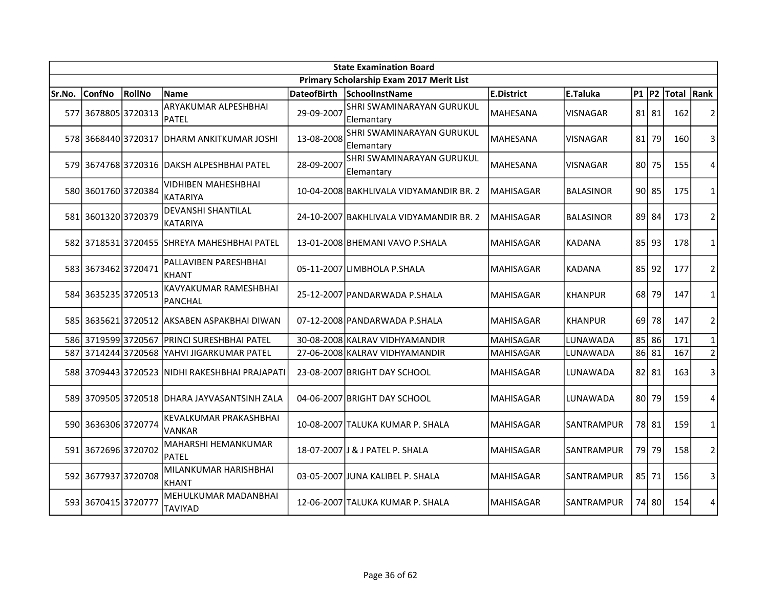| State Examination Board | | | | | | | | | | | |
|---|---|---|---|---|---|---|---|---|---|---|---|
| Primary Scholarship Exam 2017 Merit List | | | | | | | | | | | |
| Sr.No. | ConfNo | RollNo | Name | DateofBirth | SchoolInstName | E.District | E.Taluka | P1 | P2 | Total | Rank |
| 577 | 3678805 | 3720313 | ARYAKUMAR ALPESHBHAI PATEL | 29-09-2007 | SHRI SWAMINARAYAN GURUKUL Elemantary | MAHESANA | VISNAGAR | 81 | 81 | 162 | 2 |
| 578 | 3668440 | 3720317 | DHARM ANKITKUMAR JOSHI | 13-08-2008 | SHRI SWAMINARAYAN GURUKUL Elemantary | MAHESANA | VISNAGAR | 81 | 79 | 160 | 3 |
| 579 | 3674768 | 3720316 | DAKSH ALPESHBHAI PATEL | 28-09-2007 | SHRI SWAMINARAYAN GURUKUL Elemantary | MAHESANA | VISNAGAR | 80 | 75 | 155 | 4 |
| 580 | 3601760 | 3720384 | VIDHIBEN MAHESHBHAI KATARIYA | 10-04-2008 | BAKHLIVALA VIDYAMANDIR BR. 2 | MAHISAGAR | BALASINOR | 90 | 85 | 175 | 1 |
| 581 | 3601320 | 3720379 | DEVANSHI SHANTILAL KATARIYA | 24-10-2007 | BAKHLIVALA VIDYAMANDIR BR. 2 | MAHISAGAR | BALASINOR | 89 | 84 | 173 | 2 |
| 582 | 3718531 | 3720455 | SHREYA MAHESHBHAI PATEL | 13-01-2008 | BHEMANI VAVO P.SHALA | MAHISAGAR | KADANA | 85 | 93 | 178 | 1 |
| 583 | 3673462 | 3720471 | PALLAVIBEN PARESHBHAI KHANT | 05-11-2007 | LIMBHOLA P.SHALA | MAHISAGAR | KADANA | 85 | 92 | 177 | 2 |
| 584 | 3635235 | 3720513 | KAVYAKUMAR RAMESHBHAI PANCHAL | 25-12-2007 | PANDARWADA P.SHALA | MAHISAGAR | KHANPUR | 68 | 79 | 147 | 1 |
| 585 | 3635621 | 3720512 | AKSABEN ASPAKBHAI DIWAN | 07-12-2008 | PANDARWADA P.SHALA | MAHISAGAR | KHANPUR | 69 | 78 | 147 | 2 |
| 586 | 3719599 | 3720567 | PRINCI SURESHBHAI PATEL | 30-08-2008 | KALRAV VIDHYAMANDIR | MAHISAGAR | LUNAWADA | 85 | 86 | 171 | 1 |
| 587 | 3714244 | 3720568 | YAHVI JIGARKUMAR PATEL | 27-06-2008 | KALRAV VIDHYAMANDIR | MAHISAGAR | LUNAWADA | 86 | 81 | 167 | 2 |
| 588 | 3709443 | 3720523 | NIDHI RAKESHBHAI PRAJAPATI | 23-08-2007 | BRIGHT DAY SCHOOL | MAHISAGAR | LUNAWADA | 82 | 81 | 163 | 3 |
| 589 | 3709505 | 3720518 | DHARA JAYVASANTSINH ZALA | 04-06-2007 | BRIGHT DAY SCHOOL | MAHISAGAR | LUNAWADA | 80 | 79 | 159 | 4 |
| 590 | 3636306 | 3720774 | KEVALKUMAR PRAKASHBHAI VANKAR | 10-08-2007 | TALUKA KUMAR P. SHALA | MAHISAGAR | SANTRAMPUR | 78 | 81 | 159 | 1 |
| 591 | 3672696 | 3720702 | MAHARSHI HEMANKUMAR PATEL | 18-07-2007 | J & J PATEL P. SHALA | MAHISAGAR | SANTRAMPUR | 79 | 79 | 158 | 2 |
| 592 | 3677937 | 3720708 | MILANKUMAR HARISHBHAI KHANT | 03-05-2007 | JUNA KALIBEL P. SHALA | MAHISAGAR | SANTRAMPUR | 85 | 71 | 156 | 3 |
| 593 | 3670415 | 3720777 | MEHULKUMAR MADANBHAI TAVIYAD | 12-06-2007 | TALUKA KUMAR P. SHALA | MAHISAGAR | SANTRAMPUR | 74 | 80 | 154 | 4 |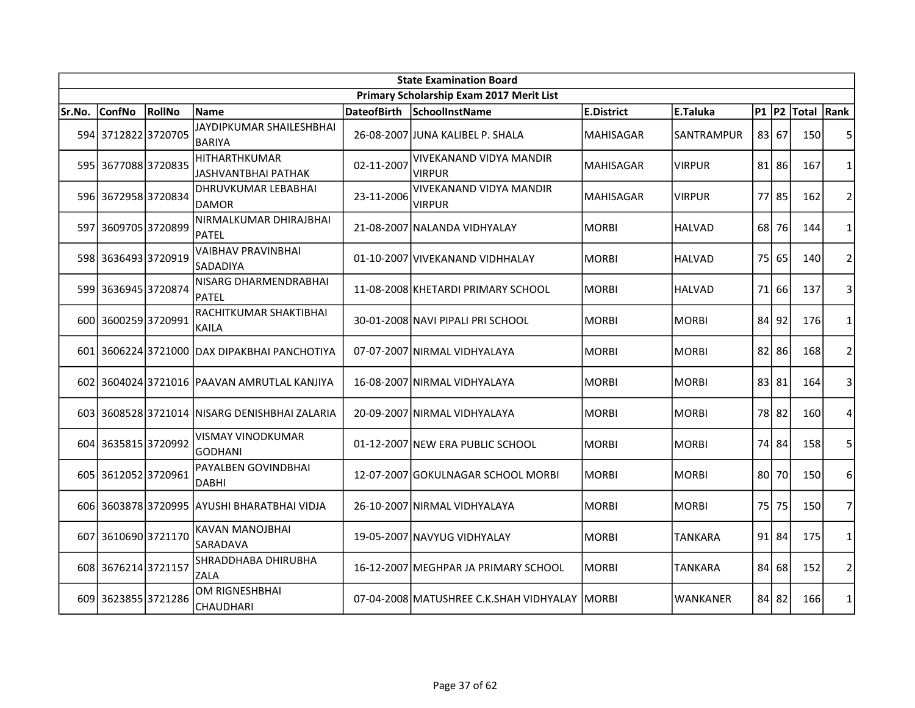| State Examination Board | | | | | | | | | | | | |
|---|---|---|---|---|---|---|---|---|---|---|---|---|
| Primary Scholarship Exam 2017 Merit List | | | | | | | | | | | | |
| Sr.No. | ConfNo | RollNo | Name | DateofBirth | SchoolInstName | E.District | E.Taluka | P1 | P2 | Total | Rank |
| 594 | 3712822 | 3720705 | JAYDIPKUMAR SHAILESHBHAI BARIYA | 26-08-2007 | JUNA KALIBEL P. SHALA | MAHISAGAR | SANTRAMPUR | 83 | 67 | 150 | 5 |
| 595 | 3677088 | 3720835 | HITHARTHKUMAR JASHVANTBHAI PATHAK | 02-11-2007 | VIVEKANAND VIDYA MANDIR VIRPUR | MAHISAGAR | VIRPUR | 81 | 86 | 167 | 1 |
| 596 | 3672958 | 3720834 | DHRUVKUMAR LEBABHAI DAMOR | 23-11-2006 | VIVEKANAND VIDYA MANDIR VIRPUR | MAHISAGAR | VIRPUR | 77 | 85 | 162 | 2 |
| 597 | 3609705 | 3720899 | NIRMALKUMAR DHIRAJBHAI PATEL | 21-08-2007 | NALANDA VIDHYALAY | MORBI | HALVAD | 68 | 76 | 144 | 1 |
| 598 | 3636493 | 3720919 | VAIBHAV PRAVINBHAI SADADIYA | 01-10-2007 | VIVEKANAND VIDHHALAY | MORBI | HALVAD | 75 | 65 | 140 | 2 |
| 599 | 3636945 | 3720874 | NISARG DHARMENDRABHAI PATEL | 11-08-2008 | KHETARDI PRIMARY SCHOOL | MORBI | HALVAD | 71 | 66 | 137 | 3 |
| 600 | 3600259 | 3720991 | RACHITKUMAR SHAKTIBHAI KAILA | 30-01-2008 | NAVI PIPALI PRI SCHOOL | MORBI | MORBI | 84 | 92 | 176 | 1 |
| 601 | 3606224 | 3721000 | DAX DIPAKBHAI PANCHOTIYA | 07-07-2007 | NIRMAL VIDHYALAYA | MORBI | MORBI | 82 | 86 | 168 | 2 |
| 602 | 3604024 | 3721016 | PAAVAN AMRUTLAL KANJIYA | 16-08-2007 | NIRMAL VIDHYALAYA | MORBI | MORBI | 83 | 81 | 164 | 3 |
| 603 | 3608528 | 3721014 | NISARG DENISHBHAI ZALARIA | 20-09-2007 | NIRMAL VIDHYALAYA | MORBI | MORBI | 78 | 82 | 160 | 4 |
| 604 | 3635815 | 3720992 | VISMAY VINODKUMAR GODHANI | 01-12-2007 | NEW ERA PUBLIC SCHOOL | MORBI | MORBI | 74 | 84 | 158 | 5 |
| 605 | 3612052 | 3720961 | PAYALBEN GOVINDBHAI DABHI | 12-07-2007 | GOKULNAGAR SCHOOL MORBI | MORBI | MORBI | 80 | 70 | 150 | 6 |
| 606 | 3603878 | 3720995 | AYUSHI BHARATBHAI VIDJA | 26-10-2007 | NIRMAL VIDHYALAYA | MORBI | MORBI | 75 | 75 | 150 | 7 |
| 607 | 3610690 | 3721170 | KAVAN MANOJBHAI SARADAVA | 19-05-2007 | NAVYUG VIDHYALAY | MORBI | TANKARA | 91 | 84 | 175 | 1 |
| 608 | 3676214 | 3721157 | SHRADDHABA DHIRUBHA ZALA | 16-12-2007 | MEGHPAR JA PRIMARY SCHOOL | MORBI | TANKARA | 84 | 68 | 152 | 2 |
| 609 | 3623855 | 3721286 | OM RIGNESHBHAI CHAUDHARI | 07-04-2008 | MATUSHREE C.K.SHAH VIDHYALAY | MORBI | WANKANER | 84 | 82 | 166 | 1 |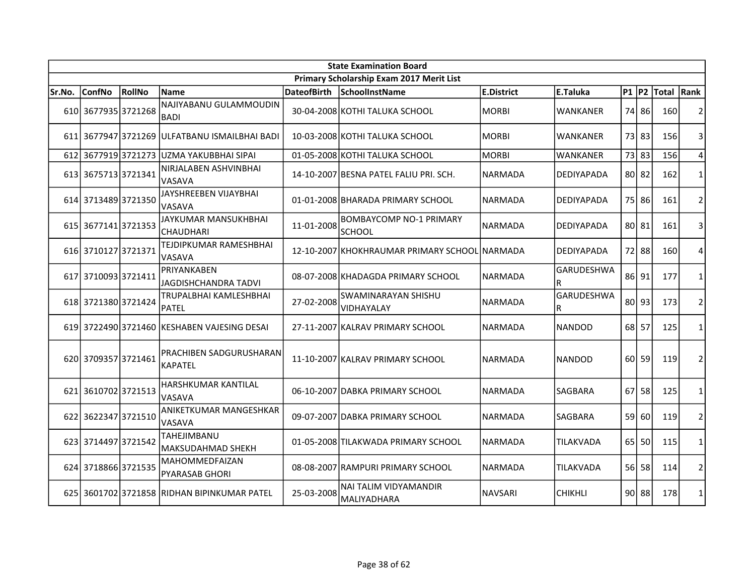| State Examination Board | | | | | | | | | | | |
|---|---|---|---|---|---|---|---|---|---|---|---|
| Primary Scholarship Exam 2017 Merit List | | | | | | | | | | | |
| Sr.No. | ConfNo | RollNo | Name | DateofBirth | SchoolInstName | E.District | E.Taluka | P1 | P2 | Total | Rank |
| 610 | 3677935 | 3721268 | NAJIYABANU GULAMMOUDIN BADI | 30-04-2008 | KOTHI TALUKA SCHOOL | MORBI | WANKANER | 74 | 86 | 160 | 2 |
| 611 | 3677947 | 3721269 | ULFATBANU ISMAILBHAI BADI | 10-03-2008 | KOTHI TALUKA SCHOOL | MORBI | WANKANER | 73 | 83 | 156 | 3 |
| 612 | 3677919 | 3721273 | UZMA YAKUBBHAI SIPAI | 01-05-2008 | KOTHI TALUKA SCHOOL | MORBI | WANKANER | 73 | 83 | 156 | 4 |
| 613 | 3675713 | 3721341 | NIRJALABEN ASHVINBHAI VASAVA | 14-10-2007 | BESNA PATEL FALIU PRI. SCH. | NARMADA | DEDIYAPADA | 80 | 82 | 162 | 1 |
| 614 | 3713489 | 3721350 | JAYSHREEBEN VIJAYBHAI VASAVA | 01-01-2008 | BHARADA PRIMARY SCHOOL | NARMADA | DEDIYAPADA | 75 | 86 | 161 | 2 |
| 615 | 3677141 | 3721353 | JAYKUMAR MANSUKHBHAI CHAUDHARI | 11-01-2008 | BOMBAYCOMP NO-1 PRIMARY SCHOOL | NARMADA | DEDIYAPADA | 80 | 81 | 161 | 3 |
| 616 | 3710127 | 3721371 | TEJDIPKUMAR RAMESHBHAI VASAVA | 12-10-2007 | KHOKHRAUMAR PRIMARY SCHOOL | NARMADA | DEDIYAPADA | 72 | 88 | 160 | 4 |
| 617 | 3710093 | 3721411 | PRIYANKABEN JAGDISHCHANDRA TADVI | 08-07-2008 | KHADAGDA PRIMARY SCHOOL | NARMADA | GARUDESHWAR | 86 | 91 | 177 | 1 |
| 618 | 3721380 | 3721424 | TRUPALBHAI KAMLESHBHAI PATEL | 27-02-2008 | SWAMINARAYAN SHISHU VIDHAYALAY | NARMADA | GARUDESHWAR | 80 | 93 | 173 | 2 |
| 619 | 3722490 | 3721460 | KESHABEN VAJESING DESAI | 27-11-2007 | KALRAV PRIMARY SCHOOL | NARMADA | NANDOD | 68 | 57 | 125 | 1 |
| 620 | 3709357 | 3721461 | PRACHIBEN SADGURUSHARAN KAPATEL | 11-10-2007 | KALRAV PRIMARY SCHOOL | NARMADA | NANDOD | 60 | 59 | 119 | 2 |
| 621 | 3610702 | 3721513 | HARSHKUMAR KANTILAL VASAVA | 06-10-2007 | DABKA PRIMARY SCHOOL | NARMADA | SAGBARA | 67 | 58 | 125 | 1 |
| 622 | 3622347 | 3721510 | ANIKETKUMAR MANGESHKAR VASAVA | 09-07-2007 | DABKA PRIMARY SCHOOL | NARMADA | SAGBARA | 59 | 60 | 119 | 2 |
| 623 | 3714497 | 3721542 | TAHEJIMBANU MAKSUDAHMAD SHEKH | 01-05-2008 | TILAKWADA PRIMARY SCHOOL | NARMADA | TILAKVADA | 65 | 50 | 115 | 1 |
| 624 | 3718866 | 3721535 | MAHOMMEDFAIZAN PYARASAB GHORI | 08-08-2007 | RAMPURI PRIMARY SCHOOL | NARMADA | TILAKVADA | 56 | 58 | 114 | 2 |
| 625 | 3601702 | 3721858 | RIDHAN BIPINKUMAR PATEL | 25-03-2008 | NAI TALIM VIDYAMANDIR MALIYADHARA | NAVSARI | CHIKHLI | 90 | 88 | 178 | 1 |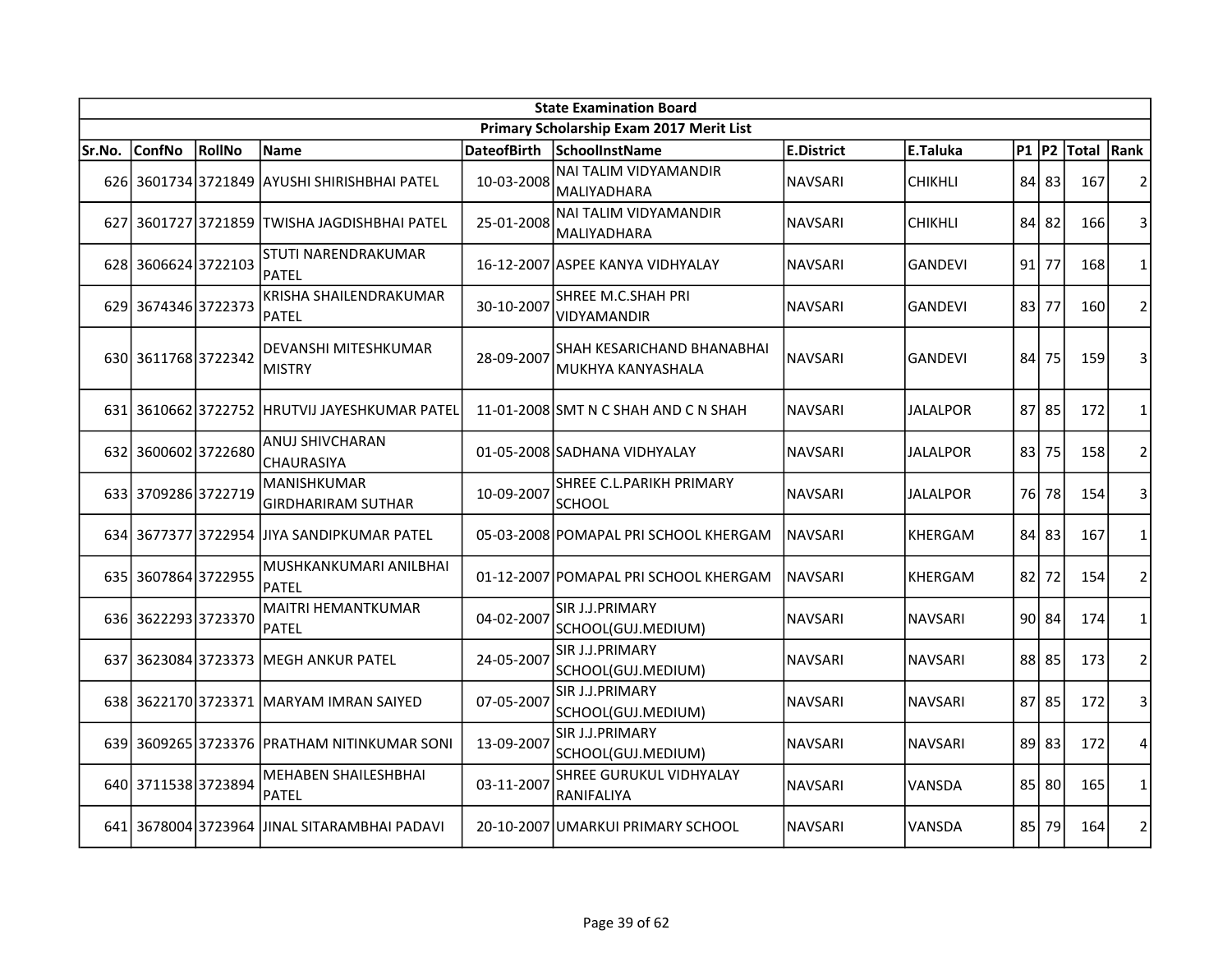| State Examination Board | | | | | | | | | | | |
|---|---|---|---|---|---|---|---|---|---|---|---|
| Primary Scholarship Exam 2017 Merit List | | | | | | | | | | | |
| Sr.No. | ConfNo | RollNo | Name | DateofBirth | SchoolInstName | E.District | E.Taluka | P1 | P2 | Total | Rank |
| 626 | 3601734 | 3721849 | AYUSHI SHIRISHBHAI PATEL | 10-03-2008 | NAI TALIM VIDYAMANDIR MALIYADHARA | NAVSARI | CHIKHLI | 84 | 83 | 167 | 2 |
| 627 | 3601727 | 3721859 | TWISHA JAGDISHBHAI PATEL | 25-01-2008 | NAI TALIM VIDYAMANDIR MALIYADHARA | NAVSARI | CHIKHLI | 84 | 82 | 166 | 3 |
| 628 | 3606624 | 3722103 | STUTI NARENDRAKUMAR PATEL | 16-12-2007 | ASPEE KANYA VIDHYALAY | NAVSARI | GANDEVI | 91 | 77 | 168 | 1 |
| 629 | 3674346 | 3722373 | KRISHA SHAILENDRAKUMAR PATEL | 30-10-2007 | SHREE M.C.SHAH PRI VIDYAMANDIR | NAVSARI | GANDEVI | 83 | 77 | 160 | 2 |
| 630 | 3611768 | 3722342 | DEVANSHI MITESHKUMAR MISTRY | 28-09-2007 | SHAH KESARICHAND BHANABHAI MUKHYA KANYASHALA | NAVSARI | GANDEVI | 84 | 75 | 159 | 3 |
| 631 | 3610662 | 3722752 | HRUTVIJ JAYESHKUMAR PATEL | 11-01-2008 | SMT N C SHAH AND C N SHAH | NAVSARI | JALALPOR | 87 | 85 | 172 | 1 |
| 632 | 3600602 | 3722680 | ANUJ SHIVCHARAN CHAURASIYA | 01-05-2008 | SADHANA VIDHYALAY | NAVSARI | JALALPOR | 83 | 75 | 158 | 2 |
| 633 | 3709286 | 3722719 | MANISHKUMAR GIRDHARIRAM SUTHAR | 10-09-2007 | SHREE C.L.PARIKH PRIMARY SCHOOL | NAVSARI | JALALPOR | 76 | 78 | 154 | 3 |
| 634 | 3677377 | 3722954 | JIYA SANDIPKUMAR PATEL | 05-03-2008 | POMAPAL PRI SCHOOL KHERGAM | NAVSARI | KHERGAM | 84 | 83 | 167 | 1 |
| 635 | 3607864 | 3722955 | MUSHKANKUMARI ANILBHAI PATEL | 01-12-2007 | POMAPAL PRI SCHOOL KHERGAM | NAVSARI | KHERGAM | 82 | 72 | 154 | 2 |
| 636 | 3622293 | 3723370 | MAITRI HEMANTKUMAR PATEL | 04-02-2007 | SIR J.J.PRIMARY SCHOOL(GUJ.MEDIUM) | NAVSARI | NAVSARI | 90 | 84 | 174 | 1 |
| 637 | 3623084 | 3723373 | MEGH ANKUR PATEL | 24-05-2007 | SIR J.J.PRIMARY SCHOOL(GUJ.MEDIUM) | NAVSARI | NAVSARI | 88 | 85 | 173 | 2 |
| 638 | 3622170 | 3723371 | MARYAM IMRAN SAIYED | 07-05-2007 | SIR J.J.PRIMARY SCHOOL(GUJ.MEDIUM) | NAVSARI | NAVSARI | 87 | 85 | 172 | 3 |
| 639 | 3609265 | 3723376 | PRATHAM NITINKUMAR SONI | 13-09-2007 | SIR J.J.PRIMARY SCHOOL(GUJ.MEDIUM) | NAVSARI | NAVSARI | 89 | 83 | 172 | 4 |
| 640 | 3711538 | 3723894 | MEHABEN SHAILESHBHAI PATEL | 03-11-2007 | SHREE GURUKUL VIDHYALAY RANIFALIYA | NAVSARI | VANSDA | 85 | 80 | 165 | 1 |
| 641 | 3678004 | 3723964 | JINAL SITARAMBHAI PADAVI | 20-10-2007 | UMARKUI PRIMARY SCHOOL | NAVSARI | VANSDA | 85 | 79 | 164 | 2 |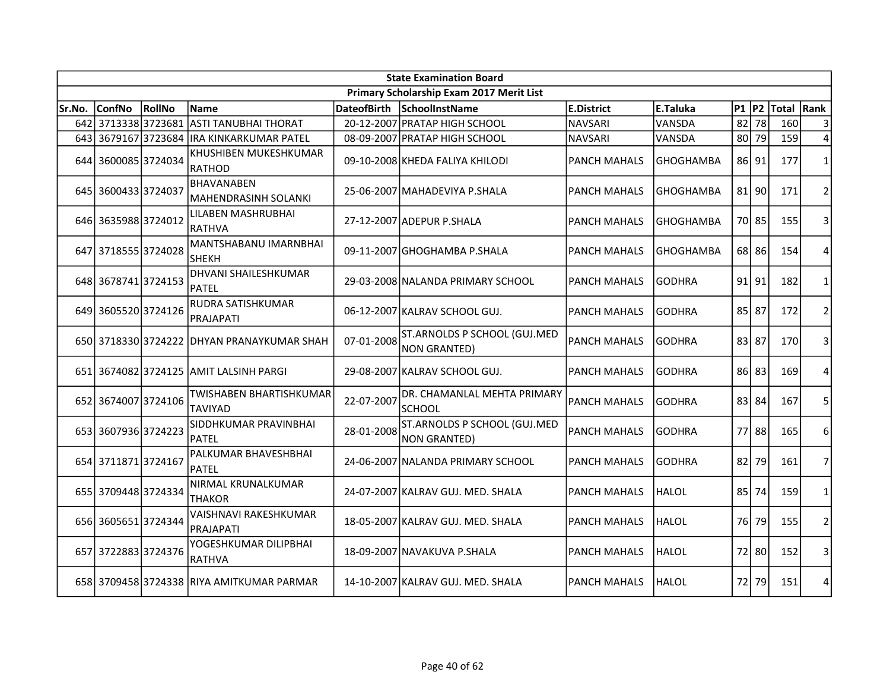| State Examination Board | | | | | | | | | | | | |
|---|---|---|---|---|---|---|---|---|---|---|---|---|
| Primary Scholarship Exam 2017 Merit List | | | | | | | | | | | | |
| Sr.No. | ConfNo | RollNo | Name | DateofBirth | SchoolInstName | E.District | E.Taluka | P1 | P2 | Total | Rank |
| 642 | 3713338 | 3723681 | ASTI TANUBHAI THORAT | 20-12-2007 | PRATAP HIGH SCHOOL | NAVSARI | VANSDA | 82 | 78 | 160 | 3 |
| 643 | 3679167 | 3723684 | IRA KINKARKUMAR PATEL | 08-09-2007 | PRATAP HIGH SCHOOL | NAVSARI | VANSDA | 80 | 79 | 159 | 4 |
| 644 | 3600085 | 3724034 | KHUSHIBEN MUKESHKUMAR RATHOD | 09-10-2008 | KHEDA FALIYA KHILODI | PANCH MAHALS | GHOGHAMBA | 86 | 91 | 177 | 1 |
| 645 | 3600433 | 3724037 | BHAVANABEN MAHENDRASINH SOLANKI | 25-06-2007 | MAHADEVIYA P.SHALA | PANCH MAHALS | GHOGHAMBA | 81 | 90 | 171 | 2 |
| 646 | 3635988 | 3724012 | LILABEN MASHRUBHAI RATHVA | 27-12-2007 | ADEPUR P.SHALA | PANCH MAHALS | GHOGHAMBA | 70 | 85 | 155 | 3 |
| 647 | 3718555 | 3724028 | MANTSHABANU IMARNBHAI SHEKH | 09-11-2007 | GHOGHAMBA P.SHALA | PANCH MAHALS | GHOGHAMBA | 68 | 86 | 154 | 4 |
| 648 | 3678741 | 3724153 | DHVANI SHAILESHKUMAR PATEL | 29-03-2008 | NALANDA PRIMARY SCHOOL | PANCH MAHALS | GODHRA | 91 | 91 | 182 | 1 |
| 649 | 3605520 | 3724126 | RUDRA SATISHKUMAR PRAJAPATI | 06-12-2007 | KALRAV SCHOOL GUJ. | PANCH MAHALS | GODHRA | 85 | 87 | 172 | 2 |
| 650 | 3718330 | 3724222 | DHYAN PRANAYKUMAR SHAH | 07-01-2008 | ST.ARNOLDS P SCHOOL (GUJ.MED NON GRANTED) | PANCH MAHALS | GODHRA | 83 | 87 | 170 | 3 |
| 651 | 3674082 | 3724125 | AMIT LALSINH PARGI | 29-08-2007 | KALRAV SCHOOL GUJ. | PANCH MAHALS | GODHRA | 86 | 83 | 169 | 4 |
| 652 | 3674007 | 3724106 | TWISHABEN BHARTISHKUMAR TAVIYAD | 22-07-2007 | DR. CHAMANLAL MEHTA PRIMARY SCHOOL | PANCH MAHALS | GODHRA | 83 | 84 | 167 | 5 |
| 653 | 3607936 | 3724223 | SIDDHKUMAR PRAVINBHAI PATEL | 28-01-2008 | ST.ARNOLDS P SCHOOL (GUJ.MED NON GRANTED) | PANCH MAHALS | GODHRA | 77 | 88 | 165 | 6 |
| 654 | 3711871 | 3724167 | PALKUMAR BHAVESHBHAI PATEL | 24-06-2007 | NALANDA PRIMARY SCHOOL | PANCH MAHALS | GODHRA | 82 | 79 | 161 | 7 |
| 655 | 3709448 | 3724334 | NIRMAL KRUNALKUMAR THAKOR | 24-07-2007 | KALRAV GUJ. MED. SHALA | PANCH MAHALS | HALOL | 85 | 74 | 159 | 1 |
| 656 | 3605651 | 3724344 | VAISHNAVI RAKESHKUMAR PRAJAPATI | 18-05-2007 | KALRAV GUJ. MED. SHALA | PANCH MAHALS | HALOL | 76 | 79 | 155 | 2 |
| 657 | 3722883 | 3724376 | YOGESHKUMAR DILIPBHAI RATHVA | 18-09-2007 | NAVAKUVA P.SHALA | PANCH MAHALS | HALOL | 72 | 80 | 152 | 3 |
| 658 | 3709458 | 3724338 | RIYA AMITKUMAR PARMAR | 14-10-2007 | KALRAV GUJ. MED. SHALA | PANCH MAHALS | HALOL | 72 | 79 | 151 | 4 |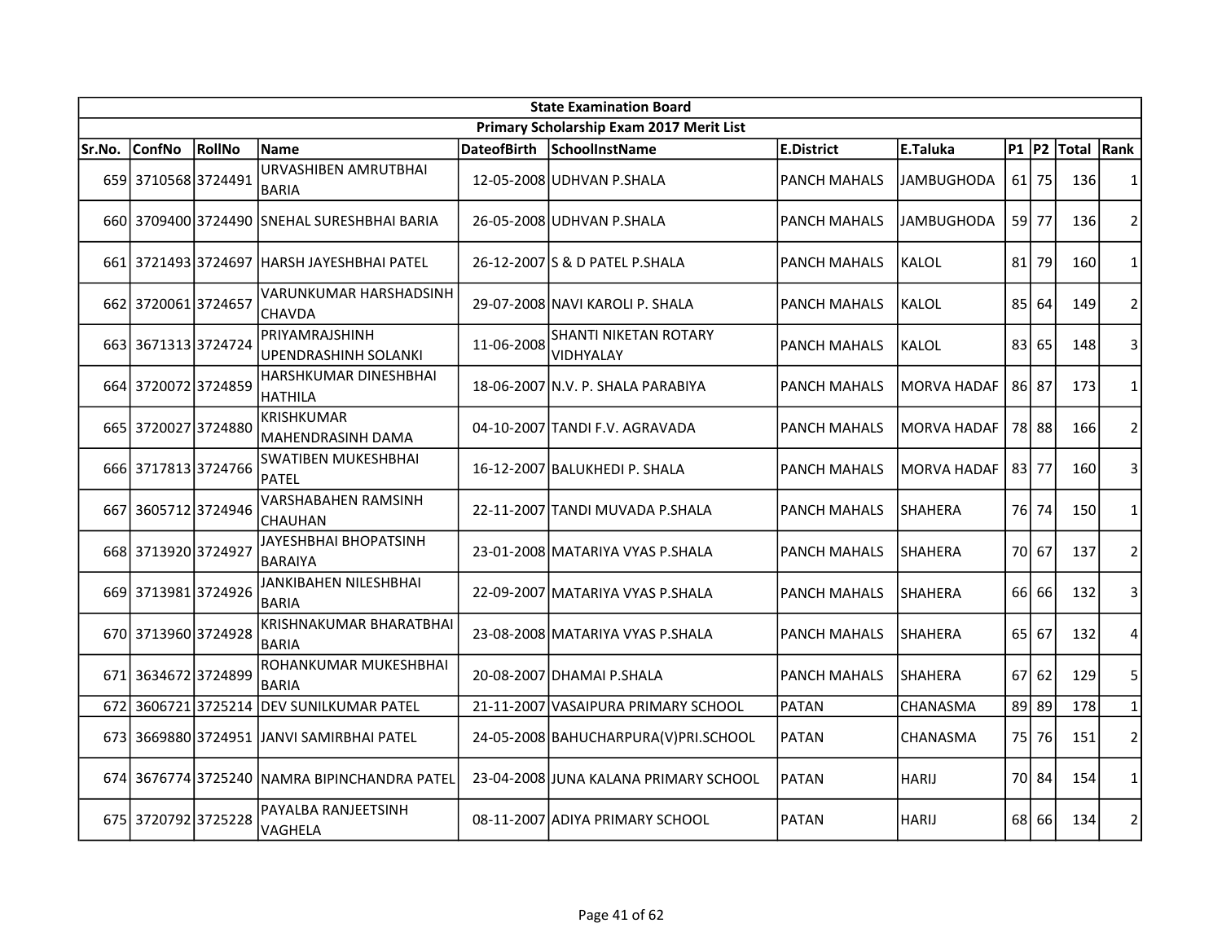| State Examination Board | | | | | | | | | | | |
|---|---|---|---|---|---|---|---|---|---|---|---|
| Primary Scholarship Exam 2017 Merit List | | | | | | | | | | | |
| Sr.No. | ConfNo | RollNo | Name | DateofBirth | SchoolInstName | E.District | E.Taluka | P1 | P2 | Total | Rank |
| 659 | 3710568 | 3724491 | URVASHIBEN AMRUTBHAI BARIA | 12-05-2008 | UDHVAN P.SHALA | PANCH MAHALS | JAMBUGHODA | 61 | 75 | 136 | 1 |
| 660 | 3709400 | 3724490 | SNEHAL SURESHBHAI BARIA | 26-05-2008 | UDHVAN P.SHALA | PANCH MAHALS | JAMBUGHODA | 59 | 77 | 136 | 2 |
| 661 | 3721493 | 3724697 | HARSH JAYESHBHAI PATEL | 26-12-2007 | S & D PATEL P.SHALA | PANCH MAHALS | KALOL | 81 | 79 | 160 | 1 |
| 662 | 3720061 | 3724657 | VARUNKUMAR HARSHADSINH CHAVDA | 29-07-2008 | NAVI KAROLI P. SHALA | PANCH MAHALS | KALOL | 85 | 64 | 149 | 2 |
| 663 | 3671313 | 3724724 | PRIYAMRAJSHINH UPENDRASHINH SOLANKI | 11-06-2008 | SHANTI NIKETAN ROTARY VIDHYALAY | PANCH MAHALS | KALOL | 83 | 65 | 148 | 3 |
| 664 | 3720072 | 3724859 | HARSHKUMAR DINESHBHAI HATHILA | 18-06-2007 | N.V. P. SHALA PARABIYA | PANCH MAHALS | MORVA HADAF | 86 | 87 | 173 | 1 |
| 665 | 3720027 | 3724880 | KRISHKUMAR MAHENDRASINH DAMA | 04-10-2007 | TANDI F.V. AGRAVADA | PANCH MAHALS | MORVA HADAF | 78 | 88 | 166 | 2 |
| 666 | 3717813 | 3724766 | SWATIBEN MUKESHBHAI PATEL | 16-12-2007 | BALUKHEDI P. SHALA | PANCH MAHALS | MORVA HADAF | 83 | 77 | 160 | 3 |
| 667 | 3605712 | 3724946 | VARSHABAHEN RAMSINH CHAUHAN | 22-11-2007 | TANDI MUVADA P.SHALA | PANCH MAHALS | SHAHERA | 76 | 74 | 150 | 1 |
| 668 | 3713920 | 3724927 | JAYESHBHAI BHOPATSINH BARAIYA | 23-01-2008 | MATARIYA VYAS P.SHALA | PANCH MAHALS | SHAHERA | 70 | 67 | 137 | 2 |
| 669 | 3713981 | 3724926 | JANKIBAHEN NILESHBHAI BARIA | 22-09-2007 | MATARIYA VYAS P.SHALA | PANCH MAHALS | SHAHERA | 66 | 66 | 132 | 3 |
| 670 | 3713960 | 3724928 | KRISHNAKUMAR BHARATBHAI BARIA | 23-08-2008 | MATARIYA VYAS P.SHALA | PANCH MAHALS | SHAHERA | 65 | 67 | 132 | 4 |
| 671 | 3634672 | 3724899 | ROHANKUMAR MUKESHBHAI BARIA | 20-08-2007 | DHAMAI P.SHALA | PANCH MAHALS | SHAHERA | 67 | 62 | 129 | 5 |
| 672 | 3606721 | 3725214 | DEV SUNILKUMAR PATEL | 21-11-2007 | VASAIPURA PRIMARY SCHOOL | PATAN | CHANASMA | 89 | 89 | 178 | 1 |
| 673 | 3669880 | 3724951 | JANVI SAMIRBHAI PATEL | 24-05-2008 | BAHUCHARPURA(V)PRI.SCHOOL | PATAN | CHANASMA | 75 | 76 | 151 | 2 |
| 674 | 3676774 | 3725240 | NAMRA BIPINCHANDRA PATEL | 23-04-2008 | JUNA KALANA PRIMARY SCHOOL | PATAN | HARIJ | 70 | 84 | 154 | 1 |
| 675 | 3720792 | 3725228 | PAYALBA RANJEETSINH VAGHELA | 08-11-2007 | ADIYA PRIMARY SCHOOL | PATAN | HARIJ | 68 | 66 | 134 | 2 |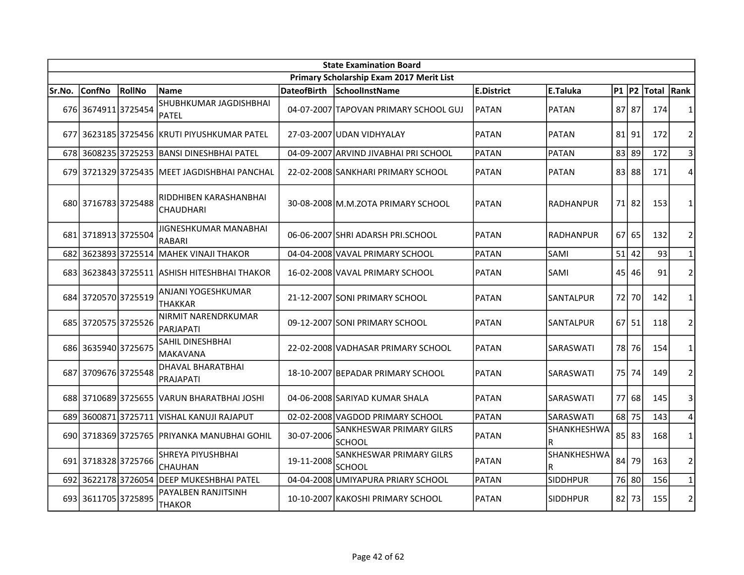| State Examination Board | | | | | | | | | | | | |
|---|---|---|---|---|---|---|---|---|---|---|---|---|
| Primary Scholarship Exam 2017 Merit List | | | | | | | | | | | | |
| Sr.No. | ConfNo | RollNo | Name | DateofBirth | SchoolInstName | E.District | E.Taluka | P1 | P2 | Total | Rank |
| 676 | 3674911 | 3725454 | SHUBHKUMAR JAGDISHBHAI PATEL | 04-07-2007 | TAPOVAN PRIMARY SCHOOL GUJ | PATAN | PATAN | 87 | 87 | 174 | 1 |
| 677 | 3623185 | 3725456 | KRUTI PIYUSHKUMAR PATEL | 27-03-2007 | UDAN VIDHYALAY | PATAN | PATAN | 81 | 91 | 172 | 2 |
| 678 | 3608235 | 3725253 | BANSI DINESHBHAI PATEL | 04-09-2007 | ARVIND JIVABHAI PRI SCHOOL | PATAN | PATAN | 83 | 89 | 172 | 3 |
| 679 | 3721329 | 3725435 | MEET JAGDISHBHAI PANCHAL | 22-02-2008 | SANKHARI PRIMARY SCHOOL | PATAN | PATAN | 83 | 88 | 171 | 4 |
| 680 | 3716783 | 3725488 | RIDDHIBEN KARASHANBHAI CHAUDHARI | 30-08-2008 | M.M.ZOTA PRIMARY SCHOOL | PATAN | RADHANPUR | 71 | 82 | 153 | 1 |
| 681 | 3718913 | 3725504 | JIGNESHKUMAR MANABHAI RABARI | 06-06-2007 | SHRI ADARSH PRI.SCHOOL | PATAN | RADHANPUR | 67 | 65 | 132 | 2 |
| 682 | 3623893 | 3725514 | MAHEK VINAJI THAKOR | 04-04-2008 | VAVAL PRIMARY SCHOOL | PATAN | SAMI | 51 | 42 | 93 | 1 |
| 683 | 3623843 | 3725511 | ASHISH HITESHBHAI THAKOR | 16-02-2008 | VAVAL PRIMARY SCHOOL | PATAN | SAMI | 45 | 46 | 91 | 2 |
| 684 | 3720570 | 3725519 | ANJANI YOGESHKUMAR THAKKAR | 21-12-2007 | SONI PRIMARY SCHOOL | PATAN | SANTALPUR | 72 | 70 | 142 | 1 |
| 685 | 3720575 | 3725526 | NIRMIT NARENDRKUMAR PARJAPATI | 09-12-2007 | SONI PRIMARY SCHOOL | PATAN | SANTALPUR | 67 | 51 | 118 | 2 |
| 686 | 3635940 | 3725675 | SAHIL DINESHBHAI MAKAVANA | 22-02-2008 | VADHASAR PRIMARY SCHOOL | PATAN | SARASWATI | 78 | 76 | 154 | 1 |
| 687 | 3709676 | 3725548 | DHAVAL BHARATBHAI PRAJAPATI | 18-10-2007 | BEPADAR PRIMARY SCHOOL | PATAN | SARASWATI | 75 | 74 | 149 | 2 |
| 688 | 3710689 | 3725655 | VARUN BHARATBHAI JOSHI | 04-06-2008 | SARIYAD KUMAR SHALA | PATAN | SARASWATI | 77 | 68 | 145 | 3 |
| 689 | 3600871 | 3725711 | VISHAL KANUJI RAJAPUT | 02-02-2008 | VAGDOD PRIMARY SCHOOL | PATAN | SARASWATI | 68 | 75 | 143 | 4 |
| 690 | 3718369 | 3725765 | PRIYANKA MANUBHAI GOHIL | 30-07-2006 | SANKHESWAR PRIMARY GILRS SCHOOL | PATAN | SHANKHESHWAR | 85 | 83 | 168 | 1 |
| 691 | 3718328 | 3725766 | SHREYA PIYUSHBHAI CHAUHAN | 19-11-2008 | SANKHESWAR PRIMARY GILRS SCHOOL | PATAN | SHANKHESHWAR | 84 | 79 | 163 | 2 |
| 692 | 3622178 | 3726054 | DEEP MUKESHBHAI PATEL | 04-04-2008 | UMIYAPURA PRIARY SCHOOL | PATAN | SIDDHPUR | 76 | 80 | 156 | 1 |
| 693 | 3611705 | 3725895 | PAYALBEN RANJITSINH THAKOR | 10-10-2007 | KAKOSHI PRIMARY SCHOOL | PATAN | SIDDHPUR | 82 | 73 | 155 | 2 |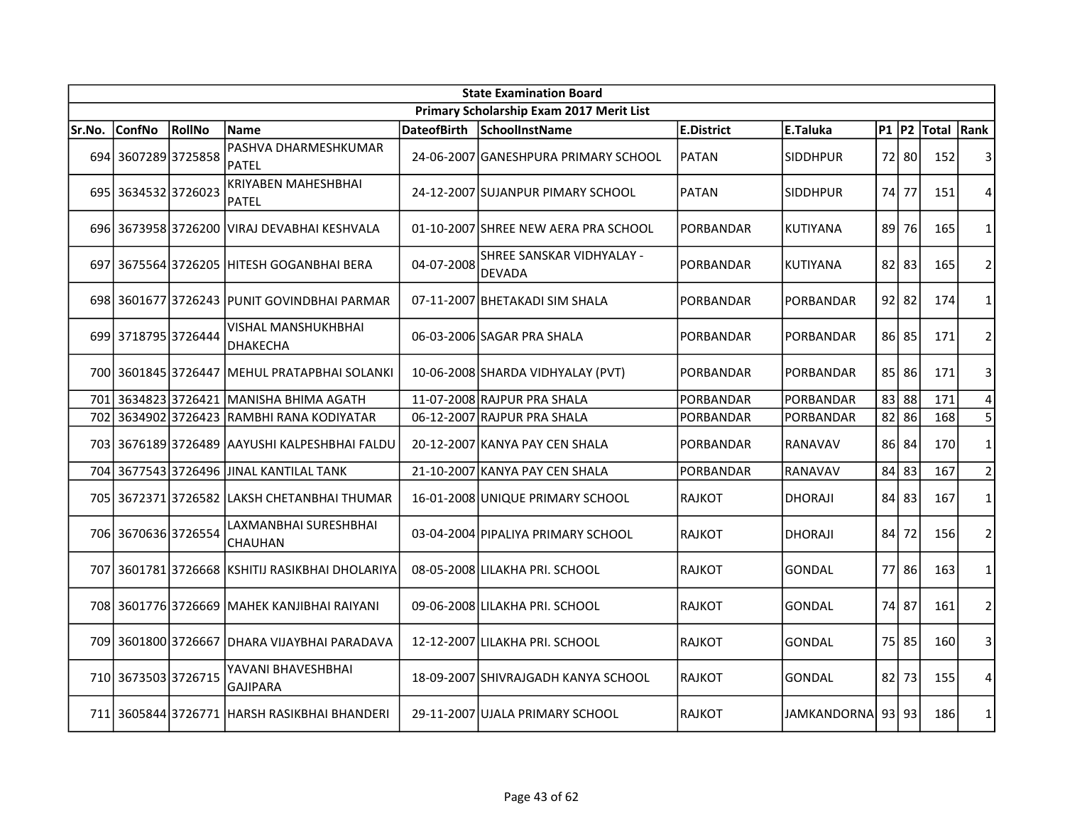| State Examination Board | | | | | | | | | | | |
|---|---|---|---|---|---|---|---|---|---|---|---|
| Primary Scholarship Exam 2017 Merit List | | | | | | | | | | | |
| Sr.No. | ConfNo | RollNo | Name | DateofBirth | SchoolInstName | E.District | E.Taluka | P1 | P2 | Total | Rank |
| 694 | 3607289 | 3725858 | PASHVA DHARMESHKUMAR PATEL | 24-06-2007 | GANESHPURA PRIMARY SCHOOL | PATAN | SIDDHPUR | 72 | 80 | 152 | 3 |
| 695 | 3634532 | 3726023 | KRIYABEN MAHESHBHAI PATEL | 24-12-2007 | SUJANPUR PIMARY SCHOOL | PATAN | SIDDHPUR | 74 | 77 | 151 | 4 |
| 696 | 3673958 | 3726200 | VIRAJ DEVABHAI KESHVALA | 01-10-2007 | SHREE NEW AERA PRA SCHOOL | PORBANDAR | KUTIYANA | 89 | 76 | 165 | 1 |
| 697 | 3675564 | 3726205 | HITESH GOGANBHAI BERA | 04-07-2008 | SHREE SANSKAR VIDHYALAY - DEVADA | PORBANDAR | KUTIYANA | 82 | 83 | 165 | 2 |
| 698 | 3601677 | 3726243 | PUNIT GOVINDBHAI PARMAR | 07-11-2007 | BHETAKADI SIM SHALA | PORBANDAR | PORBANDAR | 92 | 82 | 174 | 1 |
| 699 | 3718795 | 3726444 | VISHAL MANSHUKHBHAI DHAKECHA | 06-03-2006 | SAGAR PRA SHALA | PORBANDAR | PORBANDAR | 86 | 85 | 171 | 2 |
| 700 | 3601845 | 3726447 | MEHUL PRATAPBHAI SOLANKI | 10-06-2008 | SHARDA VIDHYALAY (PVT) | PORBANDAR | PORBANDAR | 85 | 86 | 171 | 3 |
| 701 | 3634823 | 3726421 | MANISHA BHIMA AGATH | 11-07-2008 | RAJPUR PRA SHALA | PORBANDAR | PORBANDAR | 83 | 88 | 171 | 4 |
| 702 | 3634902 | 3726423 | RAMBHI RANA KODIYATAR | 06-12-2007 | RAJPUR PRA SHALA | PORBANDAR | PORBANDAR | 82 | 86 | 168 | 5 |
| 703 | 3676189 | 3726489 | AAYUSHI KALPESHBHAI FALDU | 20-12-2007 | KANYA PAY CEN SHALA | PORBANDAR | RANAVAV | 86 | 84 | 170 | 1 |
| 704 | 3677543 | 3726496 | JINAL KANTILAL TANK | 21-10-2007 | KANYA PAY CEN SHALA | PORBANDAR | RANAVAV | 84 | 83 | 167 | 2 |
| 705 | 3672371 | 3726582 | LAKSH CHETANBHAI THUMAR | 16-01-2008 | UNIQUE PRIMARY SCHOOL | RAJKOT | DHORAJI | 84 | 83 | 167 | 1 |
| 706 | 3670636 | 3726554 | LAXMANBHAI SURESHBHAI CHAUHAN | 03-04-2004 | PIPALIYA PRIMARY SCHOOL | RAJKOT | DHORAJI | 84 | 72 | 156 | 2 |
| 707 | 3601781 | 3726668 | KSHITIJ RASIKBHAI DHOLARIYA | 08-05-2008 | LILAKHA PRI. SCHOOL | RAJKOT | GONDAL | 77 | 86 | 163 | 1 |
| 708 | 3601776 | 3726669 | MAHEK KANJIBHAI RAIYANI | 09-06-2008 | LILAKHA PRI. SCHOOL | RAJKOT | GONDAL | 74 | 87 | 161 | 2 |
| 709 | 3601800 | 3726667 | DHARA VIJAYBHAI PARADAVA | 12-12-2007 | LILAKHA PRI. SCHOOL | RAJKOT | GONDAL | 75 | 85 | 160 | 3 |
| 710 | 3673503 | 3726715 | YAVANI BHAVESHBHAI GAJIPARA | 18-09-2007 | SHIVRAJGADH KANYA SCHOOL | RAJKOT | GONDAL | 82 | 73 | 155 | 4 |
| 711 | 3605844 | 3726771 | HARSH RASIKBHAI BHANDERI | 29-11-2007 | UJALA PRIMARY SCHOOL | RAJKOT | JAMKANDORNA | 93 | 93 | 186 | 1 |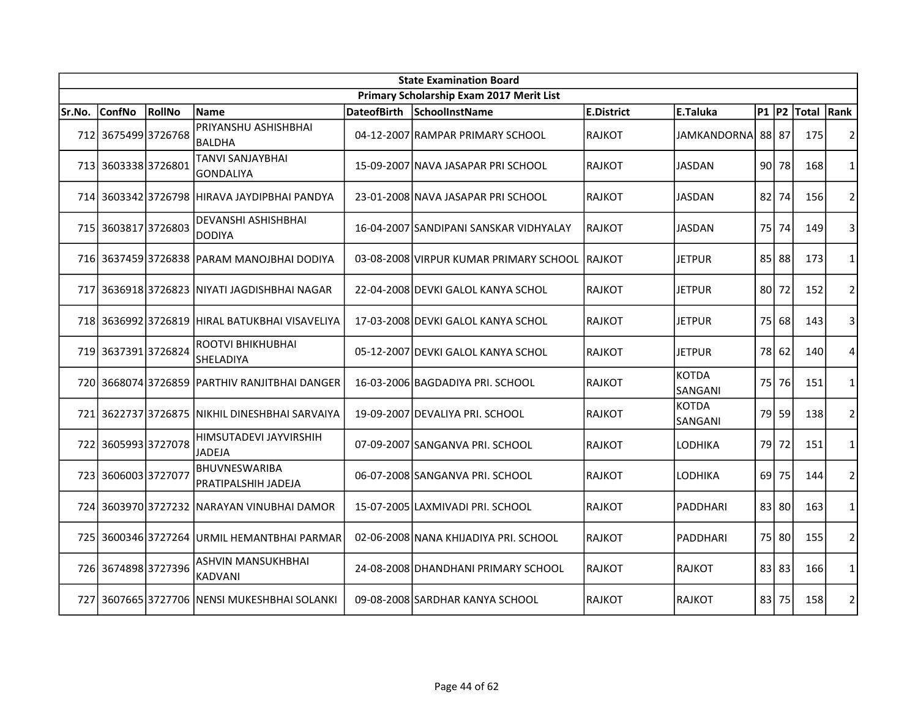| State Examination Board | | | | | | | | | | | | |
|---|---|---|---|---|---|---|---|---|---|---|---|---|
| Primary Scholarship Exam 2017 Merit List | | | | | | | | | | | | |
| Sr.No. | ConfNo | RollNo | Name | DateofBirth | SchoolInstName | E.District | E.Taluka | P1 | P2 | Total | Rank |
| 712 | 3675499 | 3726768 | PRIYANSHU ASHISHBHAI BALDHA | 04-12-2007 | RAMPAR PRIMARY SCHOOL | RAJKOT | JAMKANDORNA | 88 | 87 | 175 | 2 |
| 713 | 3603338 | 3726801 | TANVI SANJAYBHAI GONDALIYA | 15-09-2007 | NAVA JASAPAR PRI SCHOOL | RAJKOT | JASDAN | 90 | 78 | 168 | 1 |
| 714 | 3603342 | 3726798 | HIRAVA JAYDIPBHAI PANDYA | 23-01-2008 | NAVA JASAPAR PRI SCHOOL | RAJKOT | JASDAN | 82 | 74 | 156 | 2 |
| 715 | 3603817 | 3726803 | DEVANSHI ASHISHBHAI DODIYA | 16-04-2007 | SANDIPANI SANSKAR VIDHYALAY | RAJKOT | JASDAN | 75 | 74 | 149 | 3 |
| 716 | 3637459 | 3726838 | PARAM MANOJBHAI DODIYA | 03-08-2008 | VIRPUR KUMAR PRIMARY SCHOOL | RAJKOT | JETPUR | 85 | 88 | 173 | 1 |
| 717 | 3636918 | 3726823 | NIYATI JAGDISHBHAI NAGAR | 22-04-2008 | DEVKI GALOL KANYA SCHOL | RAJKOT | JETPUR | 80 | 72 | 152 | 2 |
| 718 | 3636992 | 3726819 | HIRAL BATUKBHAI VISAVELIYA | 17-03-2008 | DEVKI GALOL KANYA SCHOL | RAJKOT | JETPUR | 75 | 68 | 143 | 3 |
| 719 | 3637391 | 3726824 | ROOTVI BHIKHUBHAI SHELADIYA | 05-12-2007 | DEVKI GALOL KANYA SCHOL | RAJKOT | JETPUR | 78 | 62 | 140 | 4 |
| 720 | 3668074 | 3726859 | PARTHIV RANJITBHAI DANGER | 16-03-2006 | BAGDADIYA PRI. SCHOOL | RAJKOT | KOTDA SANGANI | 75 | 76 | 151 | 1 |
| 721 | 3622737 | 3726875 | NIKHIL DINESHBHAI SARVAIYA | 19-09-2007 | DEVALIYA PRI. SCHOOL | RAJKOT | KOTDA SANGANI | 79 | 59 | 138 | 2 |
| 722 | 3605993 | 3727078 | HIMSUTADEVI JAYVIRSHIH JADEJA | 07-09-2007 | SANGANVA PRI. SCHOOL | RAJKOT | LODHIKA | 79 | 72 | 151 | 1 |
| 723 | 3606003 | 3727077 | BHUVNESWARIBA PRATIPALSHIH JADEJA | 06-07-2008 | SANGANVA PRI. SCHOOL | RAJKOT | LODHIKA | 69 | 75 | 144 | 2 |
| 724 | 3603970 | 3727232 | NARAYAN VINUBHAI DAMOR | 15-07-2005 | LAXMIVADI PRI. SCHOOL | RAJKOT | PADDHARI | 83 | 80 | 163 | 1 |
| 725 | 3600346 | 3727264 | URMIL HEMANTBHAI PARMAR | 02-06-2008 | NANA KHIJADIYA PRI. SCHOOL | RAJKOT | PADDHARI | 75 | 80 | 155 | 2 |
| 726 | 3674898 | 3727396 | ASHVIN MANSUKHBHAI KADVANI | 24-08-2008 | DHANDHANI PRIMARY SCHOOL | RAJKOT | RAJKOT | 83 | 83 | 166 | 1 |
| 727 | 3607665 | 3727706 | NENSI MUKESHBHAI SOLANKI | 09-08-2008 | SARDHAR KANYA SCHOOL | RAJKOT | RAJKOT | 83 | 75 | 158 | 2 |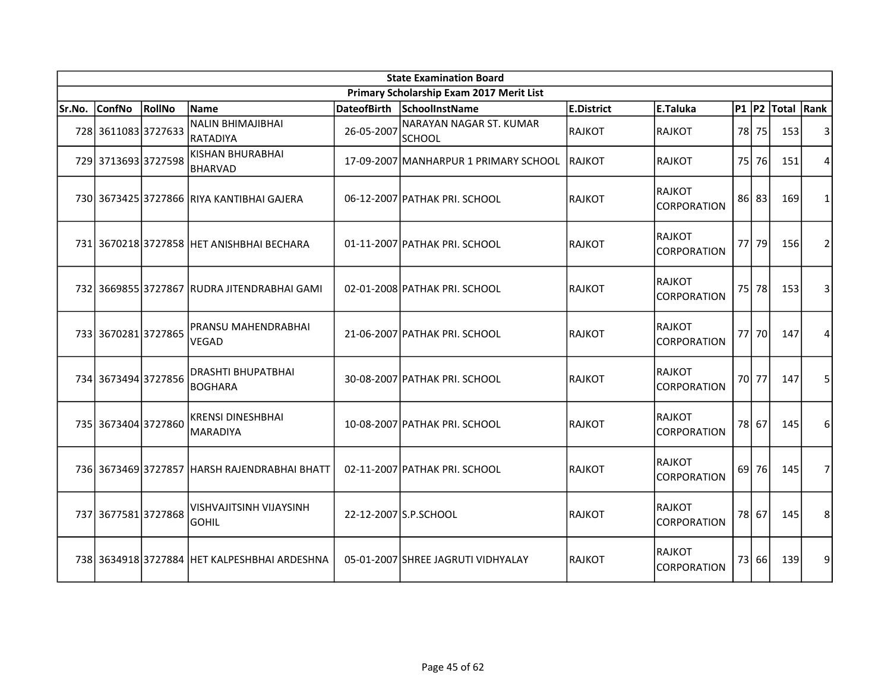| State Examination Board | | | | | | | | | | | |
|---|---|---|---|---|---|---|---|---|---|---|---|
| Primary Scholarship Exam 2017 Merit List | | | | | | | | | | | |
| Sr.No. | ConfNo | RollNo | Name | DateofBirth | SchoolInstName | E.District | E.Taluka | P1 | P2 | Total | Rank |
| 728 | 3611083 | 3727633 | NALIN BHIMAJIBHAI RATADIYA | 26-05-2007 | NARAYAN NAGAR ST. KUMAR SCHOOL | RAJKOT | RAJKOT | 78 | 75 | 153 | 3 |
| 729 | 3713693 | 3727598 | KISHAN BHURABHAI BHARVAD | 17-09-2007 | MANHARPUR 1 PRIMARY SCHOOL | RAJKOT | RAJKOT | 75 | 76 | 151 | 4 |
| 730 | 3673425 | 3727866 | RIYA KANTIBHAI GAJERA | 06-12-2007 | PATHAK PRI. SCHOOL | RAJKOT | RAJKOT CORPORATION | 86 | 83 | 169 | 1 |
| 731 | 3670218 | 3727858 | HET ANISHBHAI BECHARA | 01-11-2007 | PATHAK PRI. SCHOOL | RAJKOT | RAJKOT CORPORATION | 77 | 79 | 156 | 2 |
| 732 | 3669855 | 3727867 | RUDRA JITENDRABHAI GAMI | 02-01-2008 | PATHAK PRI. SCHOOL | RAJKOT | RAJKOT CORPORATION | 75 | 78 | 153 | 3 |
| 733 | 3670281 | 3727865 | PRANSU MAHENDRABHAI VEGAD | 21-06-2007 | PATHAK PRI. SCHOOL | RAJKOT | RAJKOT CORPORATION | 77 | 70 | 147 | 4 |
| 734 | 3673494 | 3727856 | DRASHTI BHUPATBHAI BOGHARA | 30-08-2007 | PATHAK PRI. SCHOOL | RAJKOT | RAJKOT CORPORATION | 70 | 77 | 147 | 5 |
| 735 | 3673404 | 3727860 | KRENSI DINESHBHAI MARADIYA | 10-08-2007 | PATHAK PRI. SCHOOL | RAJKOT | RAJKOT CORPORATION | 78 | 67 | 145 | 6 |
| 736 | 3673469 | 3727857 | HARSH RAJENDRABHAI BHATT | 02-11-2007 | PATHAK PRI. SCHOOL | RAJKOT | RAJKOT CORPORATION | 69 | 76 | 145 | 7 |
| 737 | 3677581 | 3727868 | VISHVAJITSINH VIJAYSINH GOHIL | 22-12-2007 | S.P.SCHOOL | RAJKOT | RAJKOT CORPORATION | 78 | 67 | 145 | 8 |
| 738 | 3634918 | 3727884 | HET KALPESHBHAI ARDESHNA | 05-01-2007 | SHREE JAGRUTI VIDHYALAY | RAJKOT | RAJKOT CORPORATION | 73 | 66 | 139 | 9 |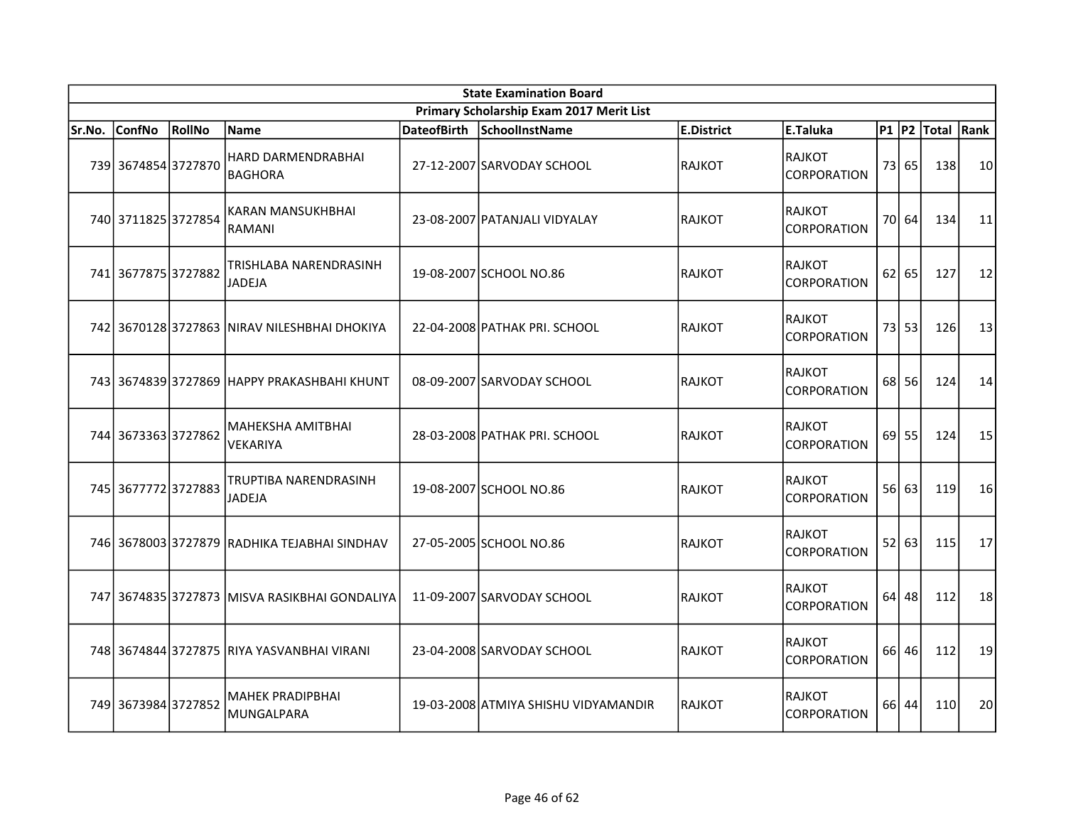| State Examination Board | | | | | | | | | | | | |
|---|---|---|---|---|---|---|---|---|---|---|---|---|
| Primary Scholarship Exam 2017 Merit List | | | | | | | | | | | | |
| Sr.No. | ConfNo | RollNo | Name | DateofBirth | SchoolInstName | E.District | E.Taluka | P1 | P2 | Total | Rank |
| 739 | 3674854 | 3727870 | HARD DARMENDRABHAI BAGHORA | 27-12-2007 | SARVODAY SCHOOL | RAJKOT | RAJKOT CORPORATION | 73 | 65 | 138 | 10 |
| 740 | 3711825 | 3727854 | KARAN MANSUKHBHAI RAMANI | 23-08-2007 | PATANJALI VIDYALAY | RAJKOT | RAJKOT CORPORATION | 70 | 64 | 134 | 11 |
| 741 | 3677875 | 3727882 | TRISHLABA NARENDRASINH JADEJA | 19-08-2007 | SCHOOL NO.86 | RAJKOT | RAJKOT CORPORATION | 62 | 65 | 127 | 12 |
| 742 | 3670128 | 3727863 | NIRAV NILESHBHAI DHOKIYA | 22-04-2008 | PATHAK PRI. SCHOOL | RAJKOT | RAJKOT CORPORATION | 73 | 53 | 126 | 13 |
| 743 | 3674839 | 3727869 | HAPPY PRAKASHBAHI KHUNT | 08-09-2007 | SARVODAY SCHOOL | RAJKOT | RAJKOT CORPORATION | 68 | 56 | 124 | 14 |
| 744 | 3673363 | 3727862 | MAHEKSHA AMITBHAI VEKARIYA | 28-03-2008 | PATHAK PRI. SCHOOL | RAJKOT | RAJKOT CORPORATION | 69 | 55 | 124 | 15 |
| 745 | 3677772 | 3727883 | TRUPTIBA NARENDRASINH JADEJA | 19-08-2007 | SCHOOL NO.86 | RAJKOT | RAJKOT CORPORATION | 56 | 63 | 119 | 16 |
| 746 | 3678003 | 3727879 | RADHIKA TEJABHAI SINDHAV | 27-05-2005 | SCHOOL NO.86 | RAJKOT | RAJKOT CORPORATION | 52 | 63 | 115 | 17 |
| 747 | 3674835 | 3727873 | MISVA RASIKBHAI GONDALIYA | 11-09-2007 | SARVODAY SCHOOL | RAJKOT | RAJKOT CORPORATION | 64 | 48 | 112 | 18 |
| 748 | 3674844 | 3727875 | RIYA YASVANBHAI VIRANI | 23-04-2008 | SARVODAY SCHOOL | RAJKOT | RAJKOT CORPORATION | 66 | 46 | 112 | 19 |
| 749 | 3673984 | 3727852 | MAHEK PRADIPBHAI MUNGALPARA | 19-03-2008 | ATMIYA SHISHU VIDYAMANDIR | RAJKOT | RAJKOT CORPORATION | 66 | 44 | 110 | 20 |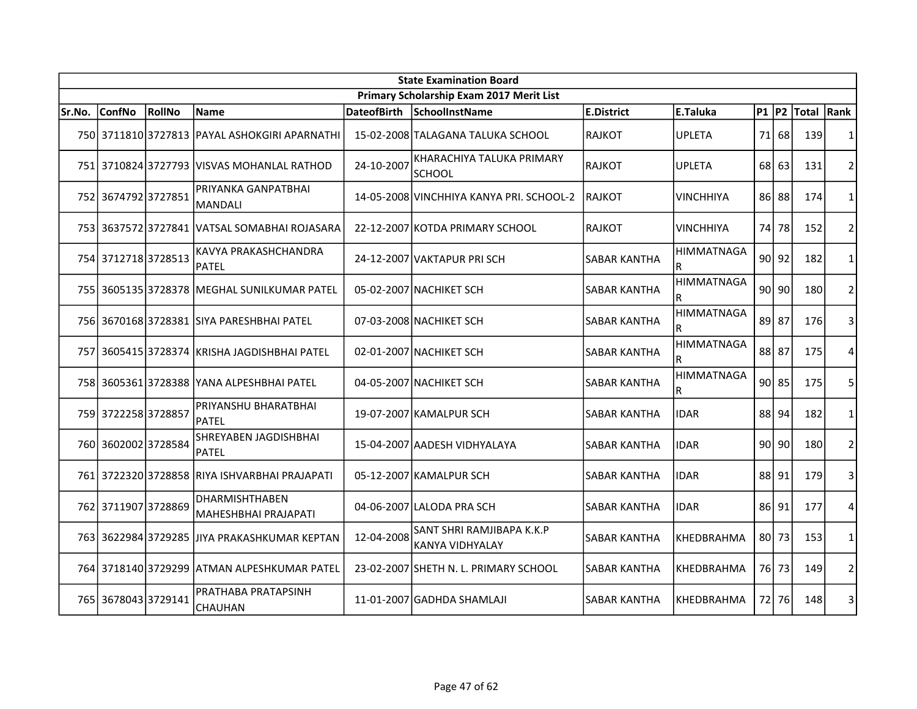| State Examination Board | | | | | | | | | | | |
|---|---|---|---|---|---|---|---|---|---|---|---|
| Primary Scholarship Exam 2017 Merit List | | | | | | | | | | | |
| Sr.No. | ConfNo | RollNo | Name | DateofBirth | SchoolInstName | E.District | E.Taluka | P1 | P2 | Total | Rank |
| 750 | 3711810 | 3727813 | PAYAL ASHOKGIRI APARNATHI | 15-02-2008 | TALAGANA TALUKA SCHOOL | RAJKOT | UPLETA | 71 | 68 | 139 | 1 |
| 751 | 3710824 | 3727793 | VISVAS MOHANLAL RATHOD | 24-10-2007 | KHARACHIYA TALUKA PRIMARY SCHOOL | RAJKOT | UPLETA | 68 | 63 | 131 | 2 |
| 752 | 3674792 | 3727851 | PRIYANKA GANPATBHAI MANDALI | 14-05-2008 | VINCHHIYA KANYA PRI. SCHOOL-2 | RAJKOT | VINCHHIYA | 86 | 88 | 174 | 1 |
| 753 | 3637572 | 3727841 | VATSAL SOMABHAI ROJASARA | 22-12-2007 | KOTDA PRIMARY SCHOOL | RAJKOT | VINCHHIYA | 74 | 78 | 152 | 2 |
| 754 | 3712718 | 3728513 | KAVYA PRAKASHCHANDRA PATEL | 24-12-2007 | VAKTAPUR PRI SCH | SABAR KANTHA | HIMMATNAGAR | 90 | 92 | 182 | 1 |
| 755 | 3605135 | 3728378 | MEGHAL SUNILKUMAR PATEL | 05-02-2007 | NACHIKET SCH | SABAR KANTHA | HIMMATNAGAR | 90 | 90 | 180 | 2 |
| 756 | 3670168 | 3728381 | SIYA PARESHBHAI PATEL | 07-03-2008 | NACHIKET SCH | SABAR KANTHA | HIMMATNAGAR | 89 | 87 | 176 | 3 |
| 757 | 3605415 | 3728374 | KRISHA JAGDISHBHAI PATEL | 02-01-2007 | NACHIKET SCH | SABAR KANTHA | HIMMATNAGAR | 88 | 87 | 175 | 4 |
| 758 | 3605361 | 3728388 | YANA ALPESHBHAI PATEL | 04-05-2007 | NACHIKET SCH | SABAR KANTHA | HIMMATNAGAR | 90 | 85 | 175 | 5 |
| 759 | 3722258 | 3728857 | PRIYANSHU BHARATBHAI PATEL | 19-07-2007 | KAMALPUR SCH | SABAR KANTHA | IDAR | 88 | 94 | 182 | 1 |
| 760 | 3602002 | 3728584 | SHREYABEN JAGDISHBHAI PATEL | 15-04-2007 | AADESH VIDHYALAYA | SABAR KANTHA | IDAR | 90 | 90 | 180 | 2 |
| 761 | 3722320 | 3728858 | RIYA ISHVARBHAI PRAJAPATI | 05-12-2007 | KAMALPUR SCH | SABAR KANTHA | IDAR | 88 | 91 | 179 | 3 |
| 762 | 3711907 | 3728869 | DHARMISHTHABEN MAHESHBHAI PRAJAPATI | 04-06-2007 | LALODA PRA SCH | SABAR KANTHA | IDAR | 86 | 91 | 177 | 4 |
| 763 | 3622984 | 3729285 | JIYA PRAKASHKUMAR KEPTAN | 12-04-2008 | SANT SHRI RAMJIBAPA K.K.P KANYA VIDHYALAY | SABAR KANTHA | KHEDBRAHMA | 80 | 73 | 153 | 1 |
| 764 | 3718140 | 3729299 | ATMAN ALPESHKUMAR PATEL | 23-02-2007 | SHETH N. L. PRIMARY SCHOOL | SABAR KANTHA | KHEDBRAHMA | 76 | 73 | 149 | 2 |
| 765 | 3678043 | 3729141 | PRATHABA PRATAPSINH CHAUHAN | 11-01-2007 | GADHDA SHAMLAJI | SABAR KANTHA | KHEDBRAHMA | 72 | 76 | 148 | 3 |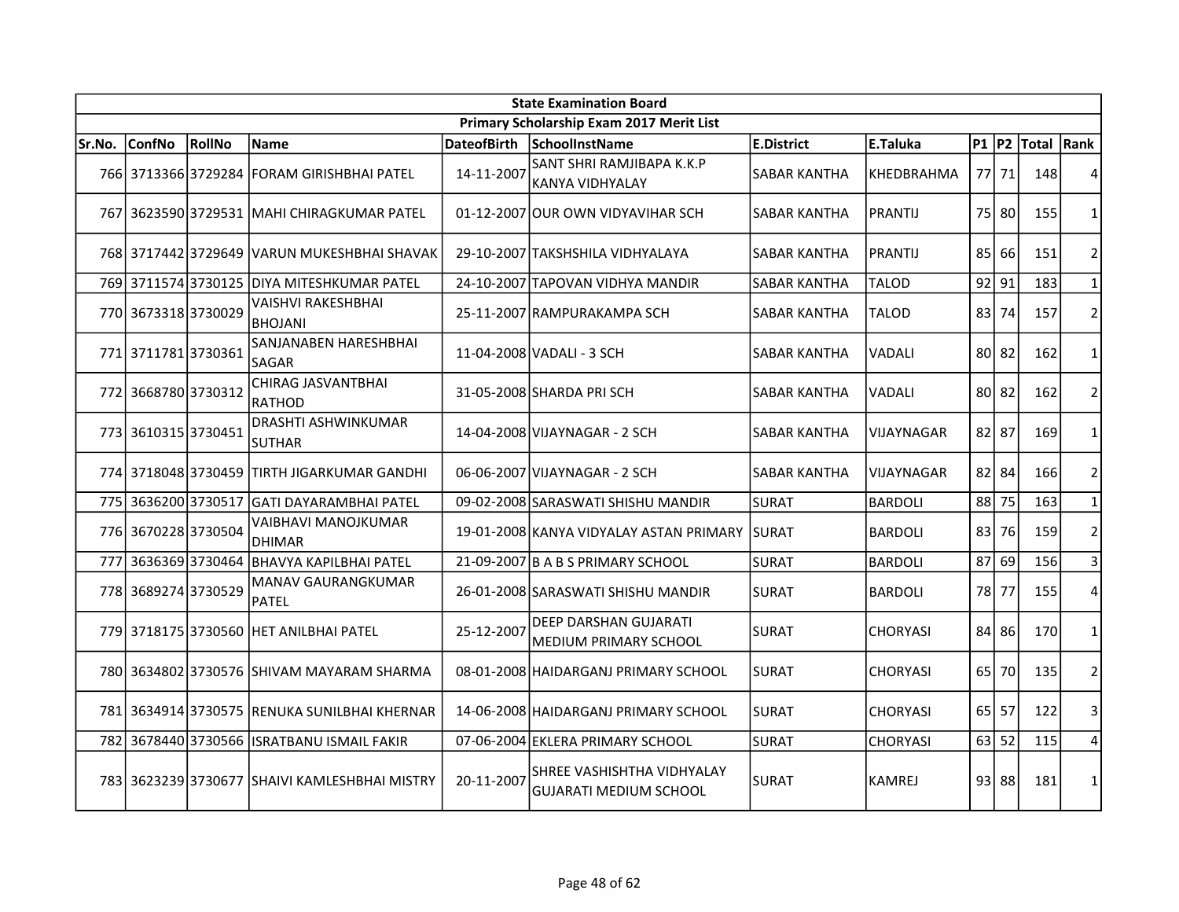| State Examination Board | | | | | | | | | | | |
|---|---|---|---|---|---|---|---|---|---|---|---|
| Primary Scholarship Exam 2017 Merit List | | | | | | | | | | | |
| Sr.No. | ConfNo | RollNo | Name | DateofBirth | SchoolInstName | E.District | E.Taluka | P1 | P2 | Total | Rank |
| 766 | 3713366 | 3729284 | FORAM GIRISHBHAI PATEL | 14-11-2007 | SANT SHRI RAMJIBAPA K.K.P KANYA VIDHYALAY | SABAR KANTHA | KHEDBRAHMA | 77 | 71 | 148 | 4 |
| 767 | 3623590 | 3729531 | MAHI CHIRAGKUMAR PATEL | 01-12-2007 | OUR OWN VIDYAVIHAR SCH | SABAR KANTHA | PRANTIJ | 75 | 80 | 155 | 1 |
| 768 | 3717442 | 3729649 | VARUN MUKESHBHAI SHAVAK | 29-10-2007 | TAKSHSHILA VIDHYALAYA | SABAR KANTHA | PRANTIJ | 85 | 66 | 151 | 2 |
| 769 | 3711574 | 3730125 | DIYA MITESHKUMAR PATEL | 24-10-2007 | TAPOVAN VIDHYA MANDIR | SABAR KANTHA | TALOD | 92 | 91 | 183 | 1 |
| 770 | 3673318 | 3730029 | VAISHVI RAKESHBHAI BHOJANI | 25-11-2007 | RAMPURAKAMPA SCH | SABAR KANTHA | TALOD | 83 | 74 | 157 | 2 |
| 771 | 3711781 | 3730361 | SANJANABEN HARESHBHAI SAGAR | 11-04-2008 | VADALI - 3 SCH | SABAR KANTHA | VADALI | 80 | 82 | 162 | 1 |
| 772 | 3668780 | 3730312 | CHIRAG JASVANTBHAI RATHOD | 31-05-2008 | SHARDA PRI SCH | SABAR KANTHA | VADALI | 80 | 82 | 162 | 2 |
| 773 | 3610315 | 3730451 | DRASHTI ASHWINKUMAR SUTHAR | 14-04-2008 | VIJAYNAGAR - 2 SCH | SABAR KANTHA | VIJAYNAGAR | 82 | 87 | 169 | 1 |
| 774 | 3718048 | 3730459 | TIRTH JIGARKUMAR GANDHI | 06-06-2007 | VIJAYNAGAR - 2 SCH | SABAR KANTHA | VIJAYNAGAR | 82 | 84 | 166 | 2 |
| 775 | 3636200 | 3730517 | GATI DAYARAMBHAI PATEL | 09-02-2008 | SARASWATI SHISHU MANDIR | SURAT | BARDOLI | 88 | 75 | 163 | 1 |
| 776 | 3670228 | 3730504 | VAIBHAVI MANOJKUMAR DHIMAR | 19-01-2008 | KANYA VIDYALAY ASTAN PRIMARY | SURAT | BARDOLI | 83 | 76 | 159 | 2 |
| 777 | 3636369 | 3730464 | BHAVYA KAPILBHAI PATEL | 21-09-2007 | B A B S PRIMARY SCHOOL | SURAT | BARDOLI | 87 | 69 | 156 | 3 |
| 778 | 3689274 | 3730529 | MANAV GAURANGKUMAR PATEL | 26-01-2008 | SARASWATI SHISHU MANDIR | SURAT | BARDOLI | 78 | 77 | 155 | 4 |
| 779 | 3718175 | 3730560 | HET ANILBHAI PATEL | 25-12-2007 | DEEP DARSHAN GUJARATI MEDIUM PRIMARY SCHOOL | SURAT | CHORYASI | 84 | 86 | 170 | 1 |
| 780 | 3634802 | 3730576 | SHIVAM MAYARAM SHARMA | 08-01-2008 | HAIDARGANJ PRIMARY SCHOOL | SURAT | CHORYASI | 65 | 70 | 135 | 2 |
| 781 | 3634914 | 3730575 | RENUKA SUNILBHAI KHERNAR | 14-06-2008 | HAIDARGANJ PRIMARY SCHOOL | SURAT | CHORYASI | 65 | 57 | 122 | 3 |
| 782 | 3678440 | 3730566 | ISRATBANU ISMAIL FAKIR | 07-06-2004 | EKLERA PRIMARY SCHOOL | SURAT | CHORYASI | 63 | 52 | 115 | 4 |
| 783 | 3623239 | 3730677 | SHAIVI KAMLESHBHAI MISTRY | 20-11-2007 | SHREE VASHISHTHA VIDHYALAY GUJARATI MEDIUM SCHOOL | SURAT | KAMREJ | 93 | 88 | 181 | 1 |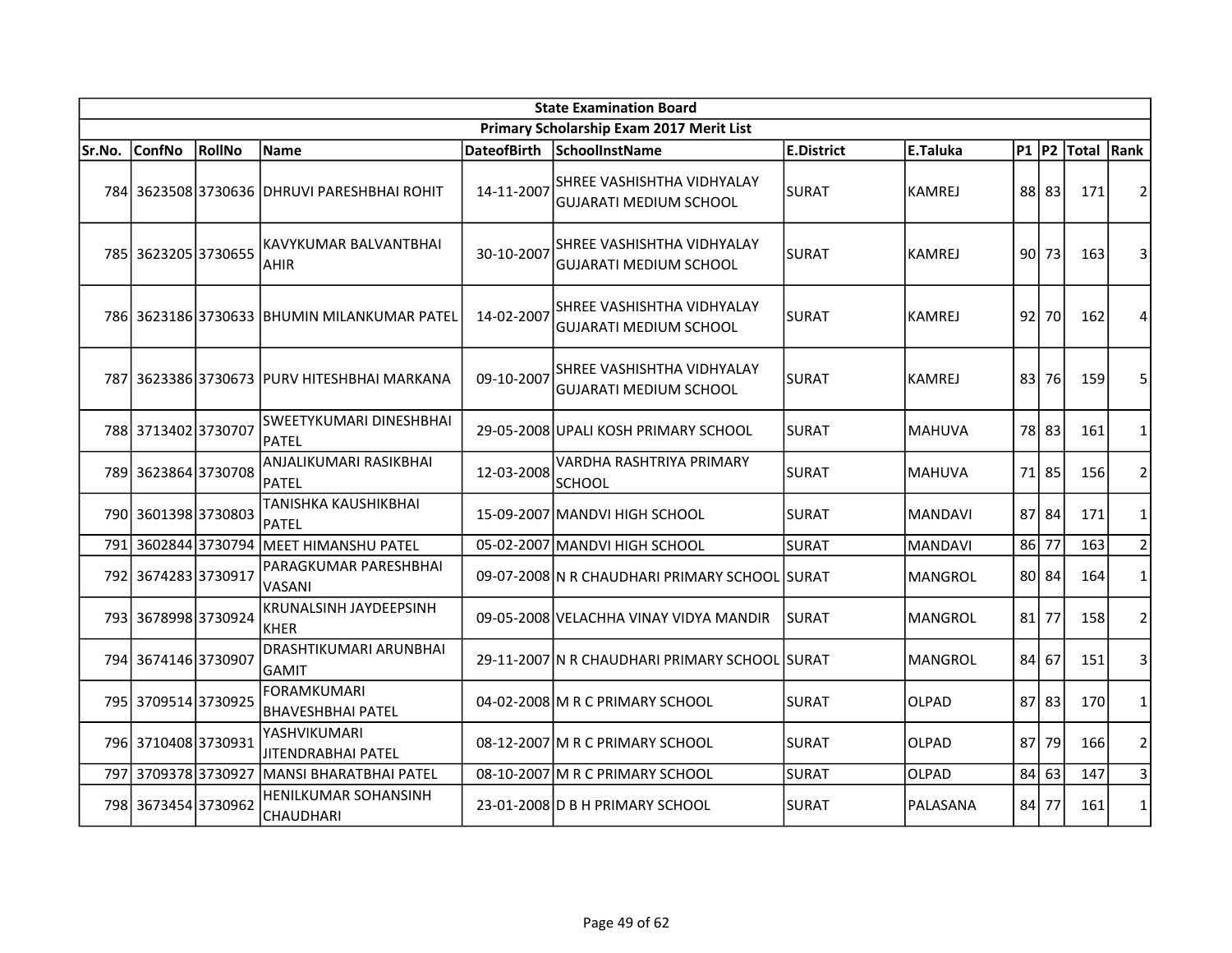| State Examination Board | | | | | | | | | | | |
|---|---|---|---|---|---|---|---|---|---|---|---|
| Primary Scholarship Exam 2017 Merit List | | | | | | | | | | | |
| Sr.No. | ConfNo | RollNo | Name | DateofBirth | SchoolInstName | E.District | E.Taluka | P1 | P2 | Total | Rank |
| 784 | 3623508 | 3730636 | DHRUVI PARESHBHAI ROHIT | 14-11-2007 | SHREE VASHISHTHA VIDHYALAY GUJARATI MEDIUM SCHOOL | SURAT | KAMREJ | 88 | 83 | 171 | 2 |
| 785 | 3623205 | 3730655 | KAVYKUMAR BALVANTBHAI AHIR | 30-10-2007 | SHREE VASHISHTHA VIDHYALAY GUJARATI MEDIUM SCHOOL | SURAT | KAMREJ | 90 | 73 | 163 | 3 |
| 786 | 3623186 | 3730633 | BHUMIN MILANKUMAR PATEL | 14-02-2007 | SHREE VASHISHTHA VIDHYALAY GUJARATI MEDIUM SCHOOL | SURAT | KAMREJ | 92 | 70 | 162 | 4 |
| 787 | 3623386 | 3730673 | PURV HITESHBHAI MARKANA | 09-10-2007 | SHREE VASHISHTHA VIDHYALAY GUJARATI MEDIUM SCHOOL | SURAT | KAMREJ | 83 | 76 | 159 | 5 |
| 788 | 3713402 | 3730707 | SWEETYKUMARI DINESHBHAI PATEL | 29-05-2008 | UPALI KOSH PRIMARY SCHOOL | SURAT | MAHUVA | 78 | 83 | 161 | 1 |
| 789 | 3623864 | 3730708 | ANJALIKUMARI RASIKBHAI PATEL | 12-03-2008 | VARDHA RASHTRIYA PRIMARY SCHOOL | SURAT | MAHUVA | 71 | 85 | 156 | 2 |
| 790 | 3601398 | 3730803 | TANISHKA KAUSHIKBHAI PATEL | 15-09-2007 | MANDVI HIGH SCHOOL | SURAT | MANDAVI | 87 | 84 | 171 | 1 |
| 791 | 3602844 | 3730794 | MEET HIMANSHU PATEL | 05-02-2007 | MANDVI HIGH SCHOOL | SURAT | MANDAVI | 86 | 77 | 163 | 2 |
| 792 | 3674283 | 3730917 | PARAGKUMAR PARESHBHAI VASANI | 09-07-2008 | N R CHAUDHARI PRIMARY SCHOOL | SURAT | MANGROL | 80 | 84 | 164 | 1 |
| 793 | 3678998 | 3730924 | KRUNALSINH JAYDEEPSINH KHER | 09-05-2008 | VELACHHA VINAY VIDYA MANDIR | SURAT | MANGROL | 81 | 77 | 158 | 2 |
| 794 | 3674146 | 3730907 | DRASHTIKUMARI ARUNBHAI GAMIT | 29-11-2007 | N R CHAUDHARI PRIMARY SCHOOL | SURAT | MANGROL | 84 | 67 | 151 | 3 |
| 795 | 3709514 | 3730925 | FORAMKUMARI BHAVESHBHAI PATEL | 04-02-2008 | M R C PRIMARY SCHOOL | SURAT | OLPAD | 87 | 83 | 170 | 1 |
| 796 | 3710408 | 3730931 | YASHVIKUMARI JITENDRABHAI PATEL | 08-12-2007 | M R C PRIMARY SCHOOL | SURAT | OLPAD | 87 | 79 | 166 | 2 |
| 797 | 3709378 | 3730927 | MANSI BHARATBHAI PATEL | 08-10-2007 | M R C PRIMARY SCHOOL | SURAT | OLPAD | 84 | 63 | 147 | 3 |
| 798 | 3673454 | 3730962 | HENILKUMAR SOHANSINH CHAUDHARI | 23-01-2008 | D B H PRIMARY SCHOOL | SURAT | PALASANA | 84 | 77 | 161 | 1 |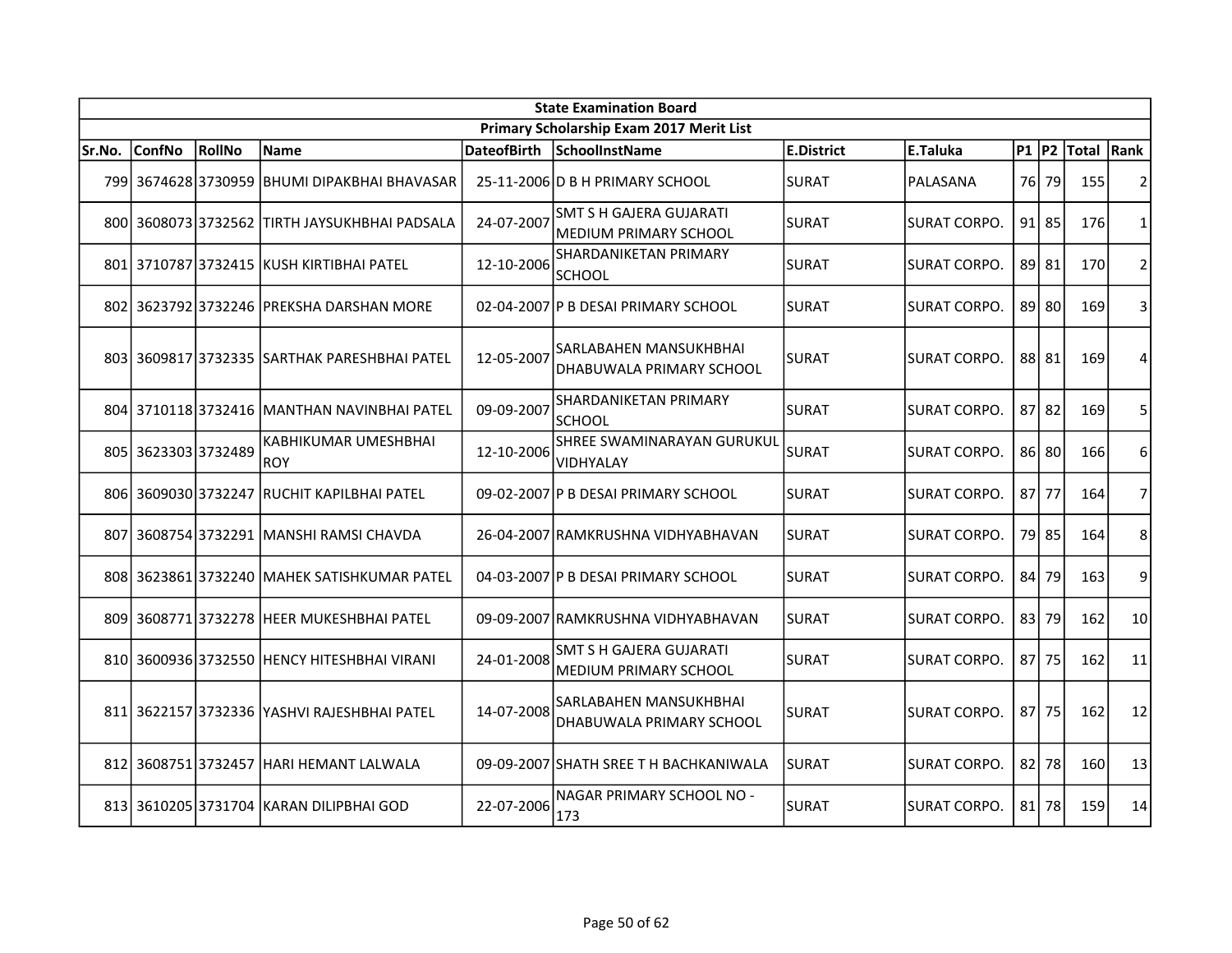| State Examination Board | | | | | | | | | | | | |
|---|---|---|---|---|---|---|---|---|---|---|---|---|
| Primary Scholarship Exam 2017 Merit List | | | | | | | | | | | | |
| Sr.No. | ConfNo | RollNo | Name | DateofBirth | SchoolInstName | E.District | E.Taluka | P1 | P2 | Total | Rank |
| 799 | 3674628 | 3730959 | BHUMI DIPAKBHAI BHAVASAR | 25-11-2006 | D B H PRIMARY SCHOOL | SURAT | PALASANA | 76 | 79 | 155 | 2 |
| 800 | 3608073 | 3732562 | TIRTH JAYSUKHBHAI PADSALA | 24-07-2007 | SMT S H GAJERA GUJARATI MEDIUM PRIMARY SCHOOL | SURAT | SURAT CORPO. | 91 | 85 | 176 | 1 |
| 801 | 3710787 | 3732415 | KUSH KIRTIBHAI PATEL | 12-10-2006 | SHARDANIKETAN PRIMARY SCHOOL | SURAT | SURAT CORPO. | 89 | 81 | 170 | 2 |
| 802 | 3623792 | 3732246 | PREKSHA DARSHAN MORE | 02-04-2007 | P B DESAI PRIMARY SCHOOL | SURAT | SURAT CORPO. | 89 | 80 | 169 | 3 |
| 803 | 3609817 | 3732335 | SARTHAK PARESHBHAI PATEL | 12-05-2007 | SARLABAHEN MANSUKHBHAI DHABUWALA PRIMARY SCHOOL | SURAT | SURAT CORPO. | 88 | 81 | 169 | 4 |
| 804 | 3710118 | 3732416 | MANTHAN NAVINBHAI PATEL | 09-09-2007 | SHARDANIKETAN PRIMARY SCHOOL | SURAT | SURAT CORPO. | 87 | 82 | 169 | 5 |
| 805 | 3623303 | 3732489 | KABHIKUMAR UMESHBHAI ROY | 12-10-2006 | SHREE SWAMINARAYAN GURUKUL VIDHYALAY | SURAT | SURAT CORPO. | 86 | 80 | 166 | 6 |
| 806 | 3609030 | 3732247 | RUCHIT KAPILBHAI PATEL | 09-02-2007 | P B DESAI PRIMARY SCHOOL | SURAT | SURAT CORPO. | 87 | 77 | 164 | 7 |
| 807 | 3608754 | 3732291 | MANSHI RAMSI CHAVDA | 26-04-2007 | RAMKRUSHNA VIDHYABHAVAN | SURAT | SURAT CORPO. | 79 | 85 | 164 | 8 |
| 808 | 3623861 | 3732240 | MAHEK SATISHKUMAR PATEL | 04-03-2007 | P B DESAI PRIMARY SCHOOL | SURAT | SURAT CORPO. | 84 | 79 | 163 | 9 |
| 809 | 3608771 | 3732278 | HEER MUKESHBHAI PATEL | 09-09-2007 | RAMKRUSHNA VIDHYABHAVAN | SURAT | SURAT CORPO. | 83 | 79 | 162 | 10 |
| 810 | 3600936 | 3732550 | HENCY HITESHBHAI VIRANI | 24-01-2008 | SMT S H GAJERA GUJARATI MEDIUM PRIMARY SCHOOL | SURAT | SURAT CORPO. | 87 | 75 | 162 | 11 |
| 811 | 3622157 | 3732336 | YASHVI RAJESHBHAI PATEL | 14-07-2008 | SARLABAHEN MANSUKHBHAI DHABUWALA PRIMARY SCHOOL | SURAT | SURAT CORPO. | 87 | 75 | 162 | 12 |
| 812 | 3608751 | 3732457 | HARI HEMANT LALWALA | 09-09-2007 | SHATH SREE T H BACHKANIWALA | SURAT | SURAT CORPO. | 82 | 78 | 160 | 13 |
| 813 | 3610205 | 3731704 | KARAN DILIPBHAI GOD | 22-07-2006 | NAGAR PRIMARY SCHOOL NO - 173 | SURAT | SURAT CORPO. | 81 | 78 | 159 | 14 |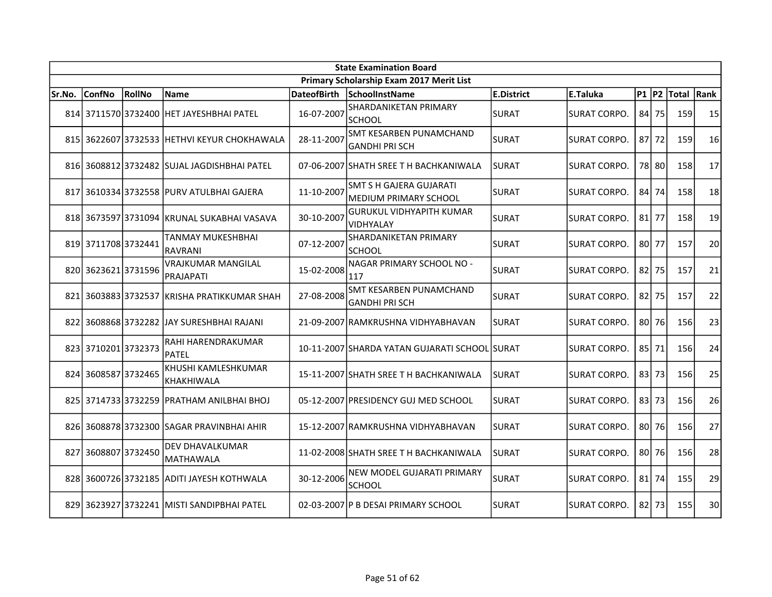| State Examination Board | | | | | | | | | | | |
|---|---|---|---|---|---|---|---|---|---|---|---|
| Primary Scholarship Exam 2017 Merit List | | | | | | | | | | | |
| Sr.No. | ConfNo | RollNo | Name | DateofBirth | SchoolInstName | E.District | E.Taluka | P1 | P2 | Total | Rank |
| 814 | 3711570 | 3732400 | HET JAYESHBHAI PATEL | 16-07-2007 | SHARDANIKETAN PRIMARY SCHOOL | SURAT | SURAT CORPO. | 84 | 75 | 159 | 15 |
| 815 | 3622607 | 3732533 | HETHVI KEYUR CHOKHAWALA | 28-11-2007 | SMT KESARBEN PUNAMCHAND GANDHI PRI SCH | SURAT | SURAT CORPO. | 87 | 72 | 159 | 16 |
| 816 | 3608812 | 3732482 | SUJAL JAGDISHBHAI PATEL | 07-06-2007 | SHATH SREE T H BACHKANIWALA | SURAT | SURAT CORPO. | 78 | 80 | 158 | 17 |
| 817 | 3610334 | 3732558 | PURV ATULBHAI GAJERA | 11-10-2007 | SMT S H GAJERA GUJARATI MEDIUM PRIMARY SCHOOL | SURAT | SURAT CORPO. | 84 | 74 | 158 | 18 |
| 818 | 3673597 | 3731094 | KRUNAL SUKABHAI VASAVA | 30-10-2007 | GURUKUL VIDHYAPITH KUMAR VIDHYALAY | SURAT | SURAT CORPO. | 81 | 77 | 158 | 19 |
| 819 | 3711708 | 3732441 | TANMAY MUKESHBHAI RAVRANI | 07-12-2007 | SHARDANIKETAN PRIMARY SCHOOL | SURAT | SURAT CORPO. | 80 | 77 | 157 | 20 |
| 820 | 3623621 | 3731596 | VRAJKUMAR MANGILAL PRAJAPATI | 15-02-2008 | NAGAR PRIMARY SCHOOL NO - 117 | SURAT | SURAT CORPO. | 82 | 75 | 157 | 21 |
| 821 | 3603883 | 3732537 | KRISHA PRATIKKUMAR SHAH | 27-08-2008 | SMT KESARBEN PUNAMCHAND GANDHI PRI SCH | SURAT | SURAT CORPO. | 82 | 75 | 157 | 22 |
| 822 | 3608868 | 3732282 | JAY SURESHBHAI RAJANI | 21-09-2007 | RAMKRUSHNA VIDHYABHAVAN | SURAT | SURAT CORPO. | 80 | 76 | 156 | 23 |
| 823 | 3710201 | 3732373 | RAHI HARENDRAKUMAR PATEL | 10-11-2007 | SHARDA YATAN GUJARATI SCHOOL | SURAT | SURAT CORPO. | 85 | 71 | 156 | 24 |
| 824 | 3608587 | 3732465 | KHUSHI KAMLESHKUMAR KHAKHIWALA | 15-11-2007 | SHATH SREE T H BACHKANIWALA | SURAT | SURAT CORPO. | 83 | 73 | 156 | 25 |
| 825 | 3714733 | 3732259 | PRATHAM ANILBHAI BHOJ | 05-12-2007 | PRESIDENCY GUJ MED SCHOOL | SURAT | SURAT CORPO. | 83 | 73 | 156 | 26 |
| 826 | 3608878 | 3732300 | SAGAR PRAVINBHAI AHIR | 15-12-2007 | RAMKRUSHNA VIDHYABHAVAN | SURAT | SURAT CORPO. | 80 | 76 | 156 | 27 |
| 827 | 3608807 | 3732450 | DEV DHAVALKUMAR MATHAWALA | 11-02-2008 | SHATH SREE T H BACHKANIWALA | SURAT | SURAT CORPO. | 80 | 76 | 156 | 28 |
| 828 | 3600726 | 3732185 | ADITI JAYESH KOTHWALA | 30-12-2006 | NEW MODEL GUJARATI PRIMARY SCHOOL | SURAT | SURAT CORPO. | 81 | 74 | 155 | 29 |
| 829 | 3623927 | 3732241 | MISTI SANDIPBHAI PATEL | 02-03-2007 | P B DESAI PRIMARY SCHOOL | SURAT | SURAT CORPO. | 82 | 73 | 155 | 30 |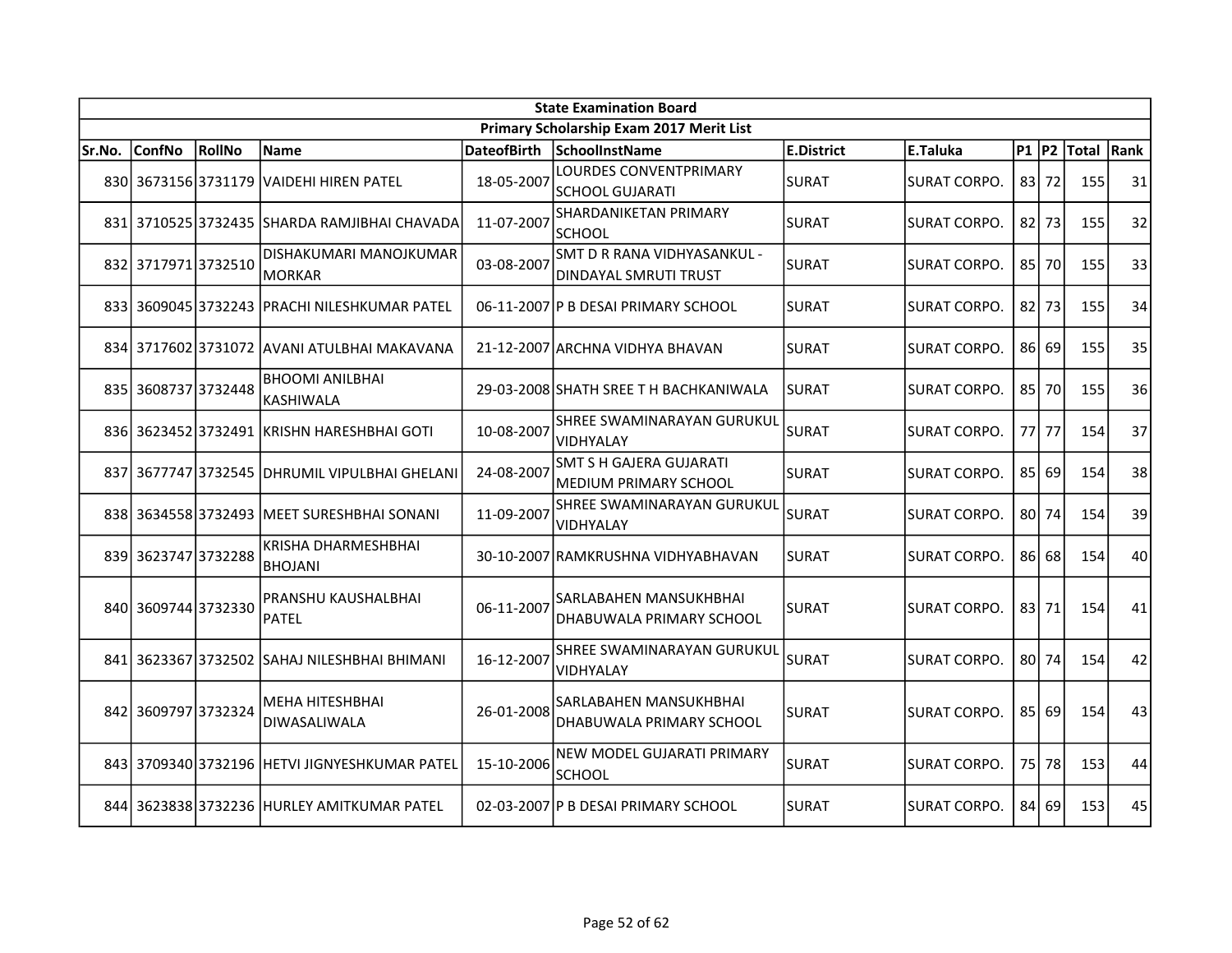| State Examination Board | | | | | | | | | | | |
|---|---|---|---|---|---|---|---|---|---|---|---|
| Primary Scholarship Exam 2017 Merit List | | | | | | | | | | | |
| Sr.No. | ConfNo | RollNo | Name | DateofBirth | SchoolInstName | E.District | E.Taluka | P1 | P2 | Total | Rank |
| 830 | 3673156 | 3731179 | VAIDEHI HIREN PATEL | 18-05-2007 | LOURDES CONVENTPRIMARY SCHOOL GUJARATI | SURAT | SURAT CORPO. | 83 | 72 | 155 | 31 |
| 831 | 3710525 | 3732435 | SHARDA RAMJIBHAI CHAVADA | 11-07-2007 | SHARDANIKETAN PRIMARY SCHOOL | SURAT | SURAT CORPO. | 82 | 73 | 155 | 32 |
| 832 | 3717971 | 3732510 | DISHAKUMARI MANOJKUMAR MORKAR | 03-08-2007 | SMT D R RANA VIDHYASANKUL - DINDAYAL SMRUTI TRUST | SURAT | SURAT CORPO. | 85 | 70 | 155 | 33 |
| 833 | 3609045 | 3732243 | PRACHI NILESHKUMAR PATEL | 06-11-2007 | P B DESAI PRIMARY SCHOOL | SURAT | SURAT CORPO. | 82 | 73 | 155 | 34 |
| 834 | 3717602 | 3731072 | AVANI ATULBHAI MAKAVANA | 21-12-2007 | ARCHNA VIDHYA BHAVAN | SURAT | SURAT CORPO. | 86 | 69 | 155 | 35 |
| 835 | 3608737 | 3732448 | BHOOMI ANILBHAI KASHIWALA | 29-03-2008 | SHATH SREE T H BACHKANIWALA | SURAT | SURAT CORPO. | 85 | 70 | 155 | 36 |
| 836 | 3623452 | 3732491 | KRISHN HARESHBHAI GOTI | 10-08-2007 | SHREE SWAMINARAYAN GURUKUL VIDHYALAY | SURAT | SURAT CORPO. | 77 | 77 | 154 | 37 |
| 837 | 3677747 | 3732545 | DHRUMIL VIPULBHAI GHELANI | 24-08-2007 | SMT S H GAJERA GUJARATI MEDIUM PRIMARY SCHOOL | SURAT | SURAT CORPO. | 85 | 69 | 154 | 38 |
| 838 | 3634558 | 3732493 | MEET SURESHBHAI SONANI | 11-09-2007 | SHREE SWAMINARAYAN GURUKUL VIDHYALAY | SURAT | SURAT CORPO. | 80 | 74 | 154 | 39 |
| 839 | 3623747 | 3732288 | KRISHA DHARMESHBHAI BHOJANI | 30-10-2007 | RAMKRUSHNA VIDHYABHAVAN | SURAT | SURAT CORPO. | 86 | 68 | 154 | 40 |
| 840 | 3609744 | 3732330 | PRANSHU KAUSHALBHAI PATEL | 06-11-2007 | SARLABAHEN MANSUKHBHAI DHABUWALA PRIMARY SCHOOL | SURAT | SURAT CORPO. | 83 | 71 | 154 | 41 |
| 841 | 3623367 | 3732502 | SAHAJ NILESHBHAI BHIMANI | 16-12-2007 | SHREE SWAMINARAYAN GURUKUL VIDHYALAY | SURAT | SURAT CORPO. | 80 | 74 | 154 | 42 |
| 842 | 3609797 | 3732324 | MEHA HITESHBHAI DIWASALIWALA | 26-01-2008 | SARLABAHEN MANSUKHBHAI DHABUWALA PRIMARY SCHOOL | SURAT | SURAT CORPO. | 85 | 69 | 154 | 43 |
| 843 | 3709340 | 3732196 | HETVI JIGNYESHKUMAR PATEL | 15-10-2006 | NEW MODEL GUJARATI PRIMARY SCHOOL | SURAT | SURAT CORPO. | 75 | 78 | 153 | 44 |
| 844 | 3623838 | 3732236 | HURLEY AMITKUMAR PATEL | 02-03-2007 | P B DESAI PRIMARY SCHOOL | SURAT | SURAT CORPO. | 84 | 69 | 153 | 45 |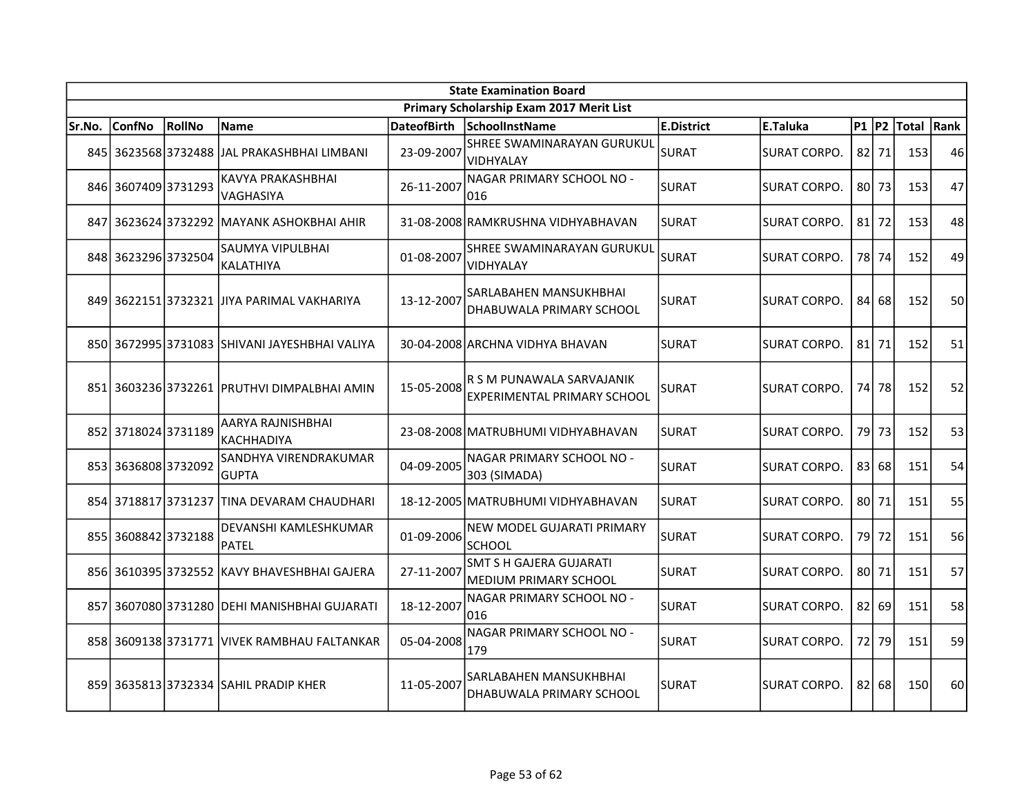| State Examination Board | | | | | | | | | | | | |
|---|---|---|---|---|---|---|---|---|---|---|---|---|
| Primary Scholarship Exam 2017 Merit List | | | | | | | | | | | | |
| Sr.No. | ConfNo | RollNo | Name | DateofBirth | SchoolInstName | E.District | E.Taluka | P1 | P2 | Total | Rank |
| 845 | 3623568 | 3732488 | JAL PRAKASHBHAI LIMBANI | 23-09-2007 | SHREE SWAMINARAYAN GURUKUL VIDHYALAY | SURAT | SURAT CORPO. | 82 | 71 | 153 | 46 |
| 846 | 3607409 | 3731293 | KAVYA PRAKASHBHAI VAGHASIYA | 26-11-2007 | NAGAR PRIMARY SCHOOL NO - 016 | SURAT | SURAT CORPO. | 80 | 73 | 153 | 47 |
| 847 | 3623624 | 3732292 | MAYANK ASHOKBHAI AHIR | 31-08-2008 | RAMKRUSHNA VIDHYABHAVAN | SURAT | SURAT CORPO. | 81 | 72 | 153 | 48 |
| 848 | 3623296 | 3732504 | SAUMYA VIPULBHAI KALATHIYA | 01-08-2007 | SHREE SWAMINARAYAN GURUKUL VIDHYALAY | SURAT | SURAT CORPO. | 78 | 74 | 152 | 49 |
| 849 | 3622151 | 3732321 | JIYA PARIMAL VAKHARIYA | 13-12-2007 | SARLABAHEN MANSUKHBHAI DHABUWALA PRIMARY SCHOOL | SURAT | SURAT CORPO. | 84 | 68 | 152 | 50 |
| 850 | 3672995 | 3731083 | SHIVANI JAYESHBHAI VALIYA | 30-04-2008 | ARCHNA VIDHYA BHAVAN | SURAT | SURAT CORPO. | 81 | 71 | 152 | 51 |
| 851 | 3603236 | 3732261 | PRUTHVI DIMPALBHAI AMIN | 15-05-2008 | R S M PUNAWALA SARVAJANIK EXPERIMENTAL PRIMARY SCHOOL | SURAT | SURAT CORPO. | 74 | 78 | 152 | 52 |
| 852 | 3718024 | 3731189 | AARYA RAJNISHBHAI KACHHADIYA | 23-08-2008 | MATRUBHUMI VIDHYABHAVAN | SURAT | SURAT CORPO. | 79 | 73 | 152 | 53 |
| 853 | 3636808 | 3732092 | SANDHYA VIRENDRAKUMAR GUPTA | 04-09-2005 | NAGAR PRIMARY SCHOOL NO - 303 (SIMADA) | SURAT | SURAT CORPO. | 83 | 68 | 151 | 54 |
| 854 | 3718817 | 3731237 | TINA DEVARAM CHAUDHARI | 18-12-2005 | MATRUBHUMI VIDHYABHAVAN | SURAT | SURAT CORPO. | 80 | 71 | 151 | 55 |
| 855 | 3608842 | 3732188 | DEVANSHI KAMLESHKUMAR PATEL | 01-09-2006 | NEW MODEL GUJARATI PRIMARY SCHOOL | SURAT | SURAT CORPO. | 79 | 72 | 151 | 56 |
| 856 | 3610395 | 3732552 | KAVY BHAVESHBHAI GAJERA | 27-11-2007 | SMT S H GAJERA GUJARATI MEDIUM PRIMARY SCHOOL | SURAT | SURAT CORPO. | 80 | 71 | 151 | 57 |
| 857 | 3607080 | 3731280 | DEHI MANISHBHAI GUJARATI | 18-12-2007 | NAGAR PRIMARY SCHOOL NO - 016 | SURAT | SURAT CORPO. | 82 | 69 | 151 | 58 |
| 858 | 3609138 | 3731771 | VIVEK RAMBHAU FALTANKAR | 05-04-2008 | NAGAR PRIMARY SCHOOL NO - 179 | SURAT | SURAT CORPO. | 72 | 79 | 151 | 59 |
| 859 | 3635813 | 3732334 | SAHIL PRADIP KHER | 11-05-2007 | SARLABAHEN MANSUKHBHAI DHABUWALA PRIMARY SCHOOL | SURAT | SURAT CORPO. | 82 | 68 | 150 | 60 |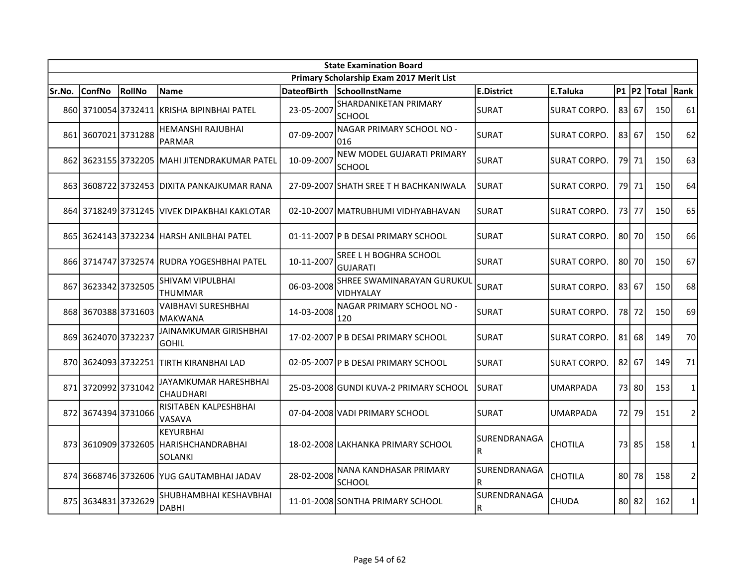| State Examination Board | | | | | | | | | | | | |
|---|---|---|---|---|---|---|---|---|---|---|---|---|
| Primary Scholarship Exam 2017 Merit List | | | | | | | | | | | | |
| Sr.No. | ConfNo | RollNo | Name | DateofBirth | SchoolInstName | E.District | E.Taluka | P1 | P2 | Total | Rank |
| 860 | 3710054 | 3732411 | KRISHA BIPINBHAI PATEL | 23-05-2007 | SHARDANIKETAN PRIMARY SCHOOL | SURAT | SURAT CORPO. | 83 | 67 | 150 | 61 |
| 861 | 3607021 | 3731288 | HEMANSHI RAJUBHAI PARMAR | 07-09-2007 | NAGAR PRIMARY SCHOOL NO - 016 | SURAT | SURAT CORPO. | 83 | 67 | 150 | 62 |
| 862 | 3623155 | 3732205 | MAHI JITENDRAKUMAR PATEL | 10-09-2007 | NEW MODEL GUJARATI PRIMARY SCHOOL | SURAT | SURAT CORPO. | 79 | 71 | 150 | 63 |
| 863 | 3608722 | 3732453 | DIXITA PANKAJKUMAR RANA | 27-09-2007 | SHATH SREE T H BACHKANIWALA | SURAT | SURAT CORPO. | 79 | 71 | 150 | 64 |
| 864 | 3718249 | 3731245 | VIVEK DIPAKBHAI KAKLOTAR | 02-10-2007 | MATRUBHUMI VIDHYABHAVAN | SURAT | SURAT CORPO. | 73 | 77 | 150 | 65 |
| 865 | 3624143 | 3732234 | HARSH ANILBHAI PATEL | 01-11-2007 | P B DESAI PRIMARY SCHOOL | SURAT | SURAT CORPO. | 80 | 70 | 150 | 66 |
| 866 | 3714747 | 3732574 | RUDRA YOGESHBHAI PATEL | 10-11-2007 | SREE L H BOGHRA SCHOOL GUJARATI | SURAT | SURAT CORPO. | 80 | 70 | 150 | 67 |
| 867 | 3623342 | 3732505 | SHIVAM VIPULBHAI THUMMAR | 06-03-2008 | SHREE SWAMINARAYAN GURUKUL VIDHYALAY | SURAT | SURAT CORPO. | 83 | 67 | 150 | 68 |
| 868 | 3670388 | 3731603 | VAIBHAVI SURESHBHAI MAKWANA | 14-03-2008 | NAGAR PRIMARY SCHOOL NO - 120 | SURAT | SURAT CORPO. | 78 | 72 | 150 | 69 |
| 869 | 3624070 | 3732237 | JAINAMKUMAR GIRISHBHAI GOHIL | 17-02-2007 | P B DESAI PRIMARY SCHOOL | SURAT | SURAT CORPO. | 81 | 68 | 149 | 70 |
| 870 | 3624093 | 3732251 | TIRTH KIRANBHAI LAD | 02-05-2007 | P B DESAI PRIMARY SCHOOL | SURAT | SURAT CORPO. | 82 | 67 | 149 | 71 |
| 871 | 3720992 | 3731042 | JAYAMKUMAR HARESHBHAI CHAUDHARI | 25-03-2008 | GUNDI KUVA-2 PRIMARY SCHOOL | SURAT | UMARPADA | 73 | 80 | 153 | 1 |
| 872 | 3674394 | 3731066 | RISITABEN KALPESHBHAI VASAVA | 07-04-2008 | VADI PRIMARY SCHOOL | SURAT | UMARPADA | 72 | 79 | 151 | 2 |
| 873 | 3610909 | 3732605 | KEYURBHAI HARISHCHANDRABHAI SOLANKI | 18-02-2008 | LAKHANKA PRIMARY SCHOOL | SURENDRANAGAR | CHOTILA | 73 | 85 | 158 | 1 |
| 874 | 3668746 | 3732606 | YUG GAUTAMBHAI JADAV | 28-02-2008 | NANA KANDHASAR PRIMARY SCHOOL | SURENDRANAGAR | CHOTILA | 80 | 78 | 158 | 2 |
| 875 | 3634831 | 3732629 | SHUBHAMBHAI KESHAVBHAI DABHI | 11-01-2008 | SONTHA PRIMARY SCHOOL | SURENDRANAGAR | CHUDA | 80 | 82 | 162 | 1 |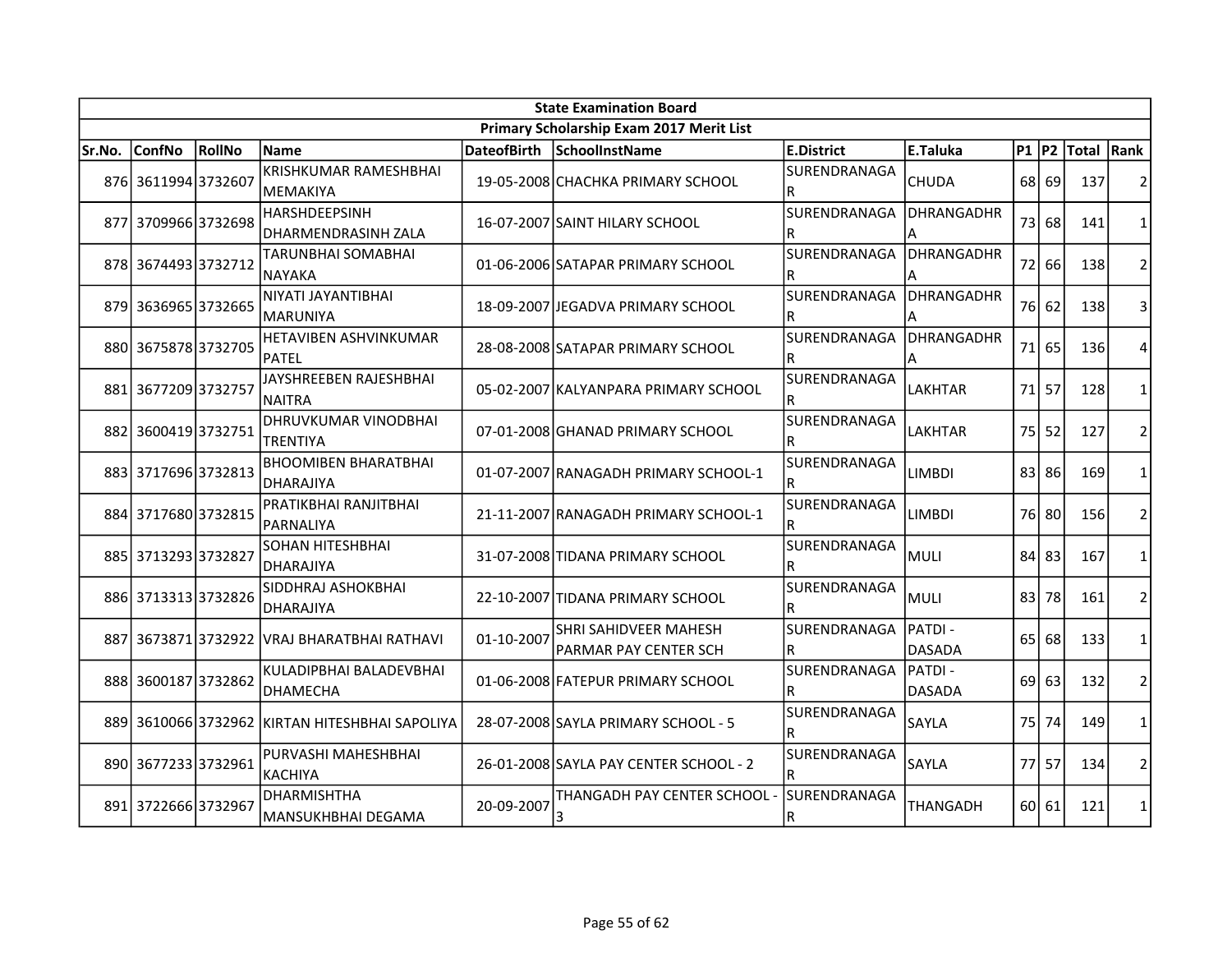| State Examination Board | | | | | | | | | | | |
|---|---|---|---|---|---|---|---|---|---|---|---|
| Primary Scholarship Exam 2017 Merit List | | | | | | | | | | | |
| Sr.No. | ConfNo | RollNo | Name | DateofBirth | SchoolInstName | E.District | E.Taluka | P1 | P2 | Total | Rank |
| 876 | 3611994 | 3732607 | KRISHKUMAR RAMESHBHAI MEMAKIYA | 19-05-2008 | CHACHKA PRIMARY SCHOOL | SURENDRANAGAR | CHUDA | 68 | 69 | 137 | 2 |
| 877 | 3709966 | 3732698 | HARSHDEEPSINH DHARMENDRASINH ZALA | 16-07-2007 | SAINT HILARY SCHOOL | SURENDRANAGAR | DHRANGADHRA | 73 | 68 | 141 | 1 |
| 878 | 3674493 | 3732712 | TARUNBHAI SOMABHAI NAYAKA | 01-06-2006 | SATAPAR PRIMARY SCHOOL | SURENDRANAGAR | DHRANGADHRA | 72 | 66 | 138 | 2 |
| 879 | 3636965 | 3732665 | NIYATI JAYANTIBHAI MARUNIYA | 18-09-2007 | JEGADVA PRIMARY SCHOOL | SURENDRANAGAR | DHRANGADHRA | 76 | 62 | 138 | 3 |
| 880 | 3675878 | 3732705 | HETAVIBEN ASHVINKUMAR PATEL | 28-08-2008 | SATAPAR PRIMARY SCHOOL | SURENDRANAGAR | DHRANGADHRA | 71 | 65 | 136 | 4 |
| 881 | 3677209 | 3732757 | JAYSHREEBEN RAJESHBHAI NAITRA | 05-02-2007 | KALYANPARA PRIMARY SCHOOL | SURENDRANAGAR | LAKHTAR | 71 | 57 | 128 | 1 |
| 882 | 3600419 | 3732751 | DHRUVKUMAR VINODBHAI TRENTIYA | 07-01-2008 | GHANAD PRIMARY SCHOOL | SURENDRANAGAR | LAKHTAR | 75 | 52 | 127 | 2 |
| 883 | 3717696 | 3732813 | BHOOMIBEN BHARATBHAI DHARAJIYA | 01-07-2007 | RANAGADH PRIMARY SCHOOL-1 | SURENDRANAGAR | LIMBDI | 83 | 86 | 169 | 1 |
| 884 | 3717680 | 3732815 | PRATIKBHAI RANJITBHAI PARNALIYA | 21-11-2007 | RANAGADH PRIMARY SCHOOL-1 | SURENDRANAGAR | LIMBDI | 76 | 80 | 156 | 2 |
| 885 | 3713293 | 3732827 | SOHAN HITESHBHAI DHARAJIYA | 31-07-2008 | TIDANA PRIMARY SCHOOL | SURENDRANAGAR | MULI | 84 | 83 | 167 | 1 |
| 886 | 3713313 | 3732826 | SIDDHRAJ ASHOKBHAI DHARAJIYA | 22-10-2007 | TIDANA PRIMARY SCHOOL | SURENDRANAGAR | MULI | 83 | 78 | 161 | 2 |
| 887 | 3673871 | 3732922 | VRAJ BHARATBHAI RATHAVI | 01-10-2007 | SHRI SAHIDVEER MAHESH PARMAR PAY CENTER SCH | SURENDRANAGAR | PATDI - DASADA | 65 | 68 | 133 | 1 |
| 888 | 3600187 | 3732862 | KULADIPBHAI BALADEVBHAI DHAMECHA | 01-06-2008 | FATEPUR PRIMARY SCHOOL | SURENDRANAGAR | PATDI - DASADA | 69 | 63 | 132 | 2 |
| 889 | 3610066 | 3732962 | KIRTAN HITESHBHAI SAPOLIYA | 28-07-2008 | SAYLA PRIMARY SCHOOL - 5 | SURENDRANAGAR | SAYLA | 75 | 74 | 149 | 1 |
| 890 | 3677233 | 3732961 | PURVASHI MAHESHBHAI KACHIYA | 26-01-2008 | SAYLA PAY CENTER SCHOOL - 2 | SURENDRANAGAR | SAYLA | 77 | 57 | 134 | 2 |
| 891 | 3722666 | 3732967 | DHARMISHTHA MANSUKHBHAI DEGAMA | 20-09-2007 | THANGADH PAY CENTER SCHOOL - 3 | SURENDRANAGAR | THANGADH | 60 | 61 | 121 | 1 |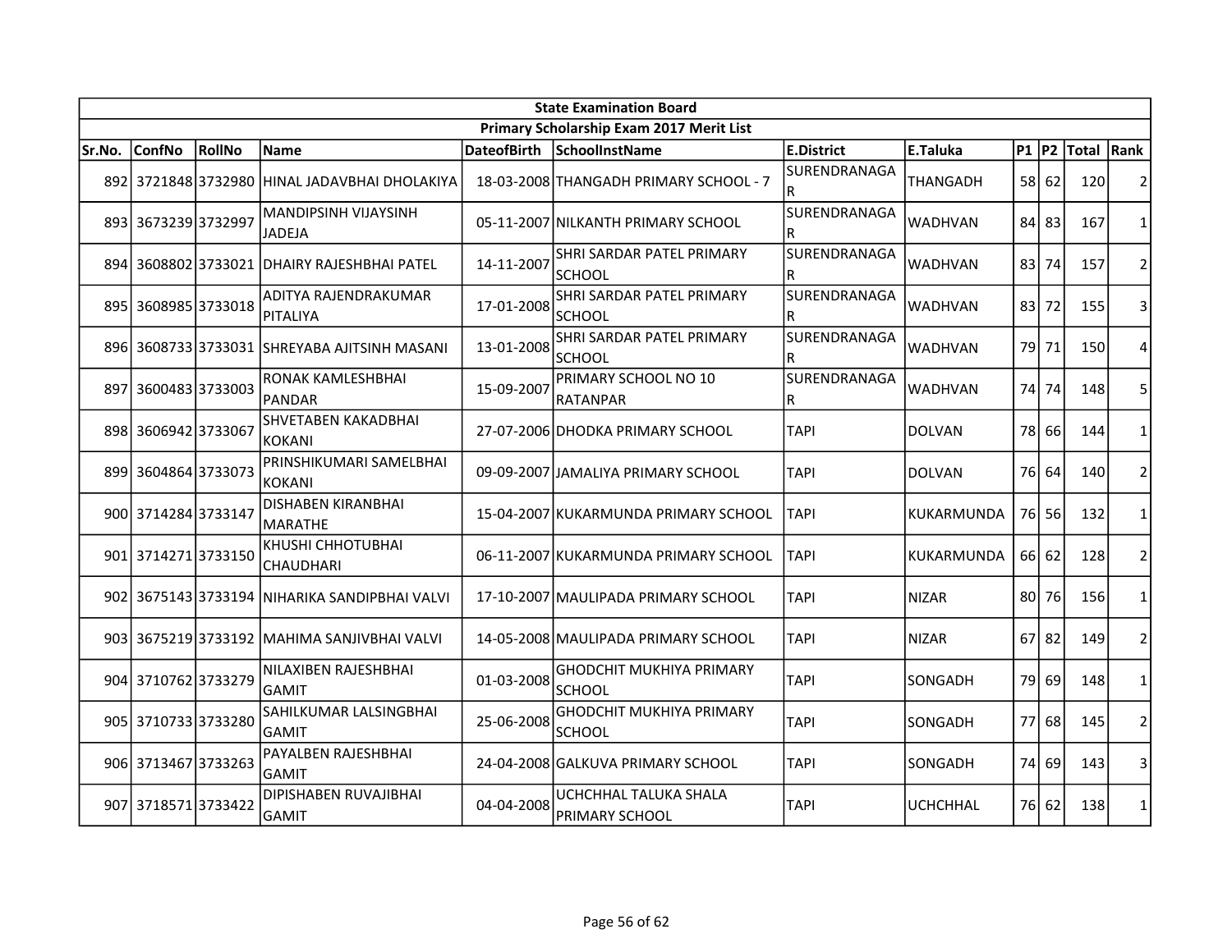| State Examination Board | | | | | | | | | | | |
|---|---|---|---|---|---|---|---|---|---|---|---|
| Primary Scholarship Exam 2017 Merit List | | | | | | | | | | | |
| Sr.No. | ConfNo | RollNo | Name | DateofBirth | SchoolInstName | E.District | E.Taluka | P1 | P2 | Total | Rank |
| 892 | 3721848 | 3732980 | HINAL JADAVBHAI DHOLAKIYA | 18-03-2008 | THANGADH PRIMARY SCHOOL - 7 | SURENDRANAGAR | THANGADH | 58 | 62 | 120 | 2 |
| 893 | 3673239 | 3732997 | MANDIPSINH VIJAYSINH JADEJA | 05-11-2007 | NILKANTH PRIMARY SCHOOL | SURENDRANAGAR | WADHVAN | 84 | 83 | 167 | 1 |
| 894 | 3608802 | 3733021 | DHAIRY RAJESHBHAI PATEL | 14-11-2007 | SHRI SARDAR PATEL PRIMARY SCHOOL | SURENDRANAGAR | WADHVAN | 83 | 74 | 157 | 2 |
| 895 | 3608985 | 3733018 | ADITYA RAJENDRAKUMAR PITALIYA | 17-01-2008 | SHRI SARDAR PATEL PRIMARY SCHOOL | SURENDRANAGAR | WADHVAN | 83 | 72 | 155 | 3 |
| 896 | 3608733 | 3733031 | SHREYABA AJITSINH MASANI | 13-01-2008 | SHRI SARDAR PATEL PRIMARY SCHOOL | SURENDRANAGAR | WADHVAN | 79 | 71 | 150 | 4 |
| 897 | 3600483 | 3733003 | RONAK KAMLESHBHAI PANDAR | 15-09-2007 | PRIMARY SCHOOL NO 10 RATANPAR | SURENDRANAGAR | WADHVAN | 74 | 74 | 148 | 5 |
| 898 | 3606942 | 3733067 | SHVETABEN KAKADBHAI KOKANI | 27-07-2006 | DHODKA PRIMARY SCHOOL | TAPI | DOLVAN | 78 | 66 | 144 | 1 |
| 899 | 3604864 | 3733073 | PRINSHIKUMARI SAMELBHAI KOKANI | 09-09-2007 | JAMALIYA PRIMARY SCHOOL | TAPI | DOLVAN | 76 | 64 | 140 | 2 |
| 900 | 3714284 | 3733147 | DISHABEN KIRANBHAI MARATHE | 15-04-2007 | KUKARMUNDA PRIMARY SCHOOL | TAPI | KUKARMUNDA | 76 | 56 | 132 | 1 |
| 901 | 3714271 | 3733150 | KHUSHI CHHOTUBHAI CHAUDHARI | 06-11-2007 | KUKARMUNDA PRIMARY SCHOOL | TAPI | KUKARMUNDA | 66 | 62 | 128 | 2 |
| 902 | 3675143 | 3733194 | NIHARIKA SANDIPBHAI VALVI | 17-10-2007 | MAULIPADA PRIMARY SCHOOL | TAPI | NIZAR | 80 | 76 | 156 | 1 |
| 903 | 3675219 | 3733192 | MAHIMA SANJIVBHAI VALVI | 14-05-2008 | MAULIPADA PRIMARY SCHOOL | TAPI | NIZAR | 67 | 82 | 149 | 2 |
| 904 | 3710762 | 3733279 | NILAXIBEN RAJESHBHAI GAMIT | 01-03-2008 | GHODCHIT MUKHIYA PRIMARY SCHOOL | TAPI | SONGADH | 79 | 69 | 148 | 1 |
| 905 | 3710733 | 3733280 | SAHILKUMAR LALSINGBHAI GAMIT | 25-06-2008 | GHODCHIT MUKHIYA PRIMARY SCHOOL | TAPI | SONGADH | 77 | 68 | 145 | 2 |
| 906 | 3713467 | 3733263 | PAYALBEN RAJESHBHAI GAMIT | 24-04-2008 | GALKUVA PRIMARY SCHOOL | TAPI | SONGADH | 74 | 69 | 143 | 3 |
| 907 | 3718571 | 3733422 | DIPISHABEN RUVAJIBHAI GAMIT | 04-04-2008 | UCHCHHAL TALUKA SHALA PRIMARY SCHOOL | TAPI | UCHCHHAL | 76 | 62 | 138 | 1 |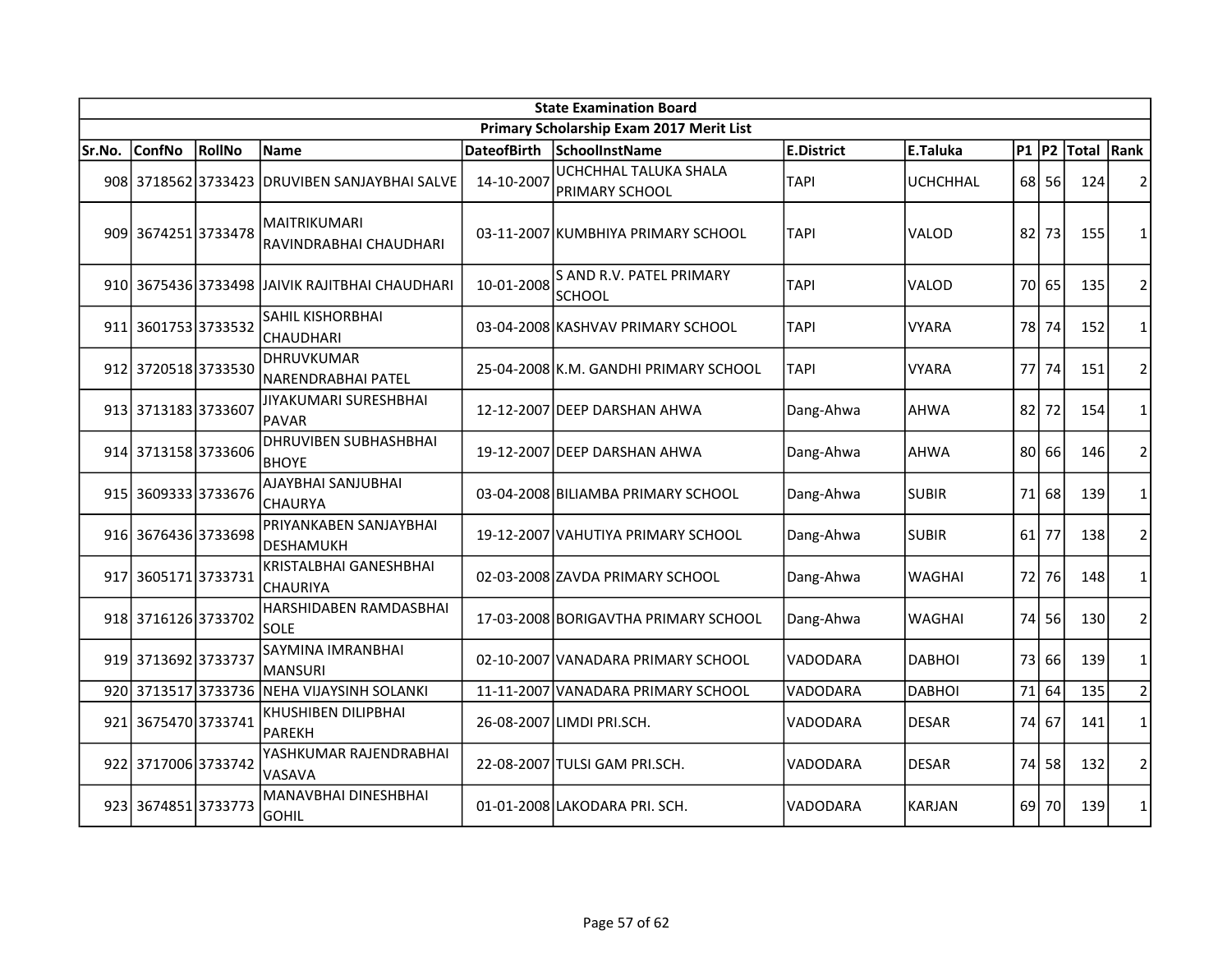| State Examination Board | | | | | | | | | | | |
|---|---|---|---|---|---|---|---|---|---|---|---|
| Primary Scholarship Exam 2017 Merit List | | | | | | | | | | | |
| Sr.No. | ConfNo | RollNo | Name | DateofBirth | SchoolInstName | E.District | E.Taluka | P1 | P2 | Total | Rank |
| 908 | 3718562 | 3733423 | DRUVIBEN SANJAYBHAI SALVE | 14-10-2007 | UCHCHHAL TALUKA SHALA PRIMARY SCHOOL | TAPI | UCHCHHAL | 68 | 56 | 124 | 2 |
| 909 | 3674251 | 3733478 | MAITRIKUMARI RAVINDRABHAI CHAUDHARI | 03-11-2007 | KUMBHIYA PRIMARY SCHOOL | TAPI | VALOD | 82 | 73 | 155 | 1 |
| 910 | 3675436 | 3733498 | JAIVIK RAJITBHAI CHAUDHARI | 10-01-2008 | S AND R.V. PATEL PRIMARY SCHOOL | TAPI | VALOD | 70 | 65 | 135 | 2 |
| 911 | 3601753 | 3733532 | SAHIL KISHORBHAI CHAUDHARI | 03-04-2008 | KASHVAV PRIMARY SCHOOL | TAPI | VYARA | 78 | 74 | 152 | 1 |
| 912 | 3720518 | 3733530 | DHRUVKUMAR NARENDRABHAI PATEL | 25-04-2008 | K.M. GANDHI PRIMARY SCHOOL | TAPI | VYARA | 77 | 74 | 151 | 2 |
| 913 | 3713183 | 3733607 | JIYAKUMARI SURESHBHAI PAVAR | 12-12-2007 | DEEP DARSHAN AHWA | Dang-Ahwa | AHWA | 82 | 72 | 154 | 1 |
| 914 | 3713158 | 3733606 | DHRUVIBEN SUBHASHBHAI BHOYE | 19-12-2007 | DEEP DARSHAN AHWA | Dang-Ahwa | AHWA | 80 | 66 | 146 | 2 |
| 915 | 3609333 | 3733676 | AJAYBHAI SANJUBHAI CHAURYA | 03-04-2008 | BILIAMBA PRIMARY SCHOOL | Dang-Ahwa | SUBIR | 71 | 68 | 139 | 1 |
| 916 | 3676436 | 3733698 | PRIYANKABEN SANJAYBHAI DESHAMUKH | 19-12-2007 | VAHUTIYA PRIMARY SCHOOL | Dang-Ahwa | SUBIR | 61 | 77 | 138 | 2 |
| 917 | 3605171 | 3733731 | KRISTALBHAI GANESHBHAI CHAURIYA | 02-03-2008 | ZAVDA PRIMARY SCHOOL | Dang-Ahwa | WAGHAI | 72 | 76 | 148 | 1 |
| 918 | 3716126 | 3733702 | HARSHIDABEN RAMDASBHAI SOLE | 17-03-2008 | BORIGAVTHA PRIMARY SCHOOL | Dang-Ahwa | WAGHAI | 74 | 56 | 130 | 2 |
| 919 | 3713692 | 3733737 | SAYMINA IMRANBHAI MANSURI | 02-10-2007 | VANADARA PRIMARY SCHOOL | VADODARA | DABHOI | 73 | 66 | 139 | 1 |
| 920 | 3713517 | 3733736 | NEHA VIJAYSINH SOLANKI | 11-11-2007 | VANADARA PRIMARY SCHOOL | VADODARA | DABHOI | 71 | 64 | 135 | 2 |
| 921 | 3675470 | 3733741 | KHUSHIBEN DILIPBHAI PAREKH | 26-08-2007 | LIMDI PRI.SCH. | VADODARA | DESAR | 74 | 67 | 141 | 1 |
| 922 | 3717006 | 3733742 | YASHKUMAR RAJENDRABHAI VASAVA | 22-08-2007 | TULSI GAM PRI.SCH. | VADODARA | DESAR | 74 | 58 | 132 | 2 |
| 923 | 3674851 | 3733773 | MANAVBHAI DINESHBHAI GOHIL | 01-01-2008 | LAKODARA PRI. SCH. | VADODARA | KARJAN | 69 | 70 | 139 | 1 |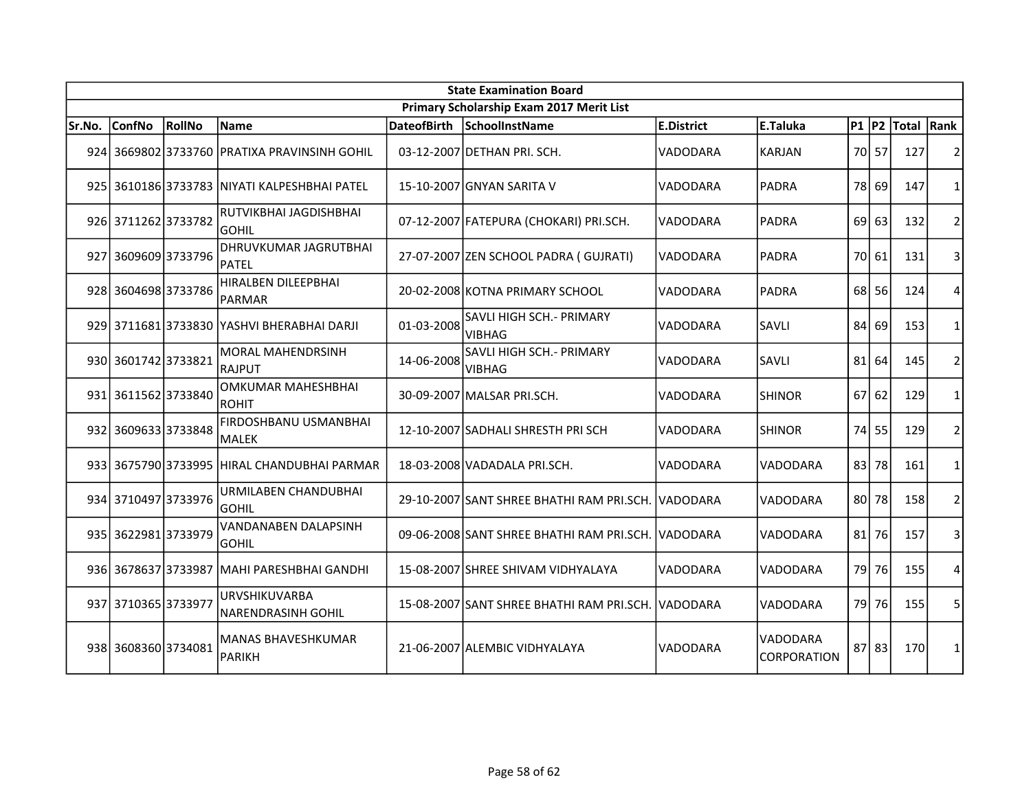| State Examination Board | | | | | | | | | | | | |
|---|---|---|---|---|---|---|---|---|---|---|---|---|
| Primary Scholarship Exam 2017 Merit List | | | | | | | | | | | | |
| Sr.No. | ConfNo | RollNo | Name | DateofBirth | SchoolInstName | E.District | E.Taluka | P1 | P2 | Total | Rank |
| 924 | 3669802 | 3733760 | PRATIXA PRAVINSINH GOHIL | 03-12-2007 | DETHAN PRI. SCH. | VADODARA | KARJAN | 70 | 57 | 127 | 2 |
| 925 | 3610186 | 3733783 | NIYATI KALPESHBHAI PATEL | 15-10-2007 | GNYAN SARITA V | VADODARA | PADRA | 78 | 69 | 147 | 1 |
| 926 | 3711262 | 3733782 | RUTVIKBHAI JAGDISHBHAI GOHIL | 07-12-2007 | FATEPURA (CHOKARI) PRI.SCH. | VADODARA | PADRA | 69 | 63 | 132 | 2 |
| 927 | 3609609 | 3733796 | DHRUVKUMAR JAGRUTBHAI PATEL | 27-07-2007 | ZEN SCHOOL PADRA ( GUJRATI) | VADODARA | PADRA | 70 | 61 | 131 | 3 |
| 928 | 3604698 | 3733786 | HIRALBEN DILEEPBHAI PARMAR | 20-02-2008 | KOTNA PRIMARY SCHOOL | VADODARA | PADRA | 68 | 56 | 124 | 4 |
| 929 | 3711681 | 3733830 | YASHVI BHERABHAI DARJI | 01-03-2008 | SAVLI HIGH SCH.- PRIMARY VIBHAG | VADODARA | SAVLI | 84 | 69 | 153 | 1 |
| 930 | 3601742 | 3733821 | MORAL MAHENDRSINH RAJPUT | 14-06-2008 | SAVLI HIGH SCH.- PRIMARY VIBHAG | VADODARA | SAVLI | 81 | 64 | 145 | 2 |
| 931 | 3611562 | 3733840 | OMKUMAR MAHESHBHAI ROHIT | 30-09-2007 | MALSAR PRI.SCH. | VADODARA | SHINOR | 67 | 62 | 129 | 1 |
| 932 | 3609633 | 3733848 | FIRDOSHBANU USMANBHAI MALEK | 12-10-2007 | SADHALI SHRESTH PRI SCH | VADODARA | SHINOR | 74 | 55 | 129 | 2 |
| 933 | 3675790 | 3733995 | HIRAL CHANDUBHAI PARMAR | 18-03-2008 | VADADALA PRI.SCH. | VADODARA | VADODARA | 83 | 78 | 161 | 1 |
| 934 | 3710497 | 3733976 | URMILABEN CHANDUBHAI GOHIL | 29-10-2007 | SANT SHREE BHATHI RAM PRI.SCH. | VADODARA | VADODARA | 80 | 78 | 158 | 2 |
| 935 | 3622981 | 3733979 | VANDANABEN DALAPSINH GOHIL | 09-06-2008 | SANT SHREE BHATHI RAM PRI.SCH. | VADODARA | VADODARA | 81 | 76 | 157 | 3 |
| 936 | 3678637 | 3733987 | MAHI PARESHBHAI GANDHI | 15-08-2007 | SHREE SHIVAM VIDHYALAYA | VADODARA | VADODARA | 79 | 76 | 155 | 4 |
| 937 | 3710365 | 3733977 | URVSHIKUVARBA NARENDRASINH GOHIL | 15-08-2007 | SANT SHREE BHATHI RAM PRI.SCH. | VADODARA | VADODARA | 79 | 76 | 155 | 5 |
| 938 | 3608360 | 3734081 | MANAS BHAVESHKUMAR PARIKH | 21-06-2007 | ALEMBIC VIDHYALAYA | VADODARA | VADODARA CORPORATION | 87 | 83 | 170 | 1 |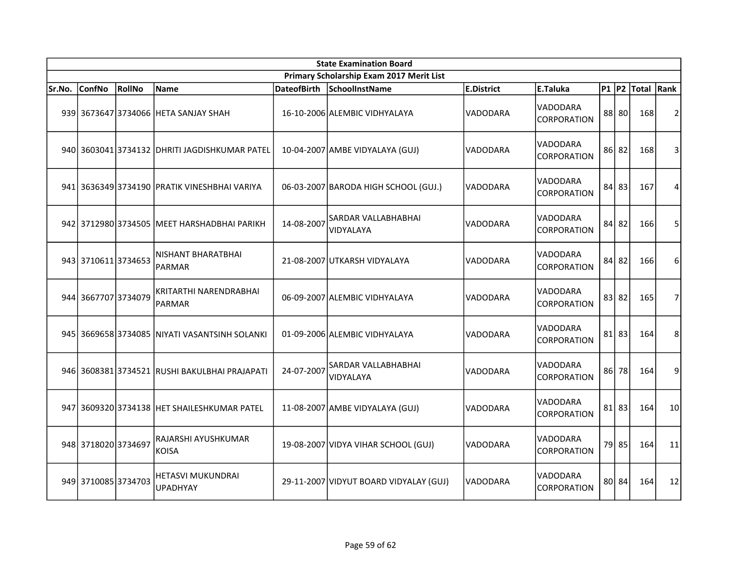| State Examination Board | | | | | | | | | | | |
|---|---|---|---|---|---|---|---|---|---|---|---|
| Primary Scholarship Exam 2017 Merit List | | | | | | | | | | | |
| Sr.No. | ConfNo | RollNo | Name | DateofBirth | SchoolInstName | E.District | E.Taluka | P1 | P2 | Total | Rank |
| 939 | 3673647 | 3734066 | HETA SANJAY SHAH | 16-10-2006 | ALEMBIC VIDHYALAYA | VADODARA | VADODARA CORPORATION | 88 | 80 | 168 | 2 |
| 940 | 3603041 | 3734132 | DHRITI JAGDISHKUMAR PATEL | 10-04-2007 | AMBE VIDYALAYA (GUJ) | VADODARA | VADODARA CORPORATION | 86 | 82 | 168 | 3 |
| 941 | 3636349 | 3734190 | PRATIK VINESHBHAI VARIYA | 06-03-2007 | BARODA HIGH SCHOOL (GUJ.) | VADODARA | VADODARA CORPORATION | 84 | 83 | 167 | 4 |
| 942 | 3712980 | 3734505 | MEET HARSHADBHAI PARIKH | 14-08-2007 | SARDAR VALLABHABHAI VIDYALAYA | VADODARA | VADODARA CORPORATION | 84 | 82 | 166 | 5 |
| 943 | 3710611 | 3734653 | NISHANT BHARATBHAI PARMAR | 21-08-2007 | UTKARSH VIDYALAYA | VADODARA | VADODARA CORPORATION | 84 | 82 | 166 | 6 |
| 944 | 3667707 | 3734079 | KRITARTHI NARENDRABHAI PARMAR | 06-09-2007 | ALEMBIC VIDHYALAYA | VADODARA | VADODARA CORPORATION | 83 | 82 | 165 | 7 |
| 945 | 3669658 | 3734085 | NIYATI VASANTSINH SOLANKI | 01-09-2006 | ALEMBIC VIDHYALAYA | VADODARA | VADODARA CORPORATION | 81 | 83 | 164 | 8 |
| 946 | 3608381 | 3734521 | RUSHI BAKULBHAI PRAJAPATI | 24-07-2007 | SARDAR VALLABHABHAI VIDYALAYA | VADODARA | VADODARA CORPORATION | 86 | 78 | 164 | 9 |
| 947 | 3609320 | 3734138 | HET SHAILESHKUMAR PATEL | 11-08-2007 | AMBE VIDYALAYA (GUJ) | VADODARA | VADODARA CORPORATION | 81 | 83 | 164 | 10 |
| 948 | 3718020 | 3734697 | RAJARSHI AYUSHKUMAR KOISA | 19-08-2007 | VIDYA VIHAR SCHOOL (GUJ) | VADODARA | VADODARA CORPORATION | 79 | 85 | 164 | 11 |
| 949 | 3710085 | 3734703 | HETASVI MUKUNDRAI UPADHYAY | 29-11-2007 | VIDYUT BOARD VIDYALAY (GUJ) | VADODARA | VADODARA CORPORATION | 80 | 84 | 164 | 12 |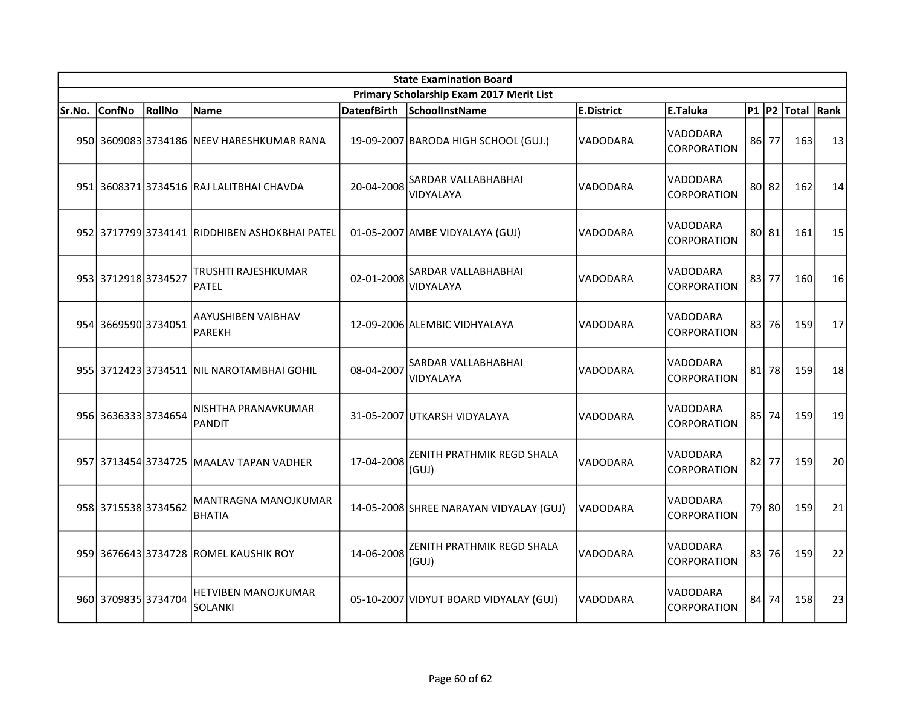| State Examination Board | | | | | | | | | | | | |
|---|---|---|---|---|---|---|---|---|---|---|---|---|
| Primary Scholarship Exam 2017 Merit List | | | | | | | | | | | | |
| Sr.No. | ConfNo | RollNo | Name | DateofBirth | SchoolInstName | E.District | E.Taluka | P1 | P2 | Total | Rank |
| 950 | 3609083 | 3734186 | NEEV HARESHKUMAR RANA | 19-09-2007 | BARODA HIGH SCHOOL (GUJ.) | VADODARA | VADODARA CORPORATION | 86 | 77 | 163 | 13 |
| 951 | 3608371 | 3734516 | RAJ LALITBHAI CHAVDA | 20-04-2008 | SARDAR VALLABHABHAI VIDYALAYA | VADODARA | VADODARA CORPORATION | 80 | 82 | 162 | 14 |
| 952 | 3717799 | 3734141 | RIDDHIBEN ASHOKBHAI PATEL | 01-05-2007 | AMBE VIDYALAYA (GUJ) | VADODARA | VADODARA CORPORATION | 80 | 81 | 161 | 15 |
| 953 | 3712918 | 3734527 | TRUSHTI RAJESHKUMAR PATEL | 02-01-2008 | SARDAR VALLABHABHAI VIDYALAYA | VADODARA | VADODARA CORPORATION | 83 | 77 | 160 | 16 |
| 954 | 3669590 | 3734051 | AAYUSHIBEN VAIBHAV PAREKH | 12-09-2006 | ALEMBIC VIDHYALAYA | VADODARA | VADODARA CORPORATION | 83 | 76 | 159 | 17 |
| 955 | 3712423 | 3734511 | NIL NAROTAMBHAI GOHIL | 08-04-2007 | SARDAR VALLABHABHAI VIDYALAYA | VADODARA | VADODARA CORPORATION | 81 | 78 | 159 | 18 |
| 956 | 3636333 | 3734654 | NISHTHA PRANAVKUMAR PANDIT | 31-05-2007 | UTKARSH VIDYALAYA | VADODARA | VADODARA CORPORATION | 85 | 74 | 159 | 19 |
| 957 | 3713454 | 3734725 | MAALAV TAPAN VADHER | 17-04-2008 | ZENITH PRATHMIK REGD SHALA (GUJ) | VADODARA | VADODARA CORPORATION | 82 | 77 | 159 | 20 |
| 958 | 3715538 | 3734562 | MANTRAGNA MANOJKUMAR BHATIA | 14-05-2008 | SHREE NARAYAN VIDYALAY (GUJ) | VADODARA | VADODARA CORPORATION | 79 | 80 | 159 | 21 |
| 959 | 3676643 | 3734728 | ROMEL KAUSHIK ROY | 14-06-2008 | ZENITH PRATHMIK REGD SHALA (GUJ) | VADODARA | VADODARA CORPORATION | 83 | 76 | 159 | 22 |
| 960 | 3709835 | 3734704 | HETVIBEN MANOJKUMAR SOLANKI | 05-10-2007 | VIDYUT BOARD VIDYALAY (GUJ) | VADODARA | VADODARA CORPORATION | 84 | 74 | 158 | 23 |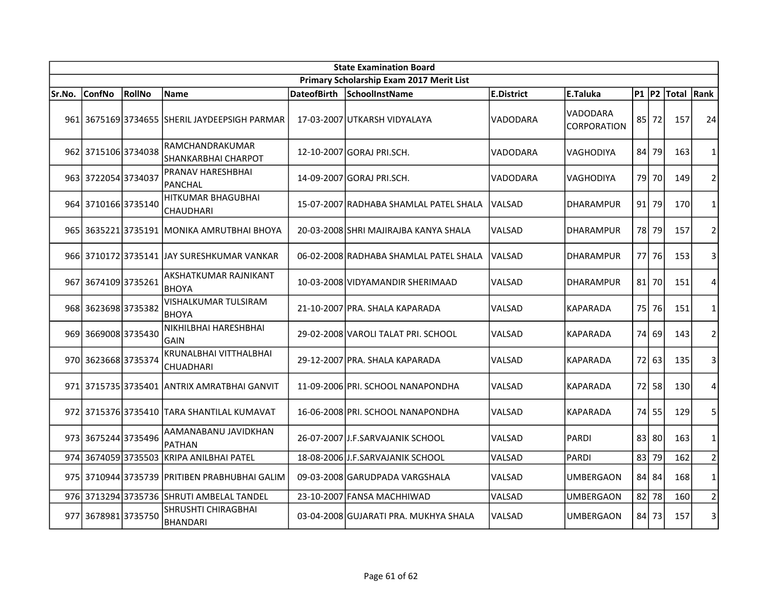| State Examination Board | | | | | | | | | | | |
|---|---|---|---|---|---|---|---|---|---|---|---|
| Primary Scholarship Exam 2017 Merit List | | | | | | | | | | | |
| Sr.No. | ConfNo | RollNo | Name | DateofBirth | SchoolInstName | E.District | E.Taluka | P1 | P2 | Total | Rank |
| 961 | 3675169 | 3734655 | SHERIL JAYDEEPSIGH PARMAR | 17-03-2007 | UTKARSH VIDYALAYA | VADODARA | VADODARA CORPORATION | 85 | 72 | 157 | 24 |
| 962 | 3715106 | 3734038 | RAMCHANDRAKUMAR SHANKARBHAI CHARPOT | 12-10-2007 | GORAJ PRI.SCH. | VADODARA | VAGHODIYA | 84 | 79 | 163 | 1 |
| 963 | 3722054 | 3734037 | PRANAV HARESHBHAI PANCHAL | 14-09-2007 | GORAJ PRI.SCH. | VADODARA | VAGHODIYA | 79 | 70 | 149 | 2 |
| 964 | 3710166 | 3735140 | HITKUMAR BHAGUBHAI CHAUDHARI | 15-07-2007 | RADHABA SHAMLAL PATEL SHALA | VALSAD | DHARAMPUR | 91 | 79 | 170 | 1 |
| 965 | 3635221 | 3735191 | MONIKA AMRUTBHAI BHOYA | 20-03-2008 | SHRI MAJIRAJBA KANYA SHALA | VALSAD | DHARAMPUR | 78 | 79 | 157 | 2 |
| 966 | 3710172 | 3735141 | JAY SURESHKUMAR VANKAR | 06-02-2008 | RADHABA SHAMLAL PATEL SHALA | VALSAD | DHARAMPUR | 77 | 76 | 153 | 3 |
| 967 | 3674109 | 3735261 | AKSHATKUMAR RAJNIKANT BHOYA | 10-03-2008 | VIDYAMANDIR SHERIMAAD | VALSAD | DHARAMPUR | 81 | 70 | 151 | 4 |
| 968 | 3623698 | 3735382 | VISHALKUMAR TULSIRAM BHOYA | 21-10-2007 | PRA. SHALA KAPARADA | VALSAD | KAPARADA | 75 | 76 | 151 | 1 |
| 969 | 3669008 | 3735430 | NIKHILBHAI HARESHBHAI GAIN | 29-02-2008 | VAROLI TALAT PRI. SCHOOL | VALSAD | KAPARADA | 74 | 69 | 143 | 2 |
| 970 | 3623668 | 3735374 | KRUNALBHAI VITTHALBHAI CHUADHARI | 29-12-2007 | PRA. SHALA KAPARADA | VALSAD | KAPARADA | 72 | 63 | 135 | 3 |
| 971 | 3715735 | 3735401 | ANTRIX AMRATBHAI GANVIT | 11-09-2006 | PRI. SCHOOL NANAPONDHA | VALSAD | KAPARADA | 72 | 58 | 130 | 4 |
| 972 | 3715376 | 3735410 | TARA SHANTILAL KUMAVAT | 16-06-2008 | PRI. SCHOOL NANAPONDHA | VALSAD | KAPARADA | 74 | 55 | 129 | 5 |
| 973 | 3675244 | 3735496 | AAMANABANU JAVIDKHAN PATHAN | 26-07-2007 | J.F.SARVAJANIK SCHOOL | VALSAD | PARDI | 83 | 80 | 163 | 1 |
| 974 | 3674059 | 3735503 | KRIPA ANILBHAI PATEL | 18-08-2006 | J.F.SARVAJANIK SCHOOL | VALSAD | PARDI | 83 | 79 | 162 | 2 |
| 975 | 3710944 | 3735739 | PRITIBEN PRABHUBHAI GALIM | 09-03-2008 | GARUDPADA VARGSHALA | VALSAD | UMBERGAON | 84 | 84 | 168 | 1 |
| 976 | 3713294 | 3735736 | SHRUTI AMBELAL TANDEL | 23-10-2007 | FANSA MACHHIWAD | VALSAD | UMBERGAON | 82 | 78 | 160 | 2 |
| 977 | 3678981 | 3735750 | SHRUSHTI CHIRAGBHAI BHANDARI | 03-04-2008 | GUJARATI PRA. MUKHYA SHALA | VALSAD | UMBERGAON | 84 | 73 | 157 | 3 |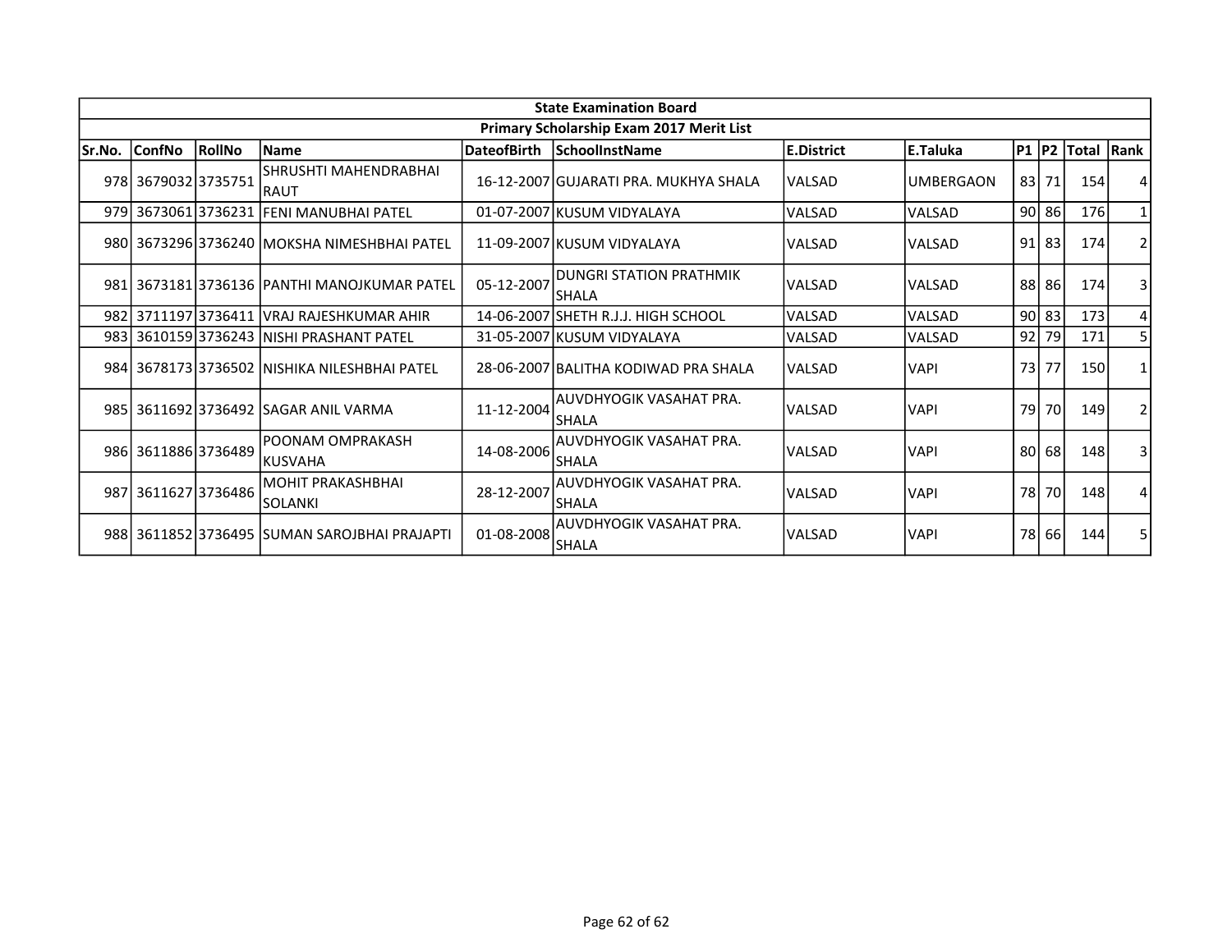| State Examination Board | | | | | | | | | | | |
|---|---|---|---|---|---|---|---|---|---|---|---|
| Primary Scholarship Exam 2017 Merit List | | | | | | | | | | | |
| Sr.No. | ConfNo | RollNo | Name | DateofBirth | SchoolInstName | E.District | E.Taluka | P1 | P2 | Total | Rank |
| 978 | 3679032 | 3735751 | SHRUSHTI MAHENDRABHAI RAUT | 16-12-2007 | GUJARATI PRA. MUKHYA SHALA | VALSAD | UMBERGAON | 83 | 71 | 154 | 4 |
| 979 | 3673061 | 3736231 | FENI MANUBHAI PATEL | 01-07-2007 | KUSUM VIDYALAYA | VALSAD | VALSAD | 90 | 86 | 176 | 1 |
| 980 | 3673296 | 3736240 | MOKSHA NIMESHBHAI PATEL | 11-09-2007 | KUSUM VIDYALAYA | VALSAD | VALSAD | 91 | 83 | 174 | 2 |
| 981 | 3673181 | 3736136 | PANTHI MANOJKUMAR PATEL | 05-12-2007 | DUNGRI STATION PRATHMIK SHALA | VALSAD | VALSAD | 88 | 86 | 174 | 3 |
| 982 | 3711197 | 3736411 | VRAJ RAJESHKUMAR AHIR | 14-06-2007 | SHETH R.J.J. HIGH SCHOOL | VALSAD | VALSAD | 90 | 83 | 173 | 4 |
| 983 | 3610159 | 3736243 | NISHI PRASHANT PATEL | 31-05-2007 | KUSUM VIDYALAYA | VALSAD | VALSAD | 92 | 79 | 171 | 5 |
| 984 | 3678173 | 3736502 | NISHIKA NILESHBHAI PATEL | 28-06-2007 | BALITHA KODIWAD PRA SHALA | VALSAD | VAPI | 73 | 77 | 150 | 1 |
| 985 | 3611692 | 3736492 | SAGAR ANIL VARMA | 11-12-2004 | AUVDHYOGIK VASAHAT PRA. SHALA | VALSAD | VAPI | 79 | 70 | 149 | 2 |
| 986 | 3611886 | 3736489 | POONAM OMPRAKASH KUSVAHA | 14-08-2006 | AUVDHYOGIK VASAHAT PRA. SHALA | VALSAD | VAPI | 80 | 68 | 148 | 3 |
| 987 | 3611627 | 3736486 | MOHIT PRAKASHBHAI SOLANKI | 28-12-2007 | AUVDHYOGIK VASAHAT PRA. SHALA | VALSAD | VAPI | 78 | 70 | 148 | 4 |
| 988 | 3611852 | 3736495 | SUMAN SAROJBHAI PRAJAPTI | 01-08-2008 | AUVDHYOGIK VASAHAT PRA. SHALA | VALSAD | VAPI | 78 | 66 | 144 | 5 |